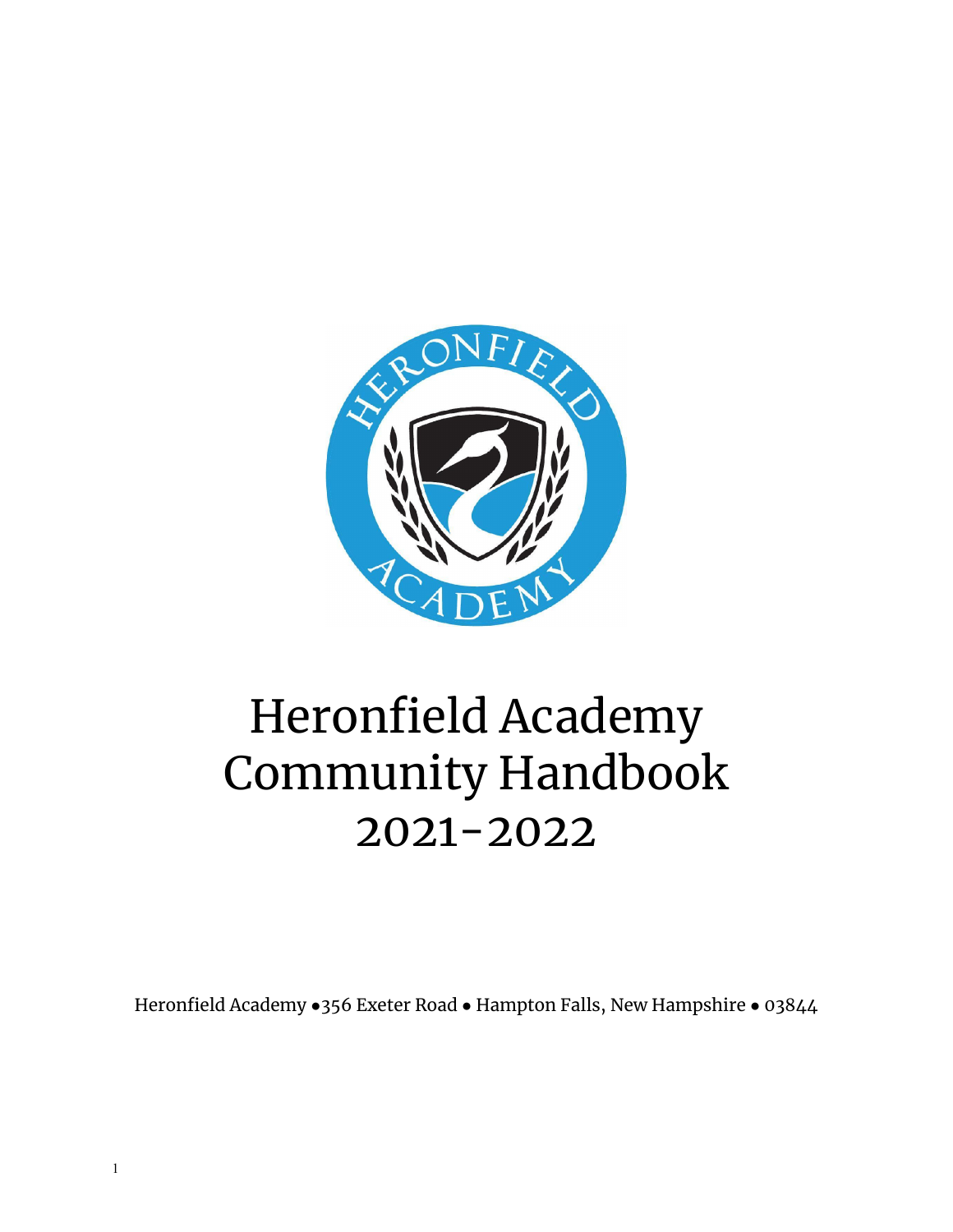# Heronfield Academy Community Handbook 2021-2022

Heronfield Academy •356 Exeter Road • Hampton Falls, New Hampshire • 03844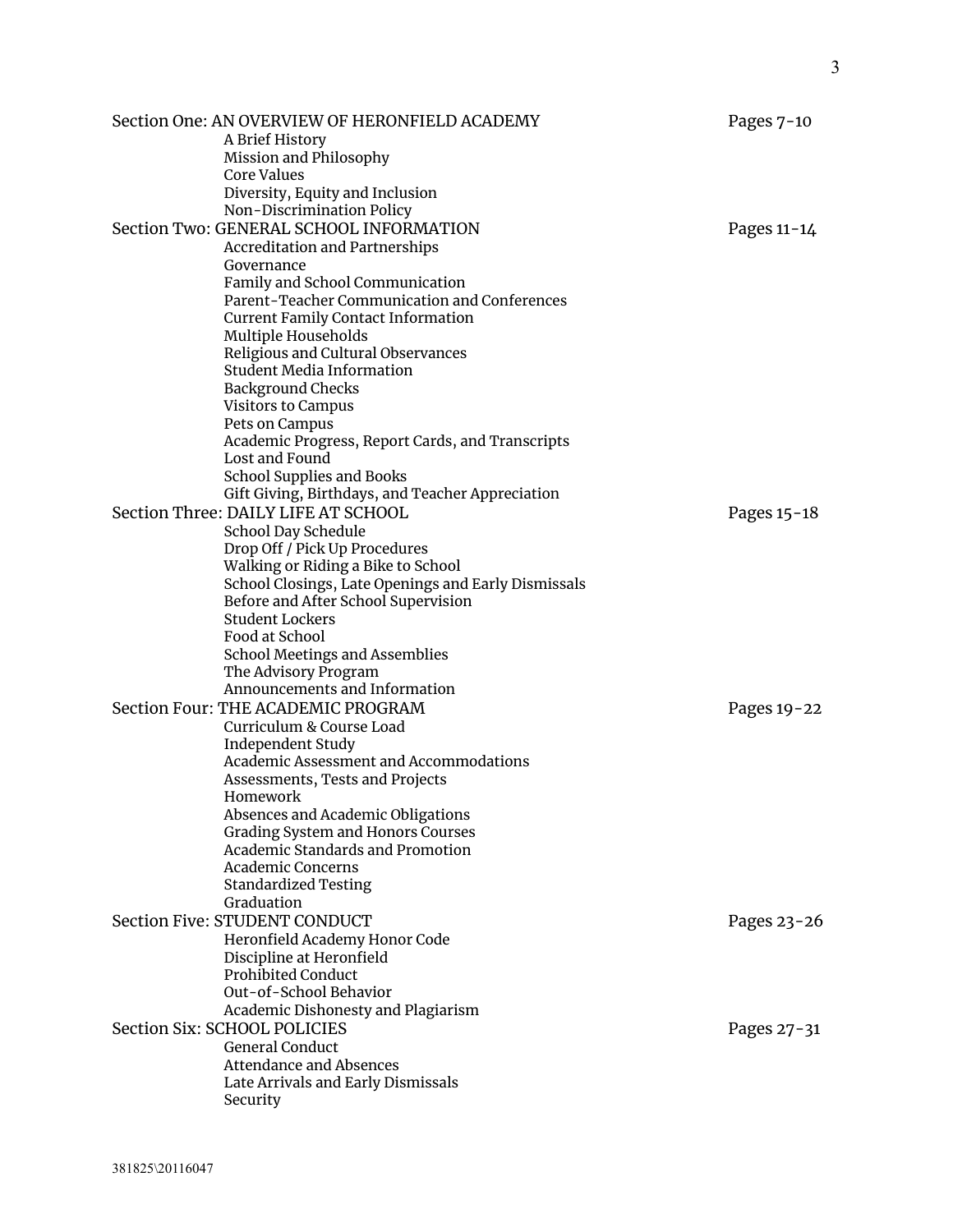| | |
|---|---|
| Section One: AN OVERVIEW OF HERONFIELD ACADEMY | Pages 7-10 |
| A Brief History | |
| Mission and Philosophy | |
| Core Values | |
| Diversity, Equity and Inclusion | |
| Non-Discrimination Policy | |
| Section Two: GENERAL SCHOOL INFORMATION | Pages 11-14 |
| Accreditation and Partnerships | |
| Governance | |
| Family and School Communication | |
| Parent-Teacher Communication and Conferences | |
| Current Family Contact Information | |
| Multiple Households | |
| Religious and Cultural Observances | |
| Student Media Information | |
| Background Checks | |
| Visitors to Campus | |
| Pets on Campus | |
| Academic Progress, Report Cards, and Transcripts | |
| Lost and Found | |
| School Supplies and Books | |
| Gift Giving, Birthdays, and Teacher Appreciation | |
| Section Three: DAILY LIFE AT SCHOOL | Pages 15-18 |
| School Day Schedule | |
| Drop Off / Pick Up Procedures | |
| Walking or Riding a Bike to School | |
| School Closings, Late Openings and Early Dismissals | |
| Before and After School Supervision | |
| Student Lockers | |
| Food at School | |
| School Meetings and Assemblies | |
| The Advisory Program | |
| Announcements and Information | |
| Section Four: THE ACADEMIC PROGRAM | Pages 19-22 |
| Curriculum & Course Load | |
| Independent Study | |
| Academic Assessment and Accommodations | |
| Assessments, Tests and Projects | |
| Homework | |
| Absences and Academic Obligations | |
| Grading System and Honors Courses | |
| Academic Standards and Promotion | |
| Academic Concerns | |
| Standardized Testing | |
| Graduation | |
| Section Five: STUDENT CONDUCT | Pages 23-26 |
| Heronfield Academy Honor Code | |
| Discipline at Heronfield | |
| Prohibited Conduct | |
| Out-of-School Behavior | |
| Academic Dishonesty and Plagiarism | |
| Section Six: SCHOOL POLICIES | Pages 27-31 |
| General Conduct | |
| Attendance and Absences | |
| Late Arrivals and Early Dismissals | |
| Security | |

381825\20116047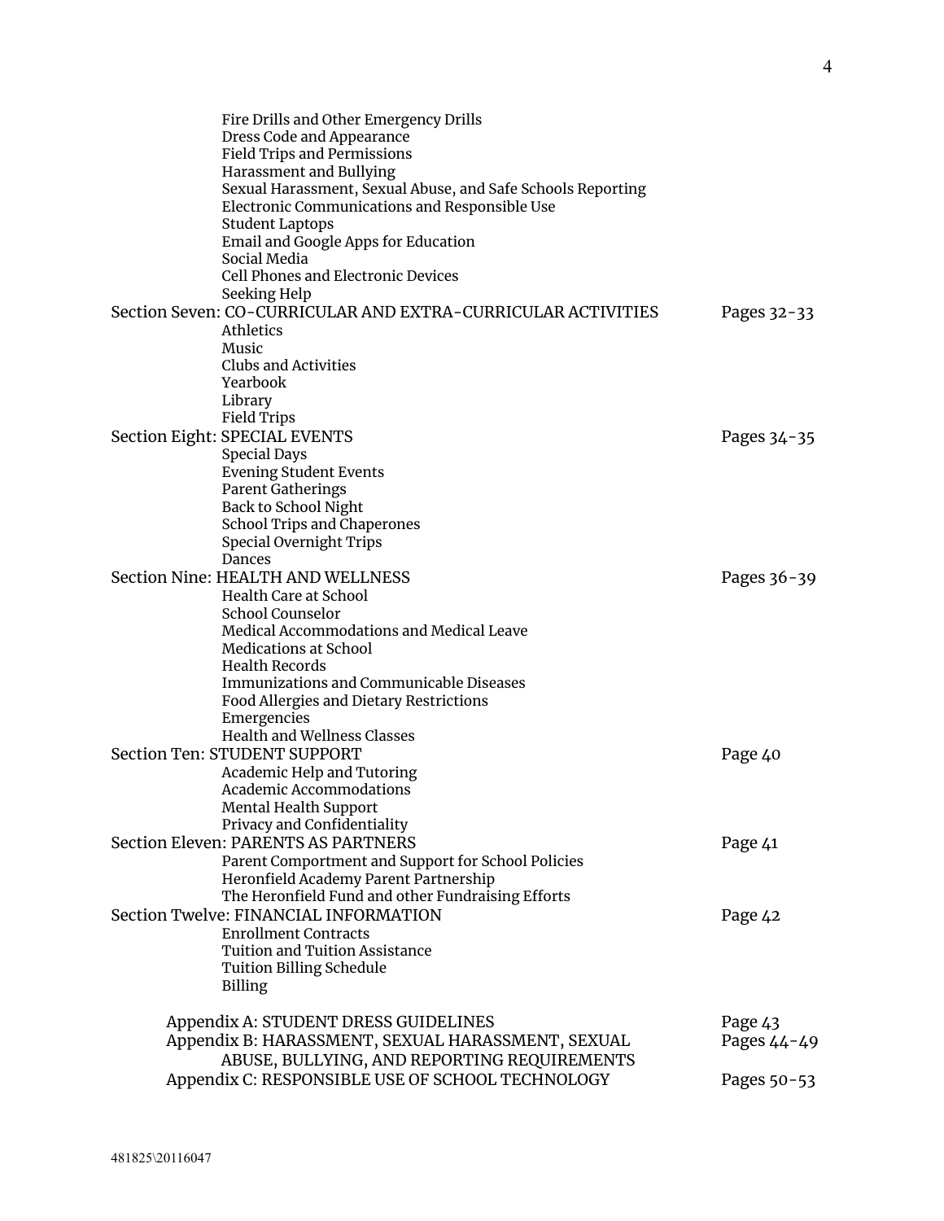- Fire Drills and Other Emergency Drills
- Dress Code and Appearance
- Field Trips and Permissions
- Harassment and Bullying
- Sexual Harassment, Sexual Abuse, and Safe Schools Reporting
- Electronic Communications and Responsible Use
- Student Laptops
- Email and Google Apps for Education
- Social Media
- Cell Phones and Electronic Devices
- Seeking Help

Section Seven: CO-CURRICULAR AND EXTRA-CURRICULAR ACTIVITIES — Pages 32-33
- Athletics
- Music
- Clubs and Activities
- Yearbook
- Library
- Field Trips

Section Eight: SPECIAL EVENTS — Pages 34-35
- Special Days
- Evening Student Events
- Parent Gatherings
- Back to School Night
- School Trips and Chaperones
- Special Overnight Trips
- Dances

Section Nine: HEALTH AND WELLNESS — Pages 36-39
- Health Care at School
- School Counselor
- Medical Accommodations and Medical Leave
- Medications at School
- Health Records
- Immunizations and Communicable Diseases
- Food Allergies and Dietary Restrictions
- Emergencies
- Health and Wellness Classes

Section Ten: STUDENT SUPPORT — Page 40
- Academic Help and Tutoring
- Academic Accommodations
- Mental Health Support
- Privacy and Confidentiality

Section Eleven: PARENTS AS PARTNERS — Page 41
- Parent Comportment and Support for School Policies
- Heronfield Academy Parent Partnership
- The Heronfield Fund and other Fundraising Efforts

Section Twelve: FINANCIAL INFORMATION — Page 42
- Enrollment Contracts
- Tuition and Tuition Assistance
- Tuition Billing Schedule
- Billing

Appendix A: STUDENT DRESS GUIDELINES — Page 43

Appendix B: HARASSMENT, SEXUAL HARASSMENT, SEXUAL ABUSE, BULLYING, AND REPORTING REQUIREMENTS — Pages 44-49

Appendix C: RESPONSIBLE USE OF SCHOOL TECHNOLOGY — Pages 50-53

481825\20116047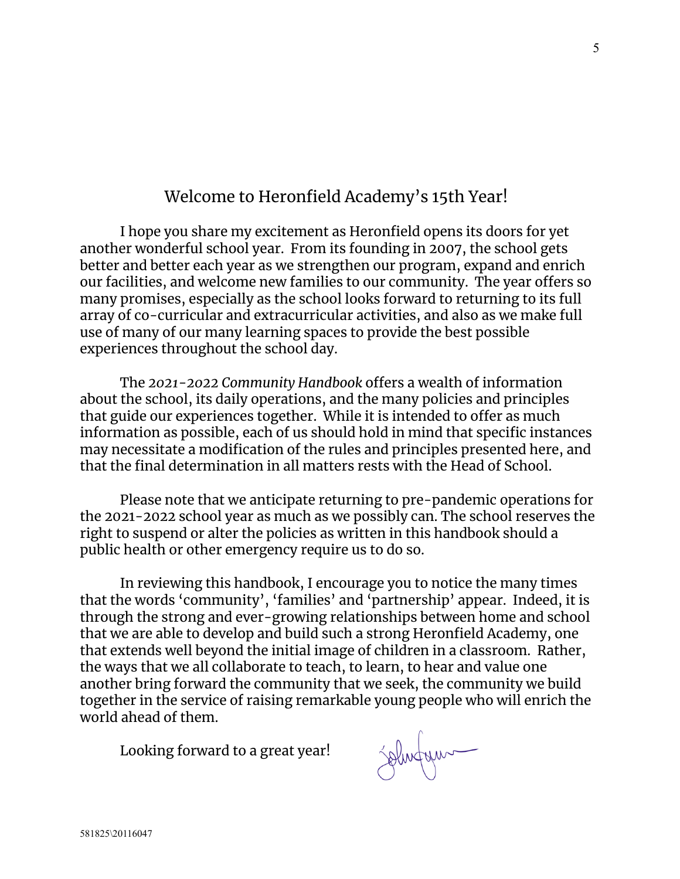## Welcome to Heronfield Academy's 15th Year!

I hope you share my excitement as Heronfield opens its doors for yet another wonderful school year. From its founding in 2007, the school gets better and better each year as we strengthen our program, expand and enrich our facilities, and welcome new families to our community. The year offers so many promises, especially as the school looks forward to returning to its full array of co-curricular and extracurricular activities, and also as we make full use of many of our many learning spaces to provide the best possible experiences throughout the school day.

The *2021-2022 Community Handbook* offers a wealth of information about the school, its daily operations, and the many policies and principles that guide our experiences together. While it is intended to offer as much information as possible, each of us should hold in mind that specific instances may necessitate a modification of the rules and principles presented here, and that the final determination in all matters rests with the Head of School.

Please note that we anticipate returning to pre-pandemic operations for the 2021-2022 school year as much as we possibly can. The school reserves the right to suspend or alter the policies as written in this handbook should a public health or other emergency require us to do so.

In reviewing this handbook, I encourage you to notice the many times that the words 'community', 'families' and 'partnership' appear. Indeed, it is through the strong and ever-growing relationships between home and school that we are able to develop and build such a strong Heronfield Academy, one that extends well beyond the initial image of children in a classroom. Rather, the ways that we all collaborate to teach, to learn, to hear and value one another bring forward the community that we seek, the community we build together in the service of raising remarkable young people who will enrich the world ahead of them.

Looking forward to a great year!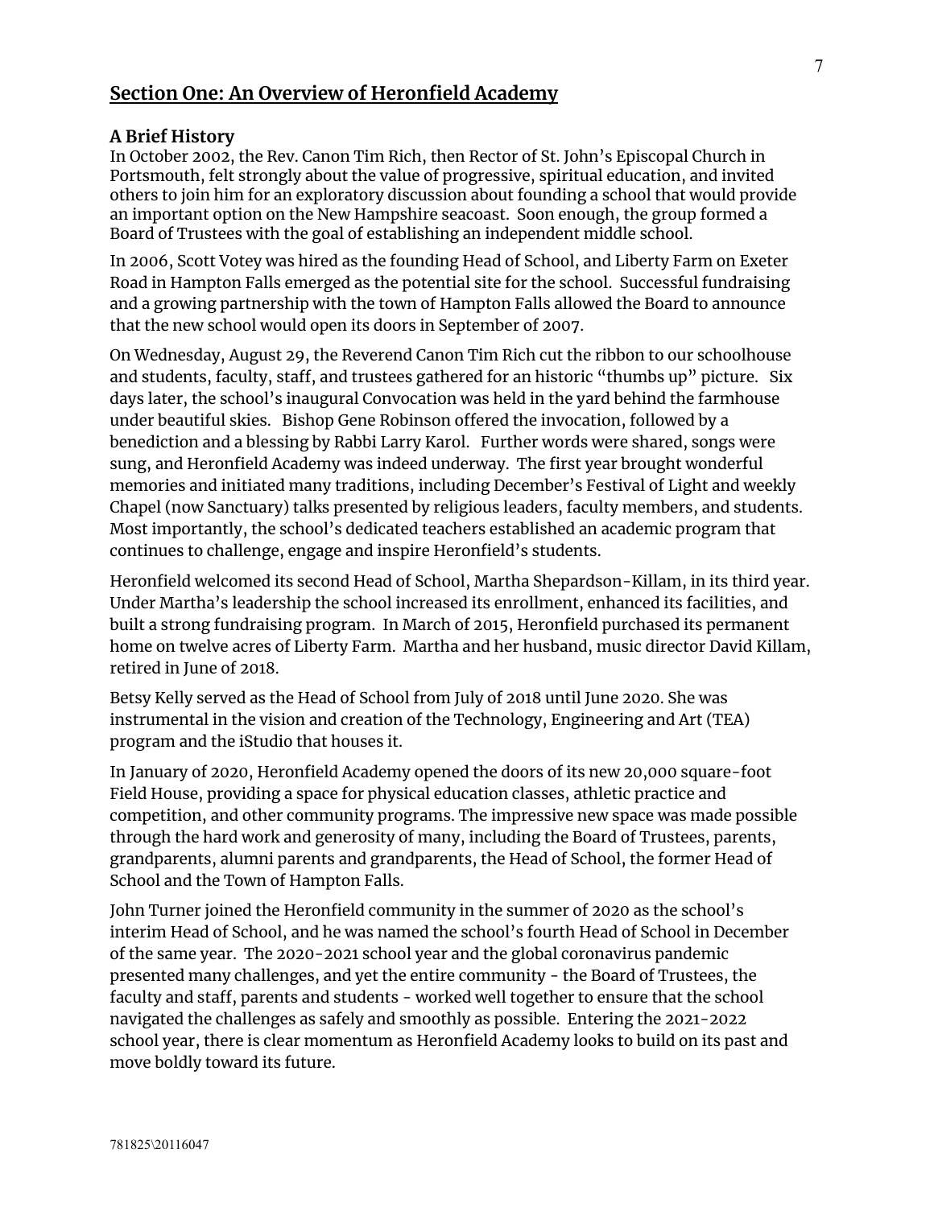## Section One: An Overview of Heronfield Academy

### A Brief History

In October 2002, the Rev. Canon Tim Rich, then Rector of St. John's Episcopal Church in Portsmouth, felt strongly about the value of progressive, spiritual education, and invited others to join him for an exploratory discussion about founding a school that would provide an important option on the New Hampshire seacoast. Soon enough, the group formed a Board of Trustees with the goal of establishing an independent middle school.

In 2006, Scott Votey was hired as the founding Head of School, and Liberty Farm on Exeter Road in Hampton Falls emerged as the potential site for the school. Successful fundraising and a growing partnership with the town of Hampton Falls allowed the Board to announce that the new school would open its doors in September of 2007.

On Wednesday, August 29, the Reverend Canon Tim Rich cut the ribbon to our schoolhouse and students, faculty, staff, and trustees gathered for an historic "thumbs up" picture. Six days later, the school's inaugural Convocation was held in the yard behind the farmhouse under beautiful skies. Bishop Gene Robinson offered the invocation, followed by a benediction and a blessing by Rabbi Larry Karol. Further words were shared, songs were sung, and Heronfield Academy was indeed underway. The first year brought wonderful memories and initiated many traditions, including December's Festival of Light and weekly Chapel (now Sanctuary) talks presented by religious leaders, faculty members, and students. Most importantly, the school's dedicated teachers established an academic program that continues to challenge, engage and inspire Heronfield's students.

Heronfield welcomed its second Head of School, Martha Shepardson-Killam, in its third year. Under Martha's leadership the school increased its enrollment, enhanced its facilities, and built a strong fundraising program. In March of 2015, Heronfield purchased its permanent home on twelve acres of Liberty Farm. Martha and her husband, music director David Killam, retired in June of 2018.

Betsy Kelly served as the Head of School from July of 2018 until June 2020. She was instrumental in the vision and creation of the Technology, Engineering and Art (TEA) program and the iStudio that houses it.

In January of 2020, Heronfield Academy opened the doors of its new 20,000 square-foot Field House, providing a space for physical education classes, athletic practice and competition, and other community programs. The impressive new space was made possible through the hard work and generosity of many, including the Board of Trustees, parents, grandparents, alumni parents and grandparents, the Head of School, the former Head of School and the Town of Hampton Falls.

John Turner joined the Heronfield community in the summer of 2020 as the school's interim Head of School, and he was named the school's fourth Head of School in December of the same year. The 2020-2021 school year and the global coronavirus pandemic presented many challenges, and yet the entire community - the Board of Trustees, the faculty and staff, parents and students - worked well together to ensure that the school navigated the challenges as safely and smoothly as possible. Entering the 2021-2022 school year, there is clear momentum as Heronfield Academy looks to build on its past and move boldly toward its future.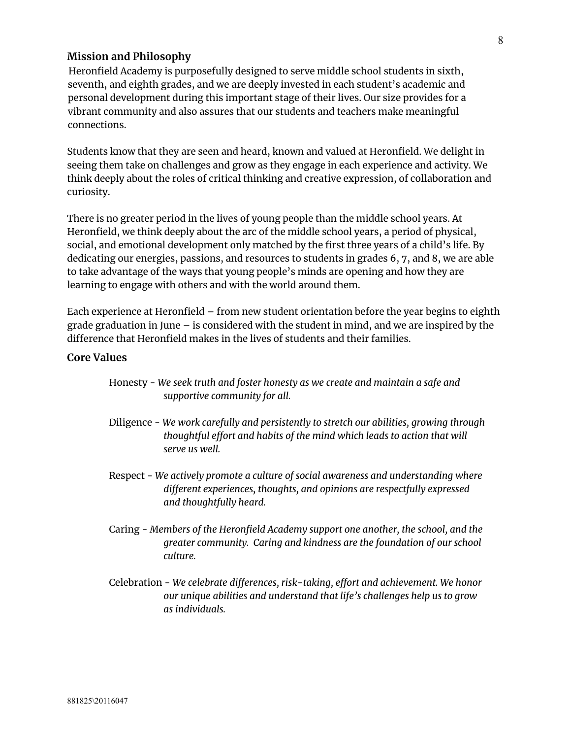## Mission and Philosophy

Heronfield Academy is purposefully designed to serve middle school students in sixth, seventh, and eighth grades, and we are deeply invested in each student's academic and personal development during this important stage of their lives. Our size provides for a vibrant community and also assures that our students and teachers make meaningful connections.

Students know that they are seen and heard, known and valued at Heronfield. We delight in seeing them take on challenges and grow as they engage in each experience and activity. We think deeply about the roles of critical thinking and creative expression, of collaboration and curiosity.

There is no greater period in the lives of young people than the middle school years. At Heronfield, we think deeply about the arc of the middle school years, a period of physical, social, and emotional development only matched by the first three years of a child's life. By dedicating our energies, passions, and resources to students in grades 6, 7, and 8, we are able to take advantage of the ways that young people's minds are opening and how they are learning to engage with others and with the world around them.

Each experience at Heronfield – from new student orientation before the year begins to eighth grade graduation in June – is considered with the student in mind, and we are inspired by the difference that Heronfield makes in the lives of students and their families.

## Core Values

Honesty - *We seek truth and foster honesty as we create and maintain a safe and supportive community for all.*

Diligence - *We work carefully and persistently to stretch our abilities, growing through thoughtful effort and habits of the mind which leads to action that will serve us well.*

Respect - *We actively promote a culture of social awareness and understanding where different experiences, thoughts, and opinions are respectfully expressed and thoughtfully heard.*

Caring - *Members of the Heronfield Academy support one another, the school, and the greater community. Caring and kindness are the foundation of our school culture.*

Celebration - *We celebrate differences, risk-taking, effort and achievement. We honor our unique abilities and understand that life's challenges help us to grow as individuals.*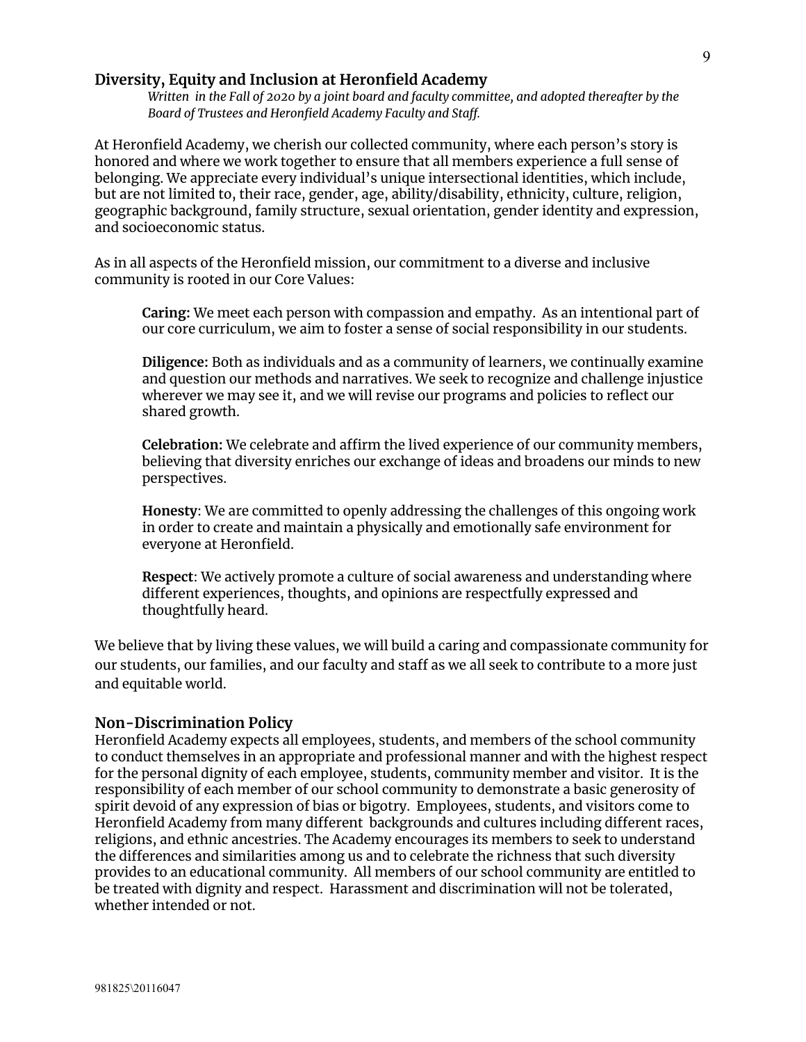## Diversity, Equity and Inclusion at Heronfield Academy

*Written in the Fall of 2020 by a joint board and faculty committee, and adopted thereafter by the Board of Trustees and Heronfield Academy Faculty and Staff.*

At Heronfield Academy, we cherish our collected community, where each person's story is honored and where we work together to ensure that all members experience a full sense of belonging. We appreciate every individual's unique intersectional identities, which include, but are not limited to, their race, gender, age, ability/disability, ethnicity, culture, religion, geographic background, family structure, sexual orientation, gender identity and expression, and socioeconomic status.

As in all aspects of the Heronfield mission, our commitment to a diverse and inclusive community is rooted in our Core Values:

**Caring:** We meet each person with compassion and empathy. As an intentional part of our core curriculum, we aim to foster a sense of social responsibility in our students.

**Diligence:** Both as individuals and as a community of learners, we continually examine and question our methods and narratives. We seek to recognize and challenge injustice wherever we may see it, and we will revise our programs and policies to reflect our shared growth.

**Celebration:** We celebrate and affirm the lived experience of our community members, believing that diversity enriches our exchange of ideas and broadens our minds to new perspectives.

**Honesty**: We are committed to openly addressing the challenges of this ongoing work in order to create and maintain a physically and emotionally safe environment for everyone at Heronfield.

**Respect**: We actively promote a culture of social awareness and understanding where different experiences, thoughts, and opinions are respectfully expressed and thoughtfully heard.

We believe that by living these values, we will build a caring and compassionate community for our students, our families, and our faculty and staff as we all seek to contribute to a more just and equitable world.

## Non-Discrimination Policy

Heronfield Academy expects all employees, students, and members of the school community to conduct themselves in an appropriate and professional manner and with the highest respect for the personal dignity of each employee, students, community member and visitor. It is the responsibility of each member of our school community to demonstrate a basic generosity of spirit devoid of any expression of bias or bigotry. Employees, students, and visitors come to Heronfield Academy from many different backgrounds and cultures including different races, religions, and ethnic ancestries. The Academy encourages its members to seek to understand the differences and similarities among us and to celebrate the richness that such diversity provides to an educational community. All members of our school community are entitled to be treated with dignity and respect. Harassment and discrimination will not be tolerated, whether intended or not.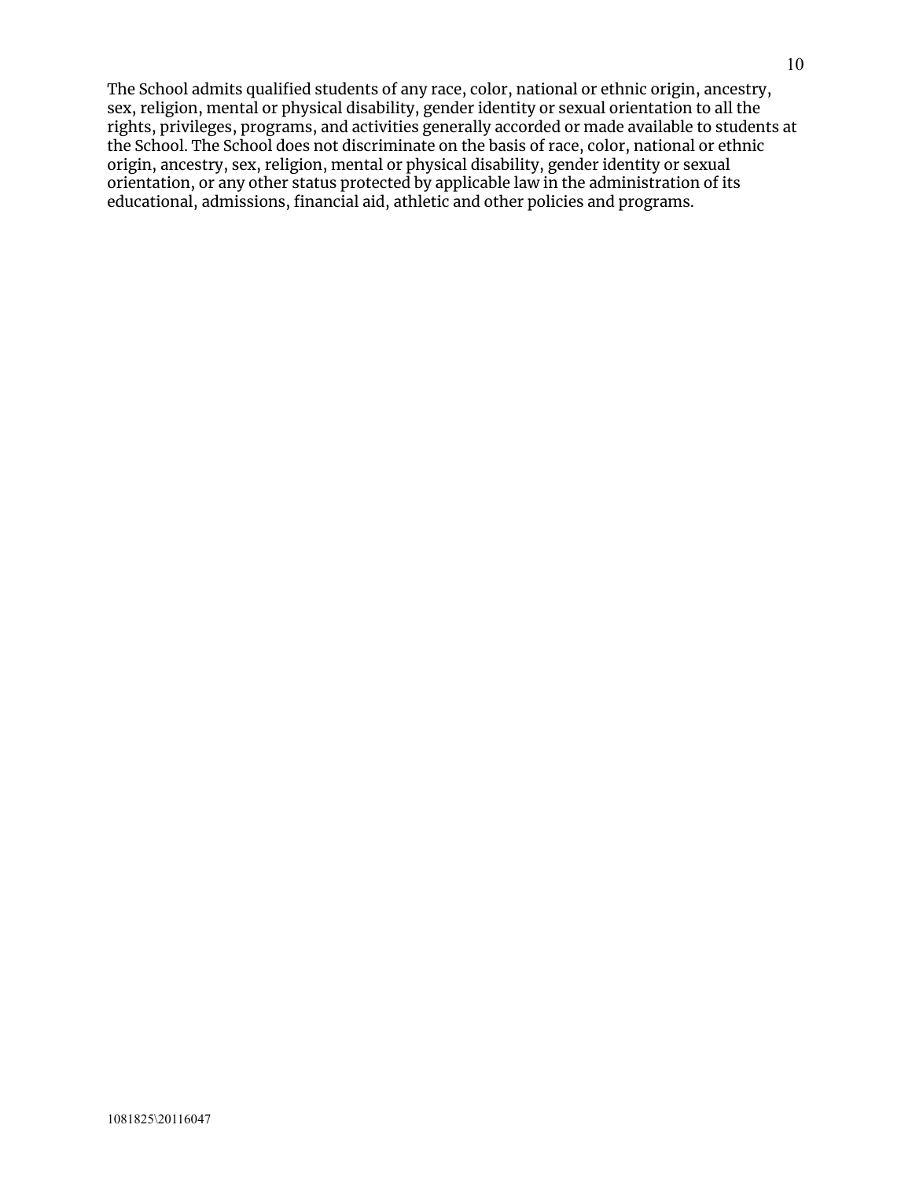The School admits qualified students of any race, color, national or ethnic origin, ancestry, sex, religion, mental or physical disability, gender identity or sexual orientation to all the rights, privileges, programs, and activities generally accorded or made available to students at the School. The School does not discriminate on the basis of race, color, national or ethnic origin, ancestry, sex, religion, mental or physical disability, gender identity or sexual orientation, or any other status protected by applicable law in the administration of its educational, admissions, financial aid, athletic and other policies and programs.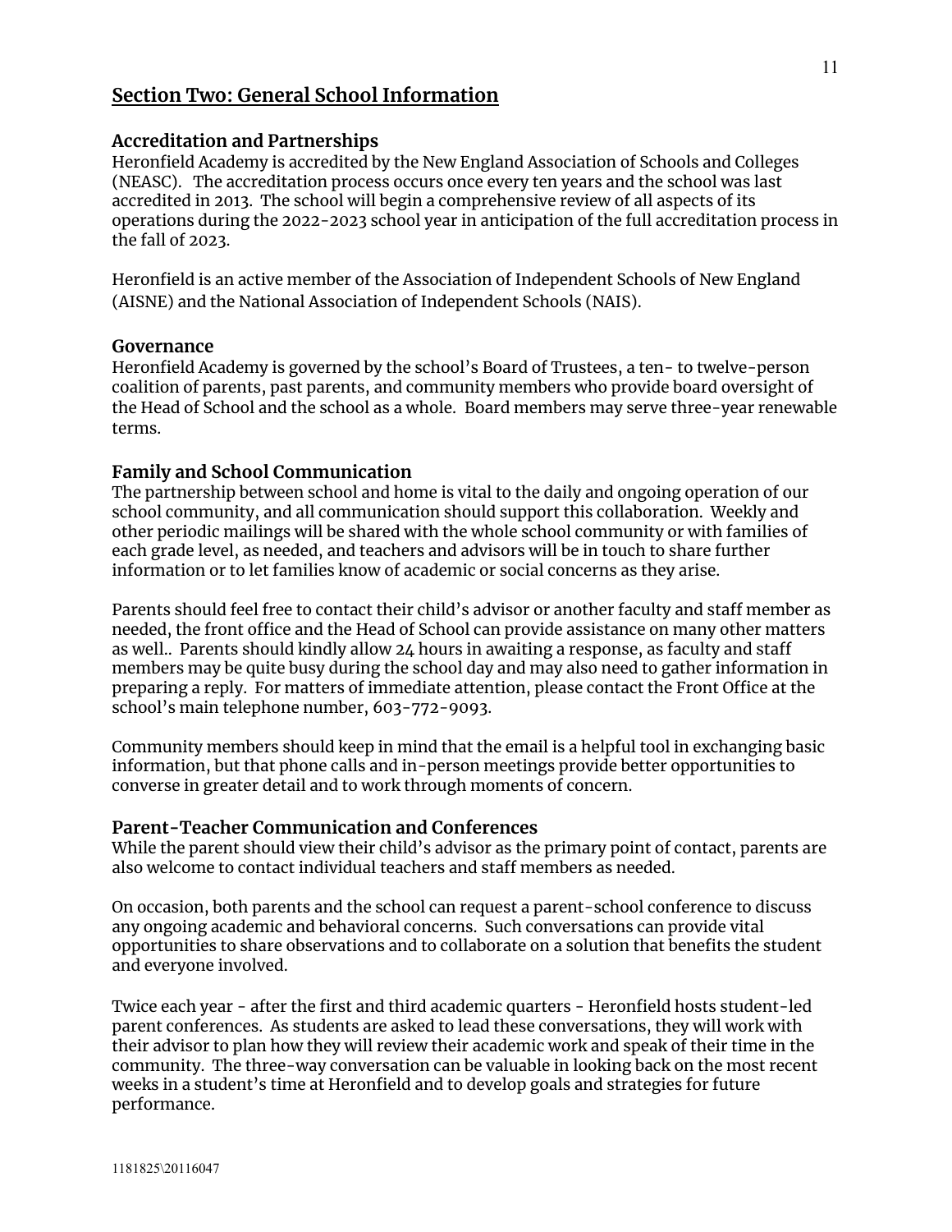## Section Two: General School Information

### Accreditation and Partnerships

Heronfield Academy is accredited by the New England Association of Schools and Colleges (NEASC). The accreditation process occurs once every ten years and the school was last accredited in 2013. The school will begin a comprehensive review of all aspects of its operations during the 2022-2023 school year in anticipation of the full accreditation process in the fall of 2023.

Heronfield is an active member of the Association of Independent Schools of New England (AISNE) and the National Association of Independent Schools (NAIS).

### Governance

Heronfield Academy is governed by the school's Board of Trustees, a ten- to twelve-person coalition of parents, past parents, and community members who provide board oversight of the Head of School and the school as a whole. Board members may serve three-year renewable terms.

### Family and School Communication

The partnership between school and home is vital to the daily and ongoing operation of our school community, and all communication should support this collaboration. Weekly and other periodic mailings will be shared with the whole school community or with families of each grade level, as needed, and teachers and advisors will be in touch to share further information or to let families know of academic or social concerns as they arise.

Parents should feel free to contact their child's advisor or another faculty and staff member as needed, the front office and the Head of School can provide assistance on many other matters as well.. Parents should kindly allow 24 hours in awaiting a response, as faculty and staff members may be quite busy during the school day and may also need to gather information in preparing a reply. For matters of immediate attention, please contact the Front Office at the school's main telephone number, 603-772-9093.

Community members should keep in mind that the email is a helpful tool in exchanging basic information, but that phone calls and in-person meetings provide better opportunities to converse in greater detail and to work through moments of concern.

### Parent-Teacher Communication and Conferences

While the parent should view their child's advisor as the primary point of contact, parents are also welcome to contact individual teachers and staff members as needed.

On occasion, both parents and the school can request a parent-school conference to discuss any ongoing academic and behavioral concerns. Such conversations can provide vital opportunities to share observations and to collaborate on a solution that benefits the student and everyone involved.

Twice each year - after the first and third academic quarters - Heronfield hosts student-led parent conferences. As students are asked to lead these conversations, they will work with their advisor to plan how they will review their academic work and speak of their time in the community. The three-way conversation can be valuable in looking back on the most recent weeks in a student's time at Heronfield and to develop goals and strategies for future performance.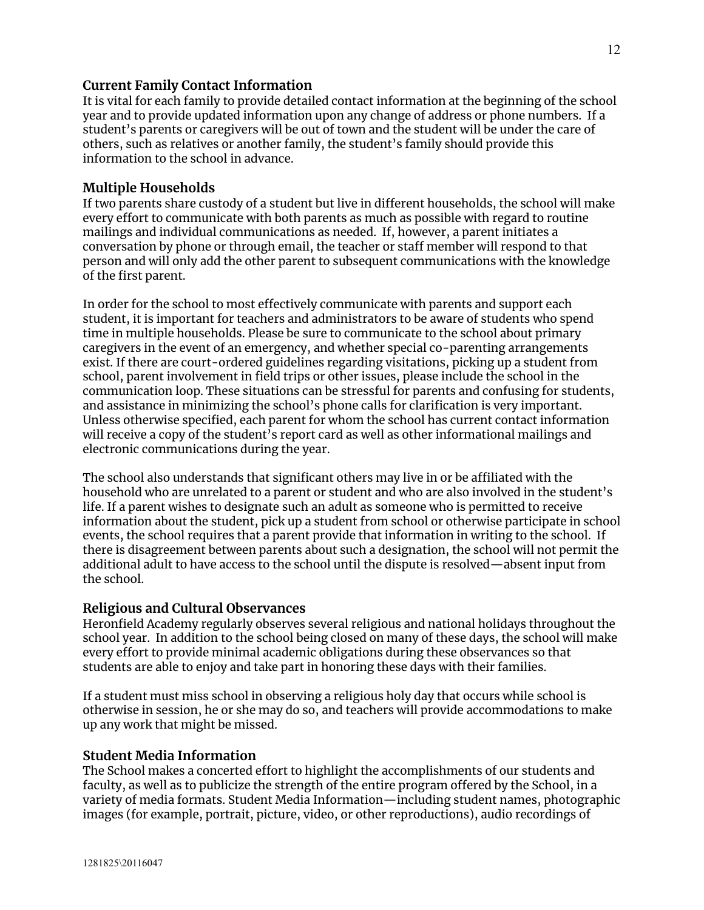### Current Family Contact Information

It is vital for each family to provide detailed contact information at the beginning of the school year and to provide updated information upon any change of address or phone numbers. If a student's parents or caregivers will be out of town and the student will be under the care of others, such as relatives or another family, the student's family should provide this information to the school in advance.

### Multiple Households

If two parents share custody of a student but live in different households, the school will make every effort to communicate with both parents as much as possible with regard to routine mailings and individual communications as needed. If, however, a parent initiates a conversation by phone or through email, the teacher or staff member will respond to that person and will only add the other parent to subsequent communications with the knowledge of the first parent.

In order for the school to most effectively communicate with parents and support each student, it is important for teachers and administrators to be aware of students who spend time in multiple households. Please be sure to communicate to the school about primary caregivers in the event of an emergency, and whether special co-parenting arrangements exist. If there are court-ordered guidelines regarding visitations, picking up a student from school, parent involvement in field trips or other issues, please include the school in the communication loop. These situations can be stressful for parents and confusing for students, and assistance in minimizing the school's phone calls for clarification is very important. Unless otherwise specified, each parent for whom the school has current contact information will receive a copy of the student's report card as well as other informational mailings and electronic communications during the year.

The school also understands that significant others may live in or be affiliated with the household who are unrelated to a parent or student and who are also involved in the student's life. If a parent wishes to designate such an adult as someone who is permitted to receive information about the student, pick up a student from school or otherwise participate in school events, the school requires that a parent provide that information in writing to the school. If there is disagreement between parents about such a designation, the school will not permit the additional adult to have access to the school until the dispute is resolved—absent input from the school.

### Religious and Cultural Observances

Heronfield Academy regularly observes several religious and national holidays throughout the school year. In addition to the school being closed on many of these days, the school will make every effort to provide minimal academic obligations during these observances so that students are able to enjoy and take part in honoring these days with their families.

If a student must miss school in observing a religious holy day that occurs while school is otherwise in session, he or she may do so, and teachers will provide accommodations to make up any work that might be missed.

### Student Media Information

The School makes a concerted effort to highlight the accomplishments of our students and faculty, as well as to publicize the strength of the entire program offered by the School, in a variety of media formats. Student Media Information—including student names, photographic images (for example, portrait, picture, video, or other reproductions), audio recordings of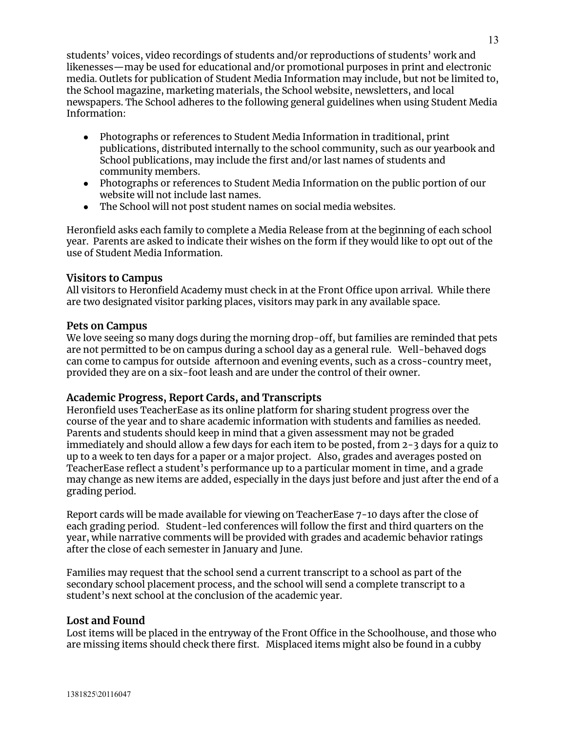students' voices, video recordings of students and/or reproductions of students' work and likenesses—may be used for educational and/or promotional purposes in print and electronic media. Outlets for publication of Student Media Information may include, but not be limited to, the School magazine, marketing materials, the School website, newsletters, and local newspapers. The School adheres to the following general guidelines when using Student Media Information:

- Photographs or references to Student Media Information in traditional, print publications, distributed internally to the school community, such as our yearbook and School publications, may include the first and/or last names of students and community members.
- Photographs or references to Student Media Information on the public portion of our website will not include last names.
- The School will not post student names on social media websites.

Heronfield asks each family to complete a Media Release from at the beginning of each school year. Parents are asked to indicate their wishes on the form if they would like to opt out of the use of Student Media Information.

### Visitors to Campus

All visitors to Heronfield Academy must check in at the Front Office upon arrival. While there are two designated visitor parking places, visitors may park in any available space.

### Pets on Campus

We love seeing so many dogs during the morning drop-off, but families are reminded that pets are not permitted to be on campus during a school day as a general rule. Well-behaved dogs can come to campus for outside afternoon and evening events, such as a cross-country meet, provided they are on a six-foot leash and are under the control of their owner.

### Academic Progress, Report Cards, and Transcripts

Heronfield uses TeacherEase as its online platform for sharing student progress over the course of the year and to share academic information with students and families as needed. Parents and students should keep in mind that a given assessment may not be graded immediately and should allow a few days for each item to be posted, from 2-3 days for a quiz to up to a week to ten days for a paper or a major project. Also, grades and averages posted on TeacherEase reflect a student's performance up to a particular moment in time, and a grade may change as new items are added, especially in the days just before and just after the end of a grading period.

Report cards will be made available for viewing on TeacherEase 7-10 days after the close of each grading period. Student-led conferences will follow the first and third quarters on the year, while narrative comments will be provided with grades and academic behavior ratings after the close of each semester in January and June.

Families may request that the school send a current transcript to a school as part of the secondary school placement process, and the school will send a complete transcript to a student's next school at the conclusion of the academic year.

### Lost and Found

Lost items will be placed in the entryway of the Front Office in the Schoolhouse, and those who are missing items should check there first. Misplaced items might also be found in a cubby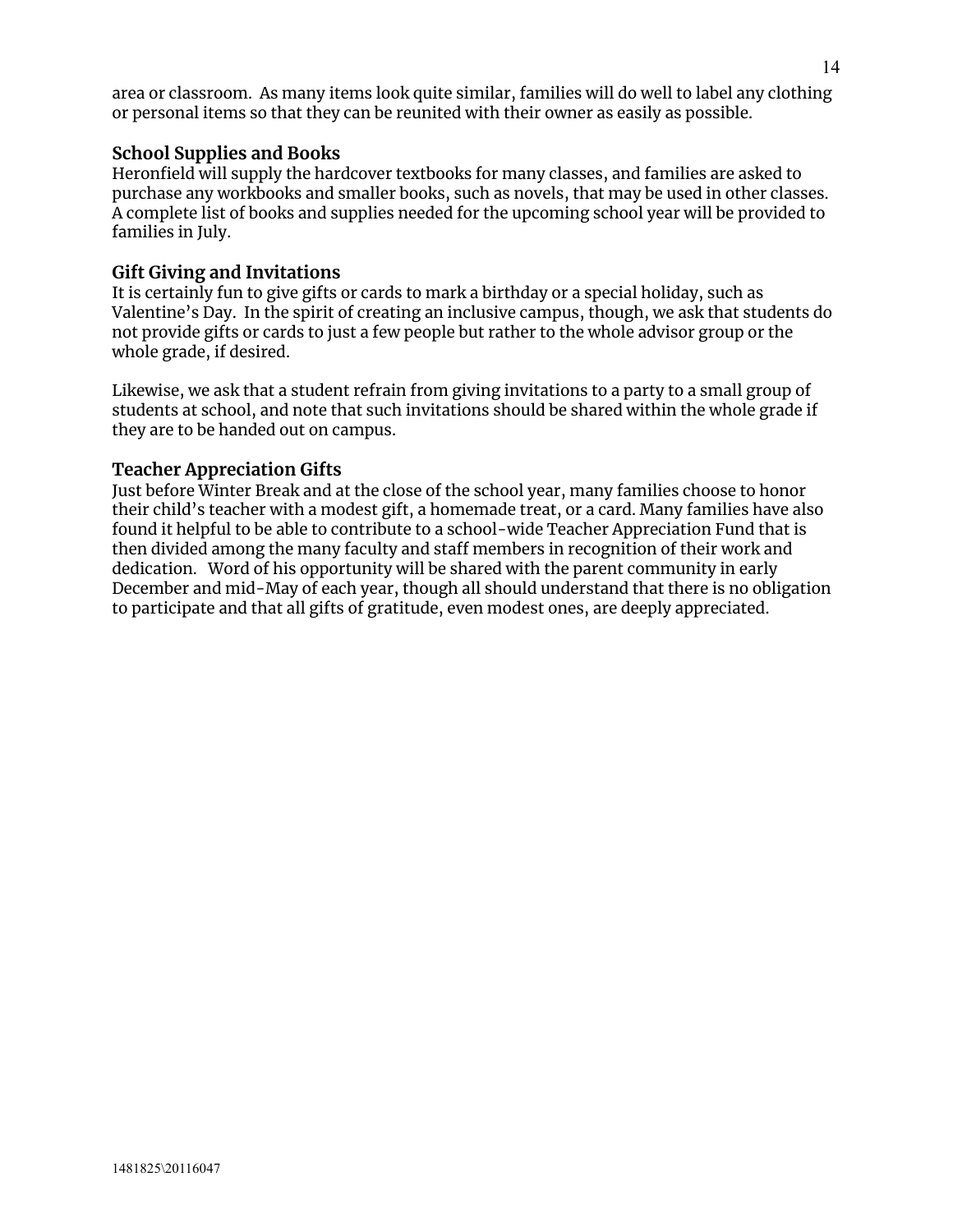area or classroom. As many items look quite similar, families will do well to label any clothing or personal items so that they can be reunited with their owner as easily as possible.

### School Supplies and Books

Heronfield will supply the hardcover textbooks for many classes, and families are asked to purchase any workbooks and smaller books, such as novels, that may be used in other classes. A complete list of books and supplies needed for the upcoming school year will be provided to families in July.

### Gift Giving and Invitations

It is certainly fun to give gifts or cards to mark a birthday or a special holiday, such as Valentine's Day. In the spirit of creating an inclusive campus, though, we ask that students do not provide gifts or cards to just a few people but rather to the whole advisor group or the whole grade, if desired.

Likewise, we ask that a student refrain from giving invitations to a party to a small group of students at school, and note that such invitations should be shared within the whole grade if they are to be handed out on campus.

### Teacher Appreciation Gifts

Just before Winter Break and at the close of the school year, many families choose to honor their child's teacher with a modest gift, a homemade treat, or a card. Many families have also found it helpful to be able to contribute to a school-wide Teacher Appreciation Fund that is then divided among the many faculty and staff members in recognition of their work and dedication. Word of his opportunity will be shared with the parent community in early December and mid-May of each year, though all should understand that there is no obligation to participate and that all gifts of gratitude, even modest ones, are deeply appreciated.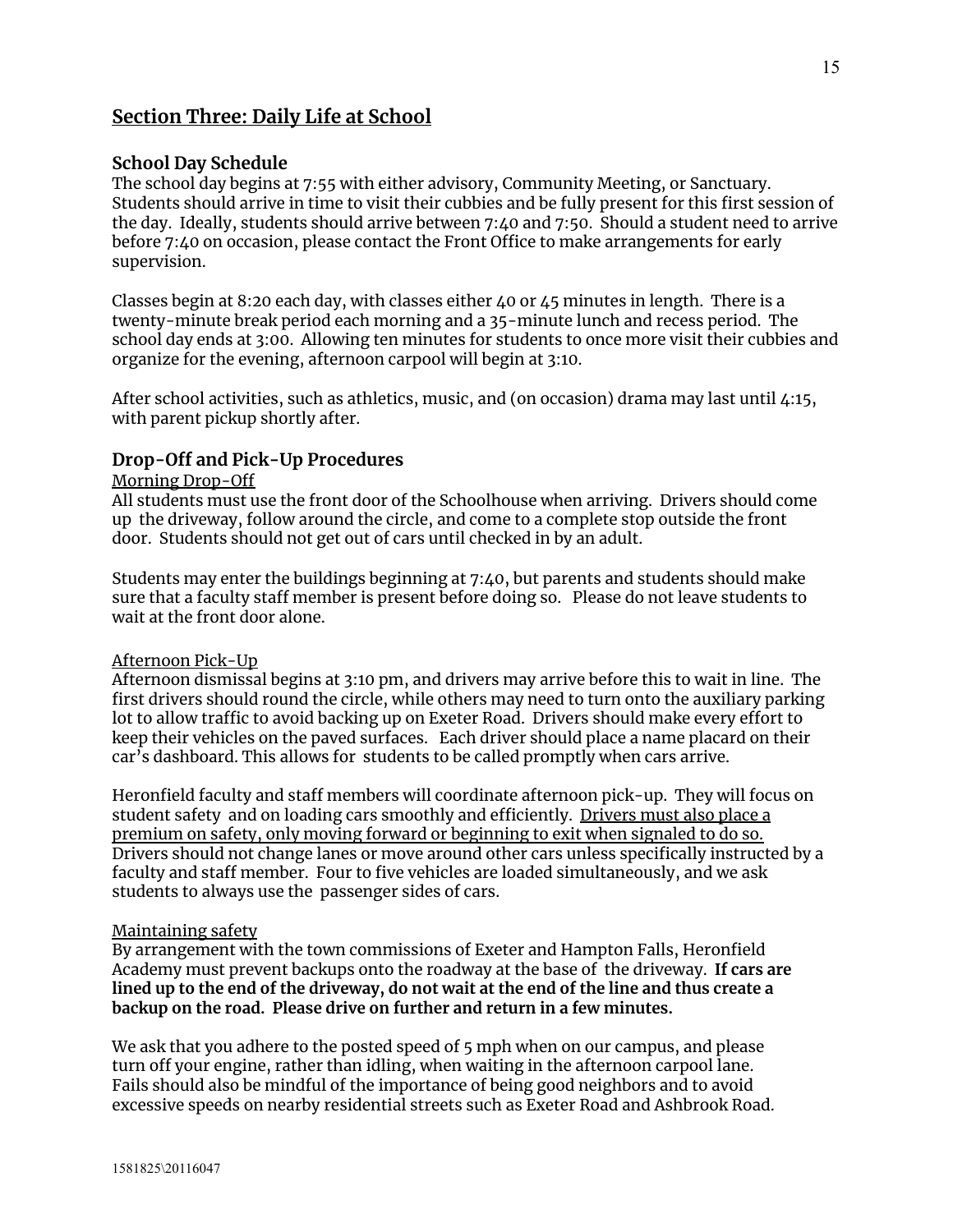## Section Three: Daily Life at School

### School Day Schedule

The school day begins at 7:55 with either advisory, Community Meeting, or Sanctuary. Students should arrive in time to visit their cubbies and be fully present for this first session of the day. Ideally, students should arrive between 7:40 and 7:50. Should a student need to arrive before 7:40 on occasion, please contact the Front Office to make arrangements for early supervision.

Classes begin at 8:20 each day, with classes either 40 or 45 minutes in length. There is a twenty-minute break period each morning and a 35-minute lunch and recess period. The school day ends at 3:00. Allowing ten minutes for students to once more visit their cubbies and organize for the evening, afternoon carpool will begin at 3:10.

After school activities, such as athletics, music, and (on occasion) drama may last until 4:15, with parent pickup shortly after.

### Drop-Off and Pick-Up Procedures

<u>Morning Drop-Off</u>

All students must use the front door of the Schoolhouse when arriving. Drivers should come up the driveway, follow around the circle, and come to a complete stop outside the front door. Students should not get out of cars until checked in by an adult.

Students may enter the buildings beginning at 7:40, but parents and students should make sure that a faculty staff member is present before doing so. Please do not leave students to wait at the front door alone.

<u>Afternoon Pick-Up</u>

Afternoon dismissal begins at 3:10 pm, and drivers may arrive before this to wait in line. The first drivers should round the circle, while others may need to turn onto the auxiliary parking lot to allow traffic to avoid backing up on Exeter Road. Drivers should make every effort to keep their vehicles on the paved surfaces. Each driver should place a name placard on their car's dashboard. This allows for students to be called promptly when cars arrive.

Heronfield faculty and staff members will coordinate afternoon pick-up. They will focus on student safety and on loading cars smoothly and efficiently. <u>Drivers must also place a premium on safety, only moving forward or beginning to exit when signaled to do so.</u> Drivers should not change lanes or move around other cars unless specifically instructed by a faculty and staff member. Four to five vehicles are loaded simultaneously, and we ask students to always use the passenger sides of cars.

<u>Maintaining safety</u>

By arrangement with the town commissions of Exeter and Hampton Falls, Heronfield Academy must prevent backups onto the roadway at the base of the driveway. **If cars are lined up to the end of the driveway, do not wait at the end of the line and thus create a backup on the road. Please drive on further and return in a few minutes.**

We ask that you adhere to the posted speed of 5 mph when on our campus, and please turn off your engine, rather than idling, when waiting in the afternoon carpool lane. Fails should also be mindful of the importance of being good neighbors and to avoid excessive speeds on nearby residential streets such as Exeter Road and Ashbrook Road.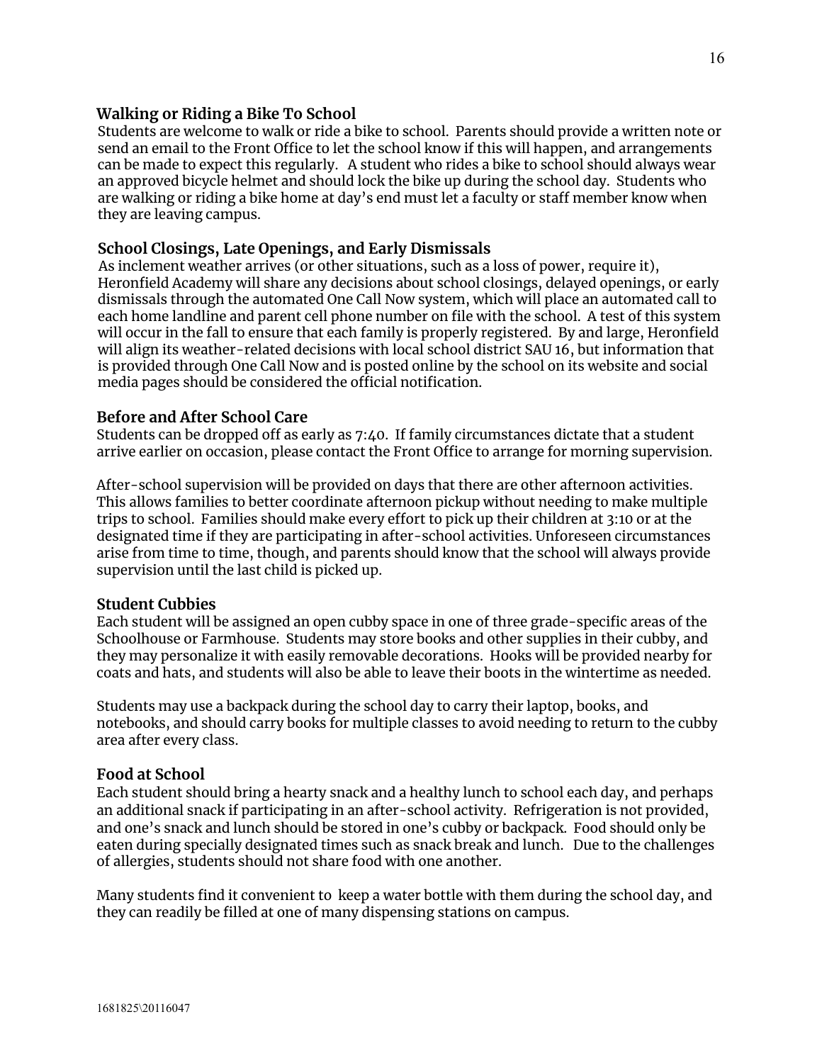### Walking or Riding a Bike To School

Students are welcome to walk or ride a bike to school. Parents should provide a written note or send an email to the Front Office to let the school know if this will happen, and arrangements can be made to expect this regularly. A student who rides a bike to school should always wear an approved bicycle helmet and should lock the bike up during the school day. Students who are walking or riding a bike home at day's end must let a faculty or staff member know when they are leaving campus.

### School Closings, Late Openings, and Early Dismissals

As inclement weather arrives (or other situations, such as a loss of power, require it), Heronfield Academy will share any decisions about school closings, delayed openings, or early dismissals through the automated One Call Now system, which will place an automated call to each home landline and parent cell phone number on file with the school. A test of this system will occur in the fall to ensure that each family is properly registered. By and large, Heronfield will align its weather-related decisions with local school district SAU 16, but information that is provided through One Call Now and is posted online by the school on its website and social media pages should be considered the official notification.

### Before and After School Care

Students can be dropped off as early as 7:40. If family circumstances dictate that a student arrive earlier on occasion, please contact the Front Office to arrange for morning supervision.

After-school supervision will be provided on days that there are other afternoon activities. This allows families to better coordinate afternoon pickup without needing to make multiple trips to school. Families should make every effort to pick up their children at 3:10 or at the designated time if they are participating in after-school activities. Unforeseen circumstances arise from time to time, though, and parents should know that the school will always provide supervision until the last child is picked up.

### Student Cubbies

Each student will be assigned an open cubby space in one of three grade-specific areas of the Schoolhouse or Farmhouse. Students may store books and other supplies in their cubby, and they may personalize it with easily removable decorations. Hooks will be provided nearby for coats and hats, and students will also be able to leave their boots in the wintertime as needed.

Students may use a backpack during the school day to carry their laptop, books, and notebooks, and should carry books for multiple classes to avoid needing to return to the cubby area after every class.

### Food at School

Each student should bring a hearty snack and a healthy lunch to school each day, and perhaps an additional snack if participating in an after-school activity. Refrigeration is not provided, and one's snack and lunch should be stored in one's cubby or backpack. Food should only be eaten during specially designated times such as snack break and lunch. Due to the challenges of allergies, students should not share food with one another.

Many students find it convenient to keep a water bottle with them during the school day, and they can readily be filled at one of many dispensing stations on campus.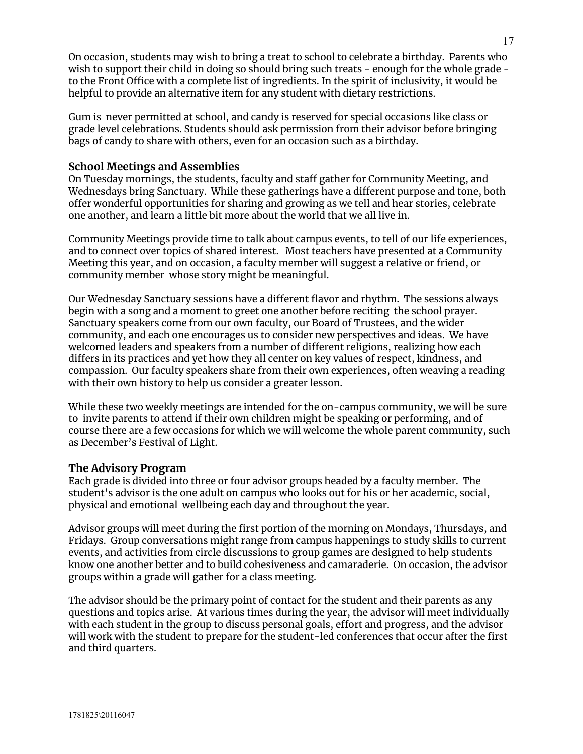On occasion, students may wish to bring a treat to school to celebrate a birthday. Parents who wish to support their child in doing so should bring such treats - enough for the whole grade - to the Front Office with a complete list of ingredients. In the spirit of inclusivity, it would be helpful to provide an alternative item for any student with dietary restrictions.

Gum is never permitted at school, and candy is reserved for special occasions like class or grade level celebrations. Students should ask permission from their advisor before bringing bags of candy to share with others, even for an occasion such as a birthday.

### School Meetings and Assemblies

On Tuesday mornings, the students, faculty and staff gather for Community Meeting, and Wednesdays bring Sanctuary. While these gatherings have a different purpose and tone, both offer wonderful opportunities for sharing and growing as we tell and hear stories, celebrate one another, and learn a little bit more about the world that we all live in.

Community Meetings provide time to talk about campus events, to tell of our life experiences, and to connect over topics of shared interest. Most teachers have presented at a Community Meeting this year, and on occasion, a faculty member will suggest a relative or friend, or community member whose story might be meaningful.

Our Wednesday Sanctuary sessions have a different flavor and rhythm. The sessions always begin with a song and a moment to greet one another before reciting the school prayer. Sanctuary speakers come from our own faculty, our Board of Trustees, and the wider community, and each one encourages us to consider new perspectives and ideas. We have welcomed leaders and speakers from a number of different religions, realizing how each differs in its practices and yet how they all center on key values of respect, kindness, and compassion. Our faculty speakers share from their own experiences, often weaving a reading with their own history to help us consider a greater lesson.

While these two weekly meetings are intended for the on-campus community, we will be sure to invite parents to attend if their own children might be speaking or performing, and of course there are a few occasions for which we will welcome the whole parent community, such as December's Festival of Light.

### The Advisory Program

Each grade is divided into three or four advisor groups headed by a faculty member. The student's advisor is the one adult on campus who looks out for his or her academic, social, physical and emotional wellbeing each day and throughout the year.

Advisor groups will meet during the first portion of the morning on Mondays, Thursdays, and Fridays. Group conversations might range from campus happenings to study skills to current events, and activities from circle discussions to group games are designed to help students know one another better and to build cohesiveness and camaraderie. On occasion, the advisor groups within a grade will gather for a class meeting.

The advisor should be the primary point of contact for the student and their parents as any questions and topics arise. At various times during the year, the advisor will meet individually with each student in the group to discuss personal goals, effort and progress, and the advisor will work with the student to prepare for the student-led conferences that occur after the first and third quarters.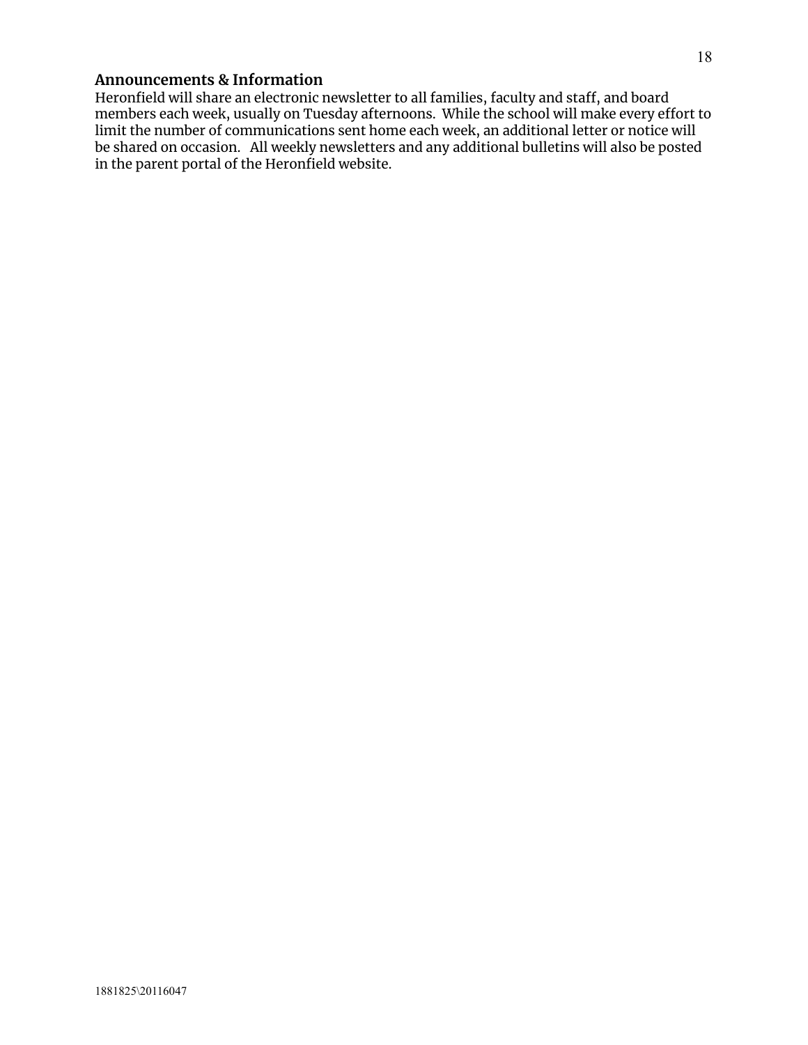## Announcements & Information

Heronfield will share an electronic newsletter to all families, faculty and staff, and board members each week, usually on Tuesday afternoons. While the school will make every effort to limit the number of communications sent home each week, an additional letter or notice will be shared on occasion. All weekly newsletters and any additional bulletins will also be posted in the parent portal of the Heronfield website.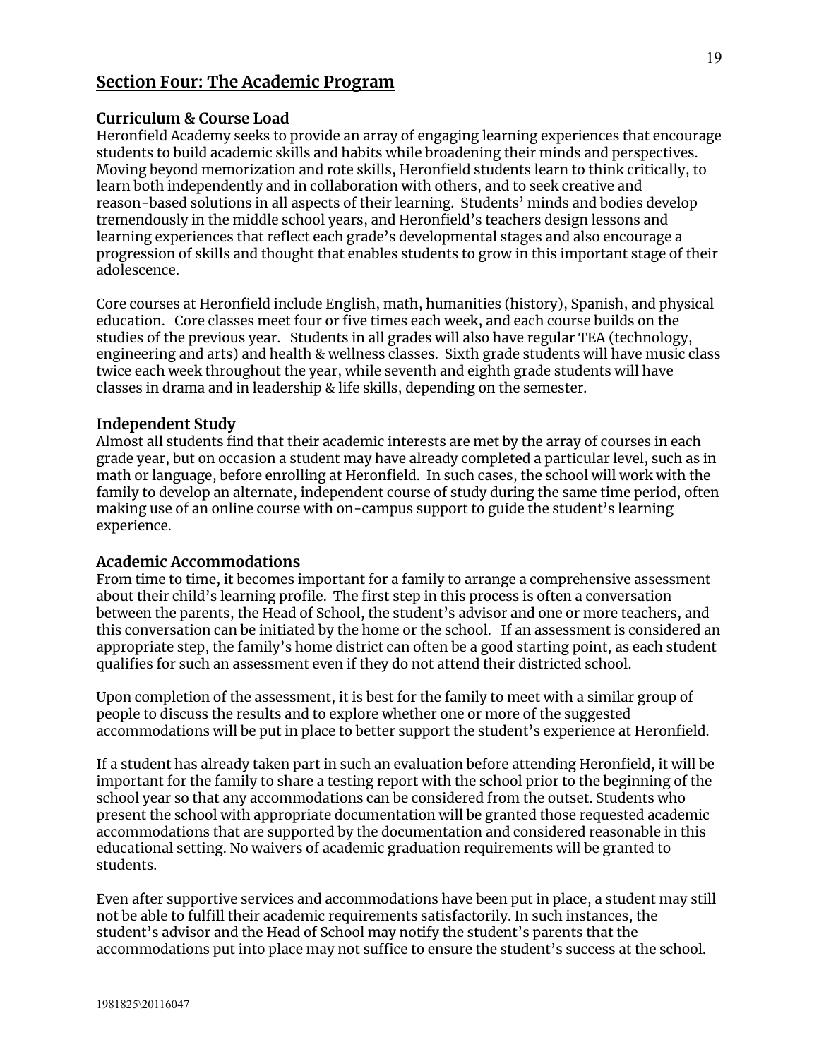## Section Four: The Academic Program

### Curriculum & Course Load

Heronfield Academy seeks to provide an array of engaging learning experiences that encourage students to build academic skills and habits while broadening their minds and perspectives. Moving beyond memorization and rote skills, Heronfield students learn to think critically, to learn both independently and in collaboration with others, and to seek creative and reason-based solutions in all aspects of their learning. Students' minds and bodies develop tremendously in the middle school years, and Heronfield's teachers design lessons and learning experiences that reflect each grade's developmental stages and also encourage a progression of skills and thought that enables students to grow in this important stage of their adolescence.

Core courses at Heronfield include English, math, humanities (history), Spanish, and physical education. Core classes meet four or five times each week, and each course builds on the studies of the previous year. Students in all grades will also have regular TEA (technology, engineering and arts) and health & wellness classes. Sixth grade students will have music class twice each week throughout the year, while seventh and eighth grade students will have classes in drama and in leadership & life skills, depending on the semester.

### Independent Study

Almost all students find that their academic interests are met by the array of courses in each grade year, but on occasion a student may have already completed a particular level, such as in math or language, before enrolling at Heronfield. In such cases, the school will work with the family to develop an alternate, independent course of study during the same time period, often making use of an online course with on-campus support to guide the student's learning experience.

### Academic Accommodations

From time to time, it becomes important for a family to arrange a comprehensive assessment about their child's learning profile. The first step in this process is often a conversation between the parents, the Head of School, the student's advisor and one or more teachers, and this conversation can be initiated by the home or the school. If an assessment is considered an appropriate step, the family's home district can often be a good starting point, as each student qualifies for such an assessment even if they do not attend their districted school.

Upon completion of the assessment, it is best for the family to meet with a similar group of people to discuss the results and to explore whether one or more of the suggested accommodations will be put in place to better support the student's experience at Heronfield.

If a student has already taken part in such an evaluation before attending Heronfield, it will be important for the family to share a testing report with the school prior to the beginning of the school year so that any accommodations can be considered from the outset. Students who present the school with appropriate documentation will be granted those requested academic accommodations that are supported by the documentation and considered reasonable in this educational setting. No waivers of academic graduation requirements will be granted to students.

Even after supportive services and accommodations have been put in place, a student may still not be able to fulfill their academic requirements satisfactorily. In such instances, the student's advisor and the Head of School may notify the student's parents that the accommodations put into place may not suffice to ensure the student's success at the school.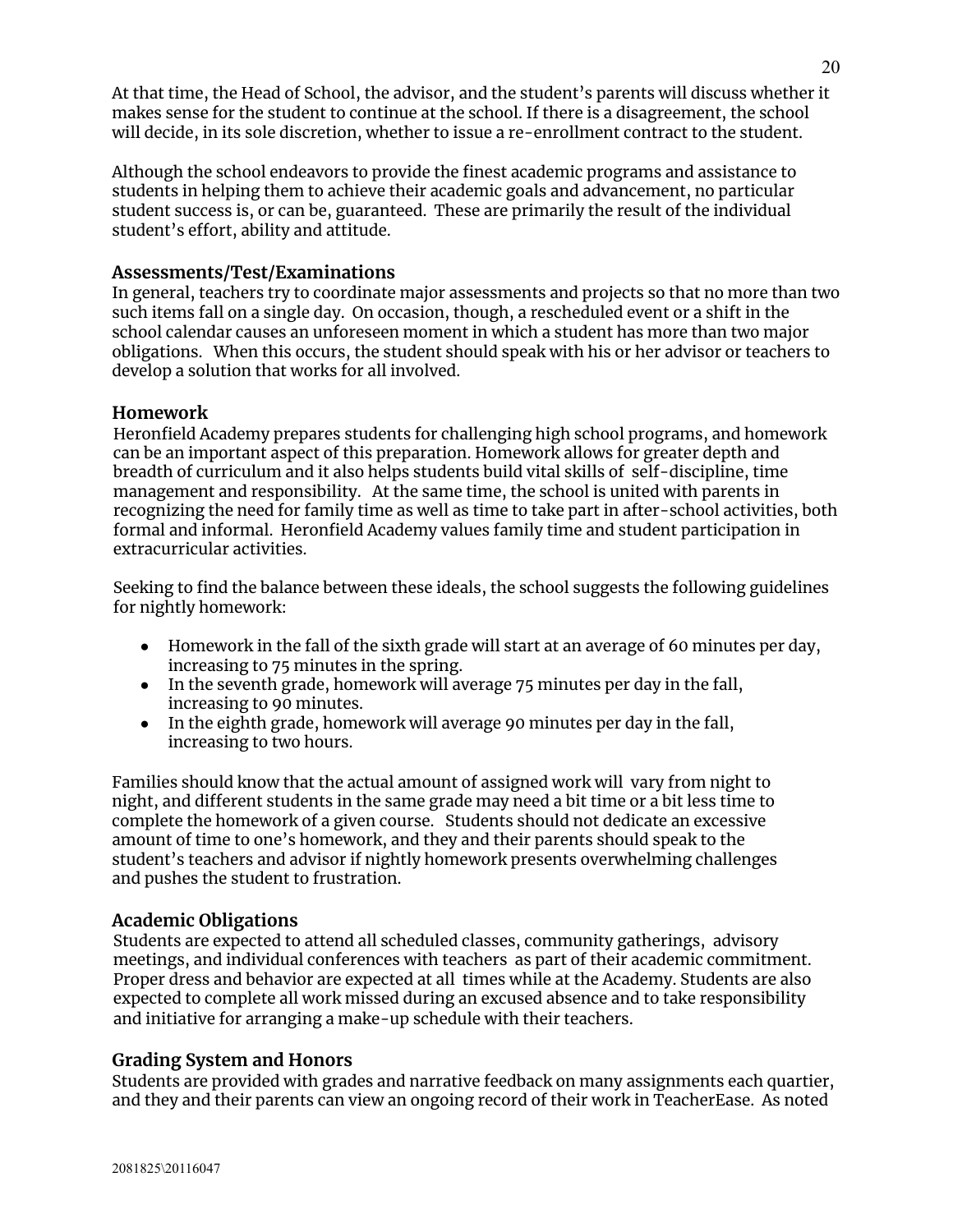At that time, the Head of School, the advisor, and the student's parents will discuss whether it makes sense for the student to continue at the school. If there is a disagreement, the school will decide, in its sole discretion, whether to issue a re-enrollment contract to the student.

Although the school endeavors to provide the finest academic programs and assistance to students in helping them to achieve their academic goals and advancement, no particular student success is, or can be, guaranteed. These are primarily the result of the individual student's effort, ability and attitude.

### Assessments/Test/Examinations

In general, teachers try to coordinate major assessments and projects so that no more than two such items fall on a single day. On occasion, though, a rescheduled event or a shift in the school calendar causes an unforeseen moment in which a student has more than two major obligations. When this occurs, the student should speak with his or her advisor or teachers to develop a solution that works for all involved.

### Homework

Heronfield Academy prepares students for challenging high school programs, and homework can be an important aspect of this preparation. Homework allows for greater depth and breadth of curriculum and it also helps students build vital skills of self-discipline, time management and responsibility. At the same time, the school is united with parents in recognizing the need for family time as well as time to take part in after-school activities, both formal and informal. Heronfield Academy values family time and student participation in extracurricular activities.

Seeking to find the balance between these ideals, the school suggests the following guidelines for nightly homework:

- Homework in the fall of the sixth grade will start at an average of 60 minutes per day, increasing to 75 minutes in the spring.
- In the seventh grade, homework will average 75 minutes per day in the fall, increasing to 90 minutes.
- In the eighth grade, homework will average 90 minutes per day in the fall, increasing to two hours.

Families should know that the actual amount of assigned work will vary from night to night, and different students in the same grade may need a bit time or a bit less time to complete the homework of a given course. Students should not dedicate an excessive amount of time to one's homework, and they and their parents should speak to the student's teachers and advisor if nightly homework presents overwhelming challenges and pushes the student to frustration.

### Academic Obligations

Students are expected to attend all scheduled classes, community gatherings, advisory meetings, and individual conferences with teachers as part of their academic commitment. Proper dress and behavior are expected at all times while at the Academy. Students are also expected to complete all work missed during an excused absence and to take responsibility and initiative for arranging a make-up schedule with their teachers.

### Grading System and Honors

Students are provided with grades and narrative feedback on many assignments each quartier, and they and their parents can view an ongoing record of their work in TeacherEase. As noted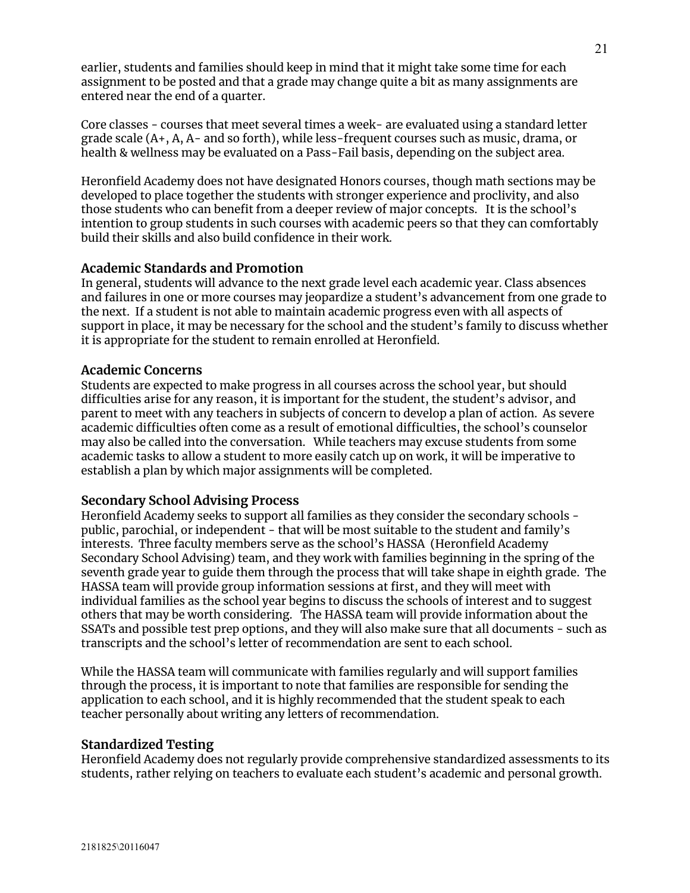earlier, students and families should keep in mind that it might take some time for each assignment to be posted and that a grade may change quite a bit as many assignments are entered near the end of a quarter.

Core classes - courses that meet several times a week- are evaluated using a standard letter grade scale (A+, A, A- and so forth), while less-frequent courses such as music, drama, or health & wellness may be evaluated on a Pass-Fail basis, depending on the subject area.

Heronfield Academy does not have designated Honors courses, though math sections may be developed to place together the students with stronger experience and proclivity, and also those students who can benefit from a deeper review of major concepts. It is the school's intention to group students in such courses with academic peers so that they can comfortably build their skills and also build confidence in their work.

### Academic Standards and Promotion

In general, students will advance to the next grade level each academic year. Class absences and failures in one or more courses may jeopardize a student's advancement from one grade to the next. If a student is not able to maintain academic progress even with all aspects of support in place, it may be necessary for the school and the student's family to discuss whether it is appropriate for the student to remain enrolled at Heronfield.

### Academic Concerns

Students are expected to make progress in all courses across the school year, but should difficulties arise for any reason, it is important for the student, the student's advisor, and parent to meet with any teachers in subjects of concern to develop a plan of action. As severe academic difficulties often come as a result of emotional difficulties, the school's counselor may also be called into the conversation. While teachers may excuse students from some academic tasks to allow a student to more easily catch up on work, it will be imperative to establish a plan by which major assignments will be completed.

### Secondary School Advising Process

Heronfield Academy seeks to support all families as they consider the secondary schools - public, parochial, or independent - that will be most suitable to the student and family's interests. Three faculty members serve as the school's HASSA (Heronfield Academy Secondary School Advising) team, and they work with families beginning in the spring of the seventh grade year to guide them through the process that will take shape in eighth grade. The HASSA team will provide group information sessions at first, and they will meet with individual families as the school year begins to discuss the schools of interest and to suggest others that may be worth considering. The HASSA team will provide information about the SSATs and possible test prep options, and they will also make sure that all documents - such as transcripts and the school's letter of recommendation are sent to each school.

While the HASSA team will communicate with families regularly and will support families through the process, it is important to note that families are responsible for sending the application to each school, and it is highly recommended that the student speak to each teacher personally about writing any letters of recommendation.

### Standardized Testing

Heronfield Academy does not regularly provide comprehensive standardized assessments to its students, rather relying on teachers to evaluate each student's academic and personal growth.

2181825\20116047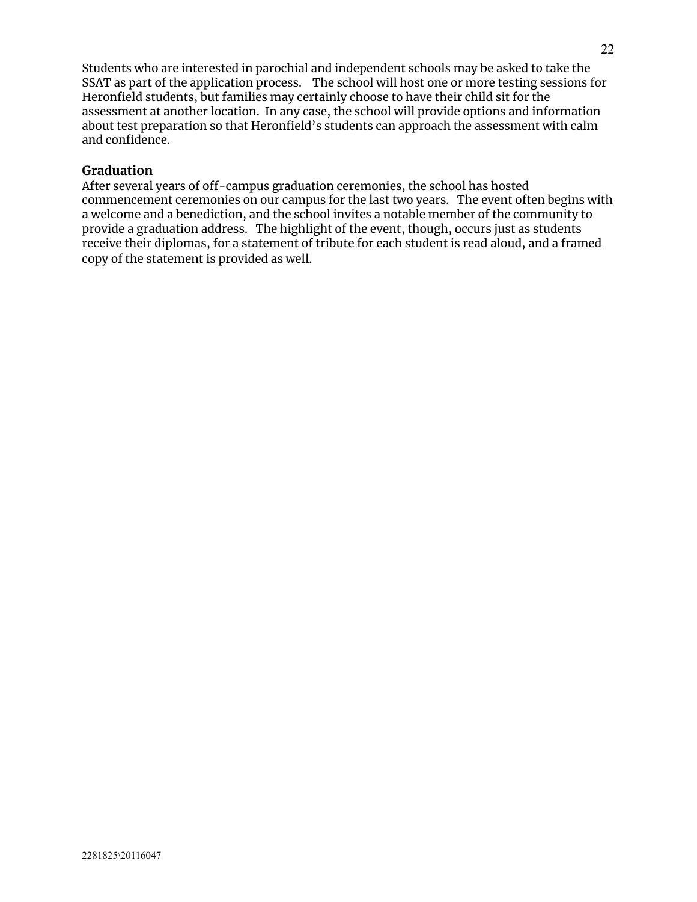Students who are interested in parochial and independent schools may be asked to take the SSAT as part of the application process. The school will host one or more testing sessions for Heronfield students, but families may certainly choose to have their child sit for the assessment at another location. In any case, the school will provide options and information about test preparation so that Heronfield's students can approach the assessment with calm and confidence.

### Graduation

After several years of off-campus graduation ceremonies, the school has hosted commencement ceremonies on our campus for the last two years. The event often begins with a welcome and a benediction, and the school invites a notable member of the community to provide a graduation address. The highlight of the event, though, occurs just as students receive their diplomas, for a statement of tribute for each student is read aloud, and a framed copy of the statement is provided as well.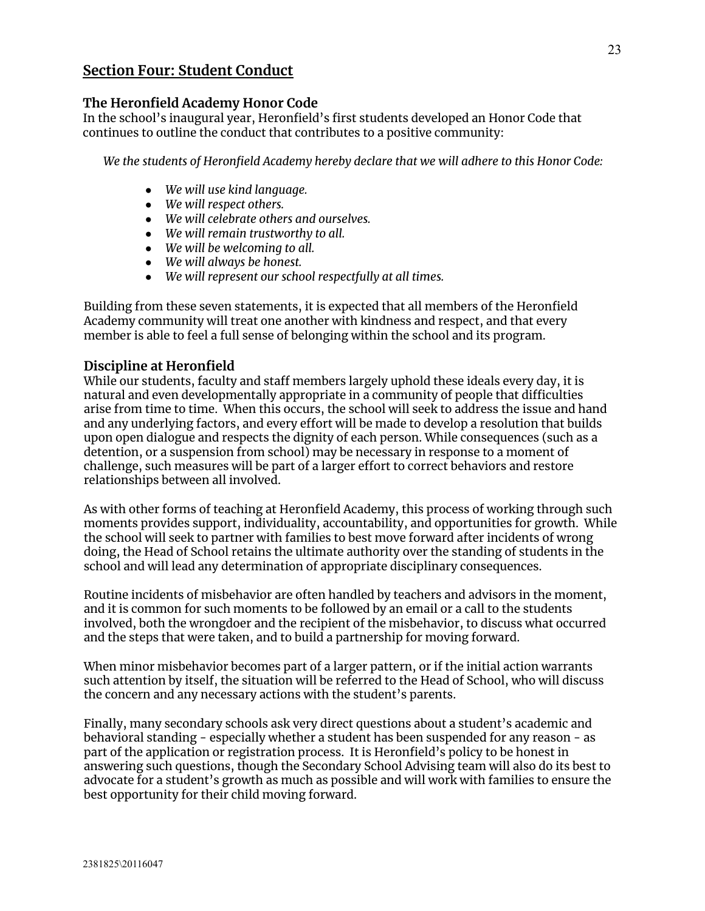## Section Four: Student Conduct

### The Heronfield Academy Honor Code

In the school's inaugural year, Heronfield's first students developed an Honor Code that continues to outline the conduct that contributes to a positive community:

*We the students of Heronfield Academy hereby declare that we will adhere to this Honor Code:*

- *We will use kind language.*
- *We will respect others.*
- *We will celebrate others and ourselves.*
- *We will remain trustworthy to all.*
- *We will be welcoming to all.*
- *We will always be honest.*
- *We will represent our school respectfully at all times.*

Building from these seven statements, it is expected that all members of the Heronfield Academy community will treat one another with kindness and respect, and that every member is able to feel a full sense of belonging within the school and its program.

### Discipline at Heronfield

While our students, faculty and staff members largely uphold these ideals every day, it is natural and even developmentally appropriate in a community of people that difficulties arise from time to time. When this occurs, the school will seek to address the issue and hand and any underlying factors, and every effort will be made to develop a resolution that builds upon open dialogue and respects the dignity of each person. While consequences (such as a detention, or a suspension from school) may be necessary in response to a moment of challenge, such measures will be part of a larger effort to correct behaviors and restore relationships between all involved.

As with other forms of teaching at Heronfield Academy, this process of working through such moments provides support, individuality, accountability, and opportunities for growth. While the school will seek to partner with families to best move forward after incidents of wrong doing, the Head of School retains the ultimate authority over the standing of students in the school and will lead any determination of appropriate disciplinary consequences.

Routine incidents of misbehavior are often handled by teachers and advisors in the moment, and it is common for such moments to be followed by an email or a call to the students involved, both the wrongdoer and the recipient of the misbehavior, to discuss what occurred and the steps that were taken, and to build a partnership for moving forward.

When minor misbehavior becomes part of a larger pattern, or if the initial action warrants such attention by itself, the situation will be referred to the Head of School, who will discuss the concern and any necessary actions with the student's parents.

Finally, many secondary schools ask very direct questions about a student's academic and behavioral standing - especially whether a student has been suspended for any reason - as part of the application or registration process. It is Heronfield's policy to be honest in answering such questions, though the Secondary School Advising team will also do its best to advocate for a student's growth as much as possible and will work with families to ensure the best opportunity for their child moving forward.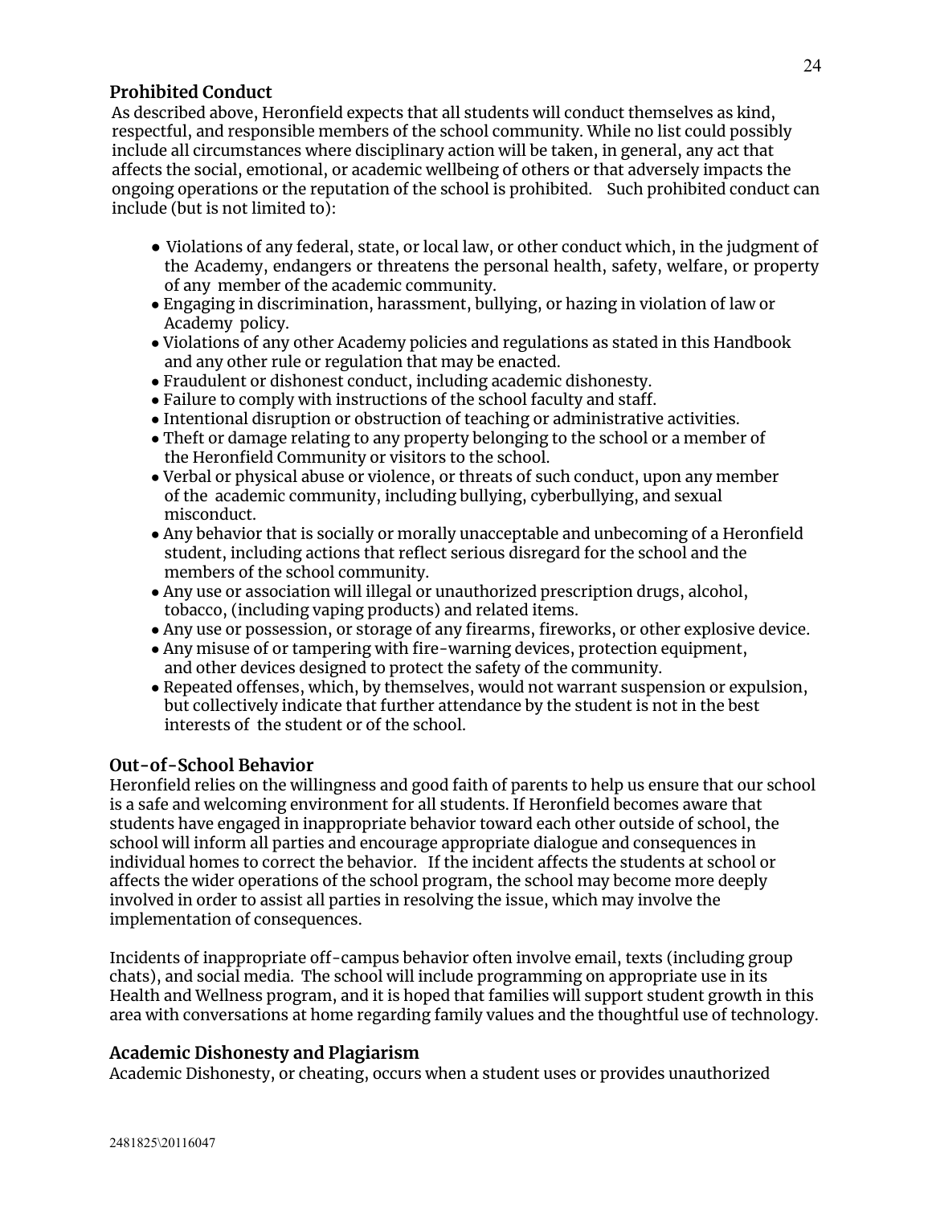### Prohibited Conduct

As described above, Heronfield expects that all students will conduct themselves as kind, respectful, and responsible members of the school community. While no list could possibly include all circumstances where disciplinary action will be taken, in general, any act that affects the social, emotional, or academic wellbeing of others or that adversely impacts the ongoing operations or the reputation of the school is prohibited. Such prohibited conduct can include (but is not limited to):

- Violations of any federal, state, or local law, or other conduct which, in the judgment of the Academy, endangers or threatens the personal health, safety, welfare, or property of any member of the academic community.
- Engaging in discrimination, harassment, bullying, or hazing in violation of law or Academy policy.
- Violations of any other Academy policies and regulations as stated in this Handbook and any other rule or regulation that may be enacted.
- Fraudulent or dishonest conduct, including academic dishonesty.
- Failure to comply with instructions of the school faculty and staff.
- Intentional disruption or obstruction of teaching or administrative activities.
- Theft or damage relating to any property belonging to the school or a member of the Heronfield Community or visitors to the school.
- Verbal or physical abuse or violence, or threats of such conduct, upon any member of the academic community, including bullying, cyberbullying, and sexual misconduct.
- Any behavior that is socially or morally unacceptable and unbecoming of a Heronfield student, including actions that reflect serious disregard for the school and the members of the school community.
- Any use or association will illegal or unauthorized prescription drugs, alcohol, tobacco, (including vaping products) and related items.
- Any use or possession, or storage of any firearms, fireworks, or other explosive device.
- Any misuse of or tampering with fire-warning devices, protection equipment, and other devices designed to protect the safety of the community.
- Repeated offenses, which, by themselves, would not warrant suspension or expulsion, but collectively indicate that further attendance by the student is not in the best interests of the student or of the school.

### Out-of-School Behavior

Heronfield relies on the willingness and good faith of parents to help us ensure that our school is a safe and welcoming environment for all students. If Heronfield becomes aware that students have engaged in inappropriate behavior toward each other outside of school, the school will inform all parties and encourage appropriate dialogue and consequences in individual homes to correct the behavior. If the incident affects the students at school or affects the wider operations of the school program, the school may become more deeply involved in order to assist all parties in resolving the issue, which may involve the implementation of consequences.

Incidents of inappropriate off-campus behavior often involve email, texts (including group chats), and social media. The school will include programming on appropriate use in its Health and Wellness program, and it is hoped that families will support student growth in this area with conversations at home regarding family values and the thoughtful use of technology.

### Academic Dishonesty and Plagiarism

Academic Dishonesty, or cheating, occurs when a student uses or provides unauthorized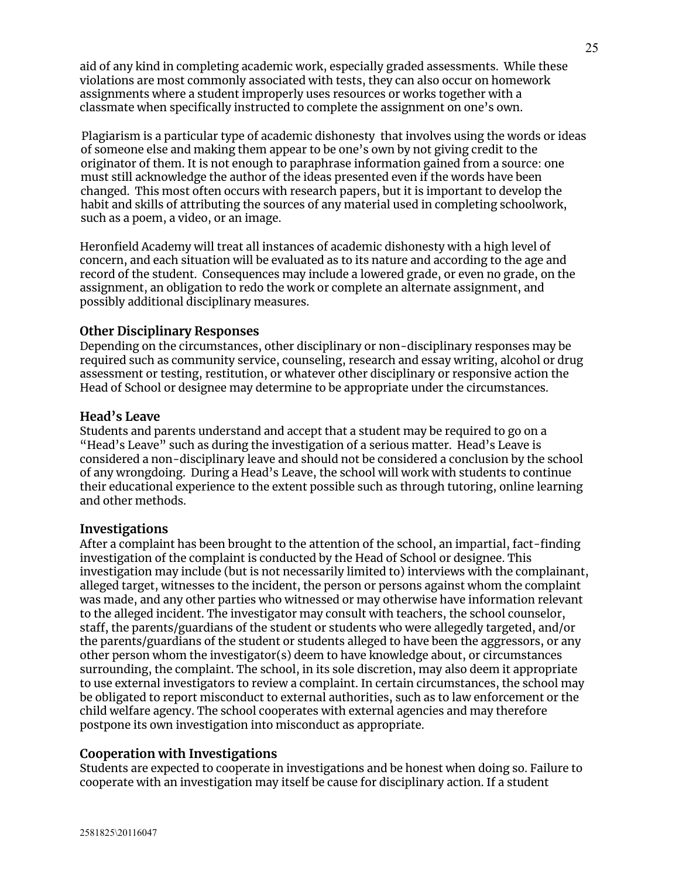aid of any kind in completing academic work, especially graded assessments. While these violations are most commonly associated with tests, they can also occur on homework assignments where a student improperly uses resources or works together with a classmate when specifically instructed to complete the assignment on one's own.

Plagiarism is a particular type of academic dishonesty that involves using the words or ideas of someone else and making them appear to be one's own by not giving credit to the originator of them. It is not enough to paraphrase information gained from a source: one must still acknowledge the author of the ideas presented even if the words have been changed. This most often occurs with research papers, but it is important to develop the habit and skills of attributing the sources of any material used in completing schoolwork, such as a poem, a video, or an image.

Heronfield Academy will treat all instances of academic dishonesty with a high level of concern, and each situation will be evaluated as to its nature and according to the age and record of the student. Consequences may include a lowered grade, or even no grade, on the assignment, an obligation to redo the work or complete an alternate assignment, and possibly additional disciplinary measures.

### Other Disciplinary Responses

Depending on the circumstances, other disciplinary or non-disciplinary responses may be required such as community service, counseling, research and essay writing, alcohol or drug assessment or testing, restitution, or whatever other disciplinary or responsive action the Head of School or designee may determine to be appropriate under the circumstances.

### Head's Leave

Students and parents understand and accept that a student may be required to go on a "Head's Leave" such as during the investigation of a serious matter. Head's Leave is considered a non-disciplinary leave and should not be considered a conclusion by the school of any wrongdoing. During a Head's Leave, the school will work with students to continue their educational experience to the extent possible such as through tutoring, online learning and other methods.

### Investigations

After a complaint has been brought to the attention of the school, an impartial, fact-finding investigation of the complaint is conducted by the Head of School or designee. This investigation may include (but is not necessarily limited to) interviews with the complainant, alleged target, witnesses to the incident, the person or persons against whom the complaint was made, and any other parties who witnessed or may otherwise have information relevant to the alleged incident. The investigator may consult with teachers, the school counselor, staff, the parents/guardians of the student or students who were allegedly targeted, and/or the parents/guardians of the student or students alleged to have been the aggressors, or any other person whom the investigator(s) deem to have knowledge about, or circumstances surrounding, the complaint. The school, in its sole discretion, may also deem it appropriate to use external investigators to review a complaint. In certain circumstances, the school may be obligated to report misconduct to external authorities, such as to law enforcement or the child welfare agency. The school cooperates with external agencies and may therefore postpone its own investigation into misconduct as appropriate.

### Cooperation with Investigations

Students are expected to cooperate in investigations and be honest when doing so. Failure to cooperate with an investigation may itself be cause for disciplinary action. If a student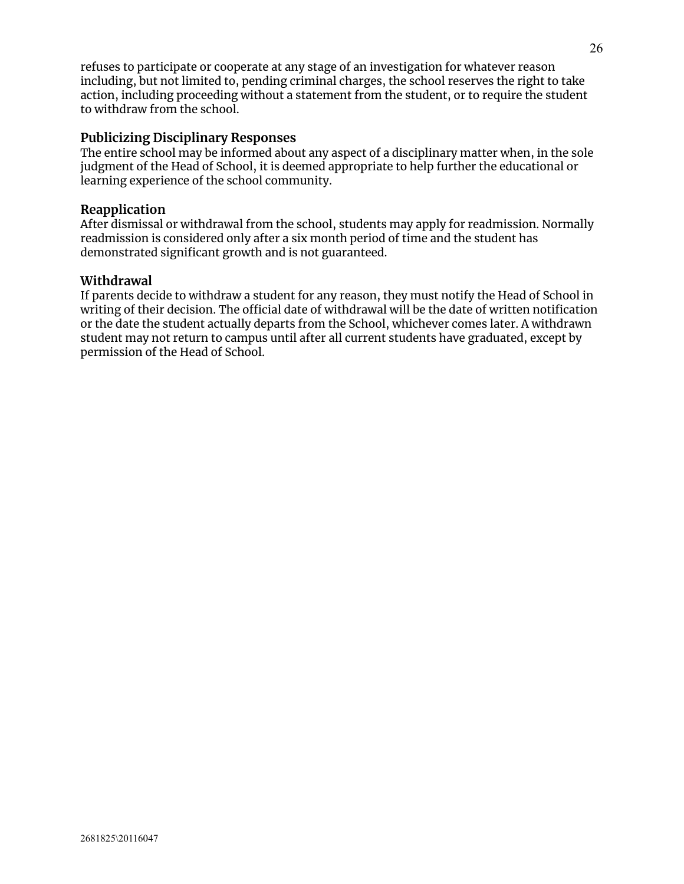refuses to participate or cooperate at any stage of an investigation for whatever reason including, but not limited to, pending criminal charges, the school reserves the right to take action, including proceeding without a statement from the student, or to require the student to withdraw from the school.

### Publicizing Disciplinary Responses

The entire school may be informed about any aspect of a disciplinary matter when, in the sole judgment of the Head of School, it is deemed appropriate to help further the educational or learning experience of the school community.

### Reapplication

After dismissal or withdrawal from the school, students may apply for readmission. Normally readmission is considered only after a six month period of time and the student has demonstrated significant growth and is not guaranteed.

### Withdrawal

If parents decide to withdraw a student for any reason, they must notify the Head of School in writing of their decision. The official date of withdrawal will be the date of written notification or the date the student actually departs from the School, whichever comes later. A withdrawn student may not return to campus until after all current students have graduated, except by permission of the Head of School.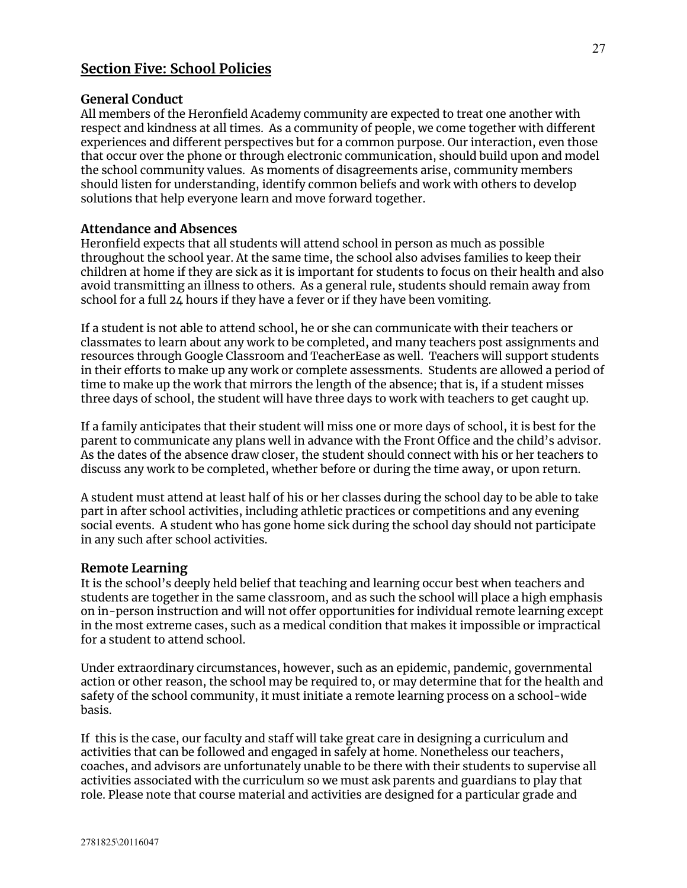## Section Five: School Policies

### General Conduct

All members of the Heronfield Academy community are expected to treat one another with respect and kindness at all times. As a community of people, we come together with different experiences and different perspectives but for a common purpose. Our interaction, even those that occur over the phone or through electronic communication, should build upon and model the school community values. As moments of disagreements arise, community members should listen for understanding, identify common beliefs and work with others to develop solutions that help everyone learn and move forward together.

### Attendance and Absences

Heronfield expects that all students will attend school in person as much as possible throughout the school year. At the same time, the school also advises families to keep their children at home if they are sick as it is important for students to focus on their health and also avoid transmitting an illness to others. As a general rule, students should remain away from school for a full 24 hours if they have a fever or if they have been vomiting.

If a student is not able to attend school, he or she can communicate with their teachers or classmates to learn about any work to be completed, and many teachers post assignments and resources through Google Classroom and TeacherEase as well. Teachers will support students in their efforts to make up any work or complete assessments. Students are allowed a period of time to make up the work that mirrors the length of the absence; that is, if a student misses three days of school, the student will have three days to work with teachers to get caught up.

If a family anticipates that their student will miss one or more days of school, it is best for the parent to communicate any plans well in advance with the Front Office and the child's advisor. As the dates of the absence draw closer, the student should connect with his or her teachers to discuss any work to be completed, whether before or during the time away, or upon return.

A student must attend at least half of his or her classes during the school day to be able to take part in after school activities, including athletic practices or competitions and any evening social events. A student who has gone home sick during the school day should not participate in any such after school activities.

### Remote Learning

It is the school's deeply held belief that teaching and learning occur best when teachers and students are together in the same classroom, and as such the school will place a high emphasis on in-person instruction and will not offer opportunities for individual remote learning except in the most extreme cases, such as a medical condition that makes it impossible or impractical for a student to attend school.

Under extraordinary circumstances, however, such as an epidemic, pandemic, governmental action or other reason, the school may be required to, or may determine that for the health and safety of the school community, it must initiate a remote learning process on a school-wide basis.

If this is the case, our faculty and staff will take great care in designing a curriculum and activities that can be followed and engaged in safely at home. Nonetheless our teachers, coaches, and advisors are unfortunately unable to be there with their students to supervise all activities associated with the curriculum so we must ask parents and guardians to play that role. Please note that course material and activities are designed for a particular grade and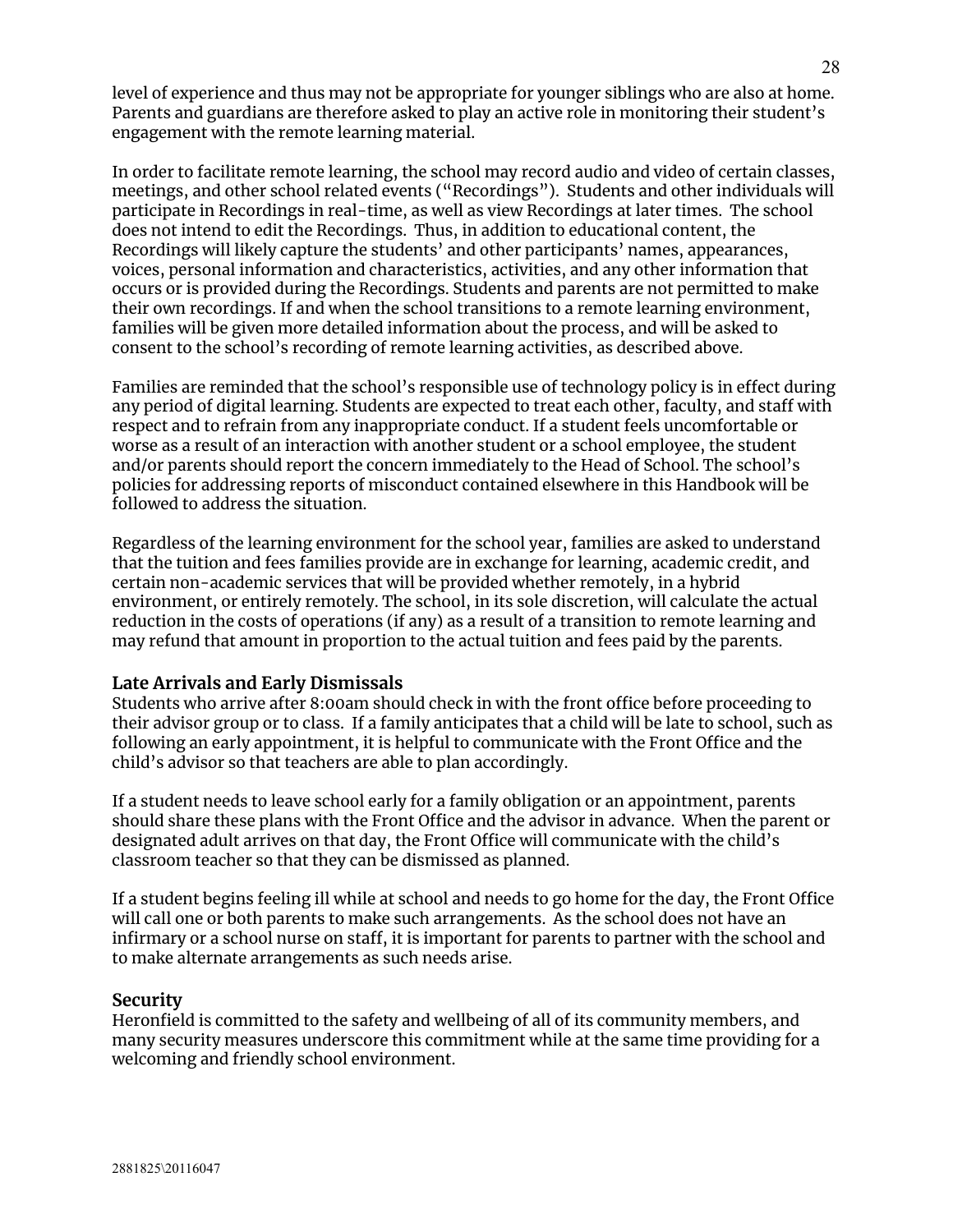level of experience and thus may not be appropriate for younger siblings who are also at home. Parents and guardians are therefore asked to play an active role in monitoring their student's engagement with the remote learning material.

In order to facilitate remote learning, the school may record audio and video of certain classes, meetings, and other school related events ("Recordings"). Students and other individuals will participate in Recordings in real-time, as well as view Recordings at later times. The school does not intend to edit the Recordings. Thus, in addition to educational content, the Recordings will likely capture the students' and other participants' names, appearances, voices, personal information and characteristics, activities, and any other information that occurs or is provided during the Recordings. Students and parents are not permitted to make their own recordings. If and when the school transitions to a remote learning environment, families will be given more detailed information about the process, and will be asked to consent to the school's recording of remote learning activities, as described above.

Families are reminded that the school's responsible use of technology policy is in effect during any period of digital learning. Students are expected to treat each other, faculty, and staff with respect and to refrain from any inappropriate conduct. If a student feels uncomfortable or worse as a result of an interaction with another student or a school employee, the student and/or parents should report the concern immediately to the Head of School. The school's policies for addressing reports of misconduct contained elsewhere in this Handbook will be followed to address the situation.

Regardless of the learning environment for the school year, families are asked to understand that the tuition and fees families provide are in exchange for learning, academic credit, and certain non-academic services that will be provided whether remotely, in a hybrid environment, or entirely remotely. The school, in its sole discretion, will calculate the actual reduction in the costs of operations (if any) as a result of a transition to remote learning and may refund that amount in proportion to the actual tuition and fees paid by the parents.

### Late Arrivals and Early Dismissals

Students who arrive after 8:00am should check in with the front office before proceeding to their advisor group or to class. If a family anticipates that a child will be late to school, such as following an early appointment, it is helpful to communicate with the Front Office and the child's advisor so that teachers are able to plan accordingly.

If a student needs to leave school early for a family obligation or an appointment, parents should share these plans with the Front Office and the advisor in advance. When the parent or designated adult arrives on that day, the Front Office will communicate with the child's classroom teacher so that they can be dismissed as planned.

If a student begins feeling ill while at school and needs to go home for the day, the Front Office will call one or both parents to make such arrangements. As the school does not have an infirmary or a school nurse on staff, it is important for parents to partner with the school and to make alternate arrangements as such needs arise.

### Security

Heronfield is committed to the safety and wellbeing of all of its community members, and many security measures underscore this commitment while at the same time providing for a welcoming and friendly school environment.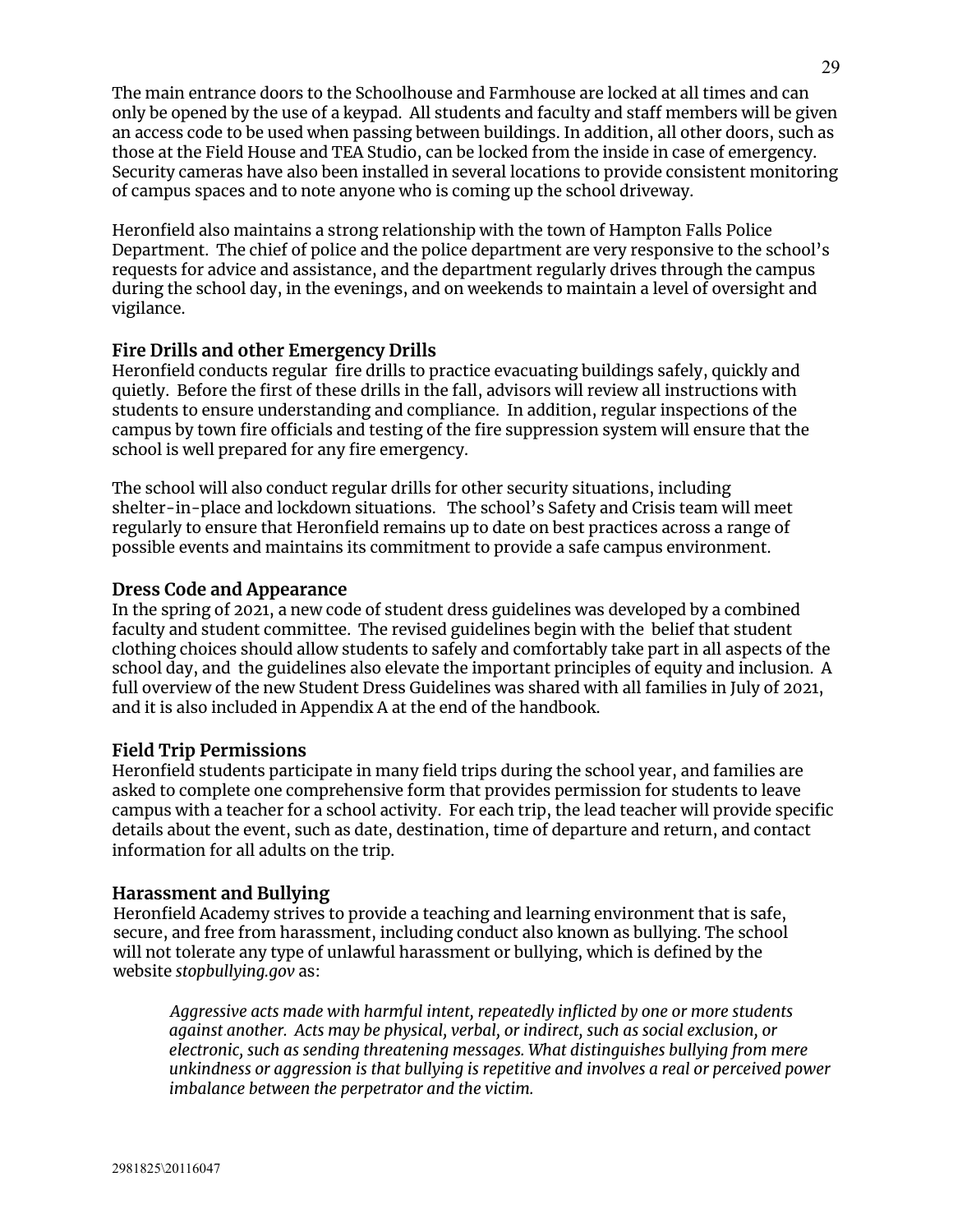The main entrance doors to the Schoolhouse and Farmhouse are locked at all times and can only be opened by the use of a keypad. All students and faculty and staff members will be given an access code to be used when passing between buildings. In addition, all other doors, such as those at the Field House and TEA Studio, can be locked from the inside in case of emergency. Security cameras have also been installed in several locations to provide consistent monitoring of campus spaces and to note anyone who is coming up the school driveway.

Heronfield also maintains a strong relationship with the town of Hampton Falls Police Department. The chief of police and the police department are very responsive to the school's requests for advice and assistance, and the department regularly drives through the campus during the school day, in the evenings, and on weekends to maintain a level of oversight and vigilance.

### Fire Drills and other Emergency Drills

Heronfield conducts regular fire drills to practice evacuating buildings safely, quickly and quietly. Before the first of these drills in the fall, advisors will review all instructions with students to ensure understanding and compliance. In addition, regular inspections of the campus by town fire officials and testing of the fire suppression system will ensure that the school is well prepared for any fire emergency.

The school will also conduct regular drills for other security situations, including shelter-in-place and lockdown situations. The school's Safety and Crisis team will meet regularly to ensure that Heronfield remains up to date on best practices across a range of possible events and maintains its commitment to provide a safe campus environment.

### Dress Code and Appearance

In the spring of 2021, a new code of student dress guidelines was developed by a combined faculty and student committee. The revised guidelines begin with the belief that student clothing choices should allow students to safely and comfortably take part in all aspects of the school day, and the guidelines also elevate the important principles of equity and inclusion. A full overview of the new Student Dress Guidelines was shared with all families in July of 2021, and it is also included in Appendix A at the end of the handbook.

### Field Trip Permissions

Heronfield students participate in many field trips during the school year, and families are asked to complete one comprehensive form that provides permission for students to leave campus with a teacher for a school activity. For each trip, the lead teacher will provide specific details about the event, such as date, destination, time of departure and return, and contact information for all adults on the trip.

### Harassment and Bullying

Heronfield Academy strives to provide a teaching and learning environment that is safe, secure, and free from harassment, including conduct also known as bullying. The school will not tolerate any type of unlawful harassment or bullying, which is defined by the website *stopbullying.gov* as:

> *Aggressive acts made with harmful intent, repeatedly inflicted by one or more students against another. Acts may be physical, verbal, or indirect, such as social exclusion, or electronic, such as sending threatening messages. What distinguishes bullying from mere unkindness or aggression is that bullying is repetitive and involves a real or perceived power imbalance between the perpetrator and the victim.*

2981825\20116047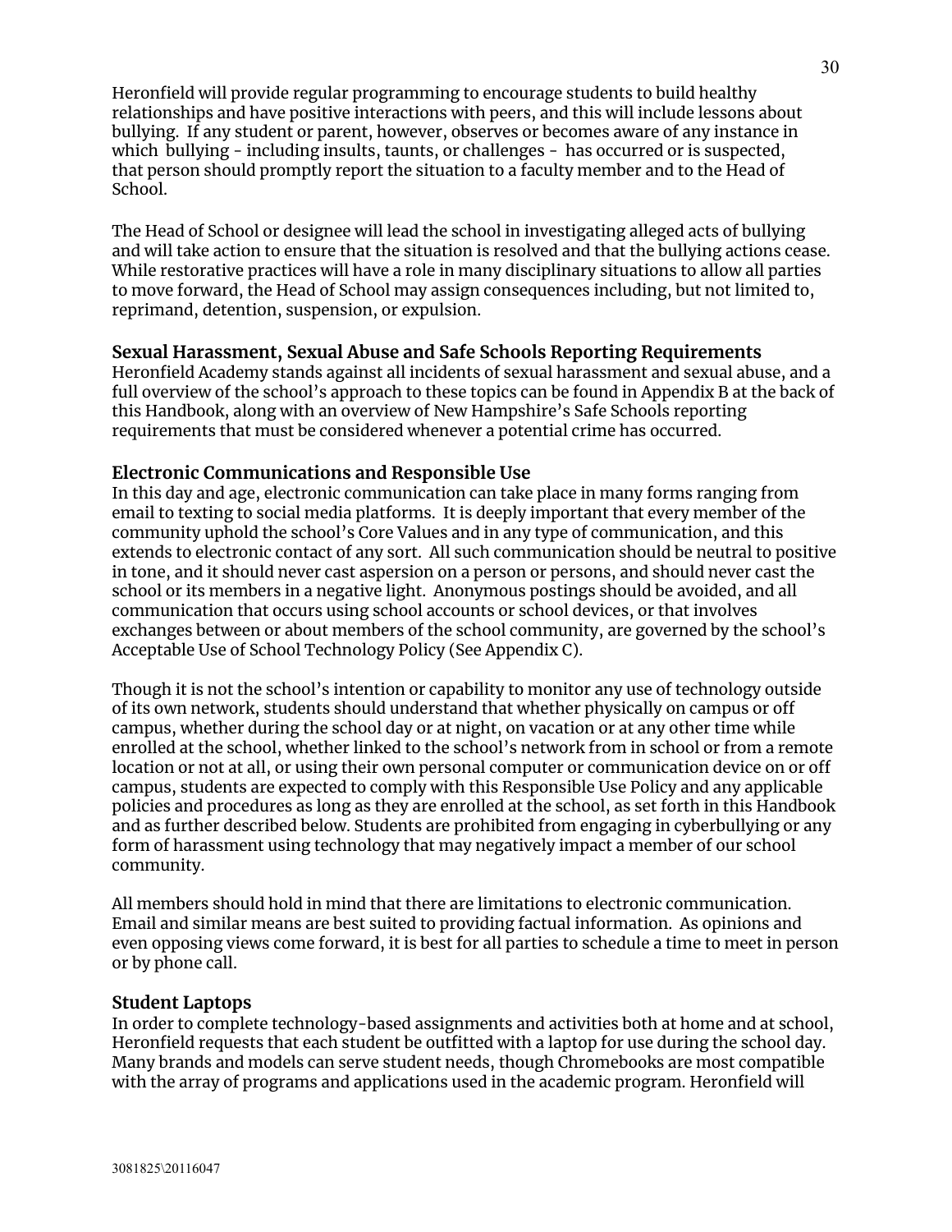Heronfield will provide regular programming to encourage students to build healthy relationships and have positive interactions with peers, and this will include lessons about bullying. If any student or parent, however, observes or becomes aware of any instance in which bullying - including insults, taunts, or challenges - has occurred or is suspected, that person should promptly report the situation to a faculty member and to the Head of School.

The Head of School or designee will lead the school in investigating alleged acts of bullying and will take action to ensure that the situation is resolved and that the bullying actions cease. While restorative practices will have a role in many disciplinary situations to allow all parties to move forward, the Head of School may assign consequences including, but not limited to, reprimand, detention, suspension, or expulsion.

### Sexual Harassment, Sexual Abuse and Safe Schools Reporting Requirements

Heronfield Academy stands against all incidents of sexual harassment and sexual abuse, and a full overview of the school's approach to these topics can be found in Appendix B at the back of this Handbook, along with an overview of New Hampshire's Safe Schools reporting requirements that must be considered whenever a potential crime has occurred.

### Electronic Communications and Responsible Use

In this day and age, electronic communication can take place in many forms ranging from email to texting to social media platforms. It is deeply important that every member of the community uphold the school's Core Values and in any type of communication, and this extends to electronic contact of any sort. All such communication should be neutral to positive in tone, and it should never cast aspersion on a person or persons, and should never cast the school or its members in a negative light. Anonymous postings should be avoided, and all communication that occurs using school accounts or school devices, or that involves exchanges between or about members of the school community, are governed by the school's Acceptable Use of School Technology Policy (See Appendix C).

Though it is not the school's intention or capability to monitor any use of technology outside of its own network, students should understand that whether physically on campus or off campus, whether during the school day or at night, on vacation or at any other time while enrolled at the school, whether linked to the school's network from in school or from a remote location or not at all, or using their own personal computer or communication device on or off campus, students are expected to comply with this Responsible Use Policy and any applicable policies and procedures as long as they are enrolled at the school, as set forth in this Handbook and as further described below. Students are prohibited from engaging in cyberbullying or any form of harassment using technology that may negatively impact a member of our school community.

All members should hold in mind that there are limitations to electronic communication. Email and similar means are best suited to providing factual information. As opinions and even opposing views come forward, it is best for all parties to schedule a time to meet in person or by phone call.

### Student Laptops

In order to complete technology-based assignments and activities both at home and at school, Heronfield requests that each student be outfitted with a laptop for use during the school day. Many brands and models can serve student needs, though Chromebooks are most compatible with the array of programs and applications used in the academic program. Heronfield will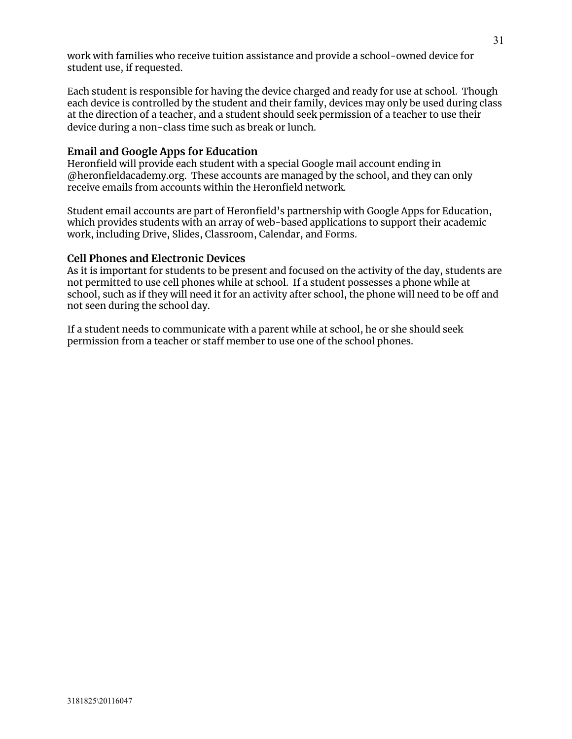work with families who receive tuition assistance and provide a school-owned device for student use, if requested.

Each student is responsible for having the device charged and ready for use at school. Though each device is controlled by the student and their family, devices may only be used during class at the direction of a teacher, and a student should seek permission of a teacher to use their device during a non-class time such as break or lunch.

### Email and Google Apps for Education

Heronfield will provide each student with a special Google mail account ending in @heronfieldacademy.org. These accounts are managed by the school, and they can only receive emails from accounts within the Heronfield network.

Student email accounts are part of Heronfield's partnership with Google Apps for Education, which provides students with an array of web-based applications to support their academic work, including Drive, Slides, Classroom, Calendar, and Forms.

### Cell Phones and Electronic Devices

As it is important for students to be present and focused on the activity of the day, students are not permitted to use cell phones while at school. If a student possesses a phone while at school, such as if they will need it for an activity after school, the phone will need to be off and not seen during the school day.

If a student needs to communicate with a parent while at school, he or she should seek permission from a teacher or staff member to use one of the school phones.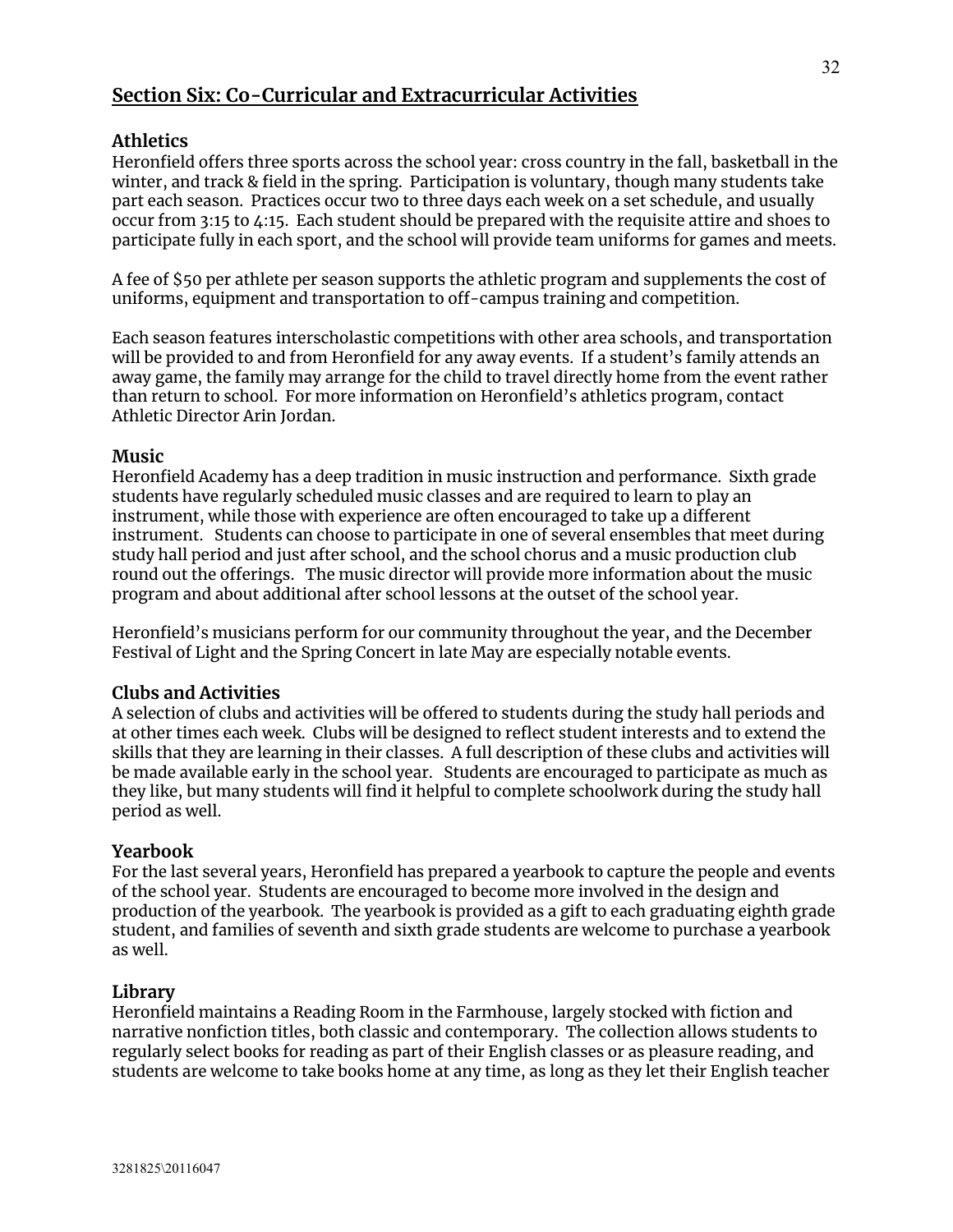## Section Six: Co-Curricular and Extracurricular Activities

### Athletics

Heronfield offers three sports across the school year: cross country in the fall, basketball in the winter, and track & field in the spring. Participation is voluntary, though many students take part each season. Practices occur two to three days each week on a set schedule, and usually occur from 3:15 to 4:15. Each student should be prepared with the requisite attire and shoes to participate fully in each sport, and the school will provide team uniforms for games and meets.

A fee of $50 per athlete per season supports the athletic program and supplements the cost of uniforms, equipment and transportation to off-campus training and competition.

Each season features interscholastic competitions with other area schools, and transportation will be provided to and from Heronfield for any away events. If a student's family attends an away game, the family may arrange for the child to travel directly home from the event rather than return to school. For more information on Heronfield's athletics program, contact Athletic Director Arin Jordan.

### Music

Heronfield Academy has a deep tradition in music instruction and performance. Sixth grade students have regularly scheduled music classes and are required to learn to play an instrument, while those with experience are often encouraged to take up a different instrument. Students can choose to participate in one of several ensembles that meet during study hall period and just after school, and the school chorus and a music production club round out the offerings. The music director will provide more information about the music program and about additional after school lessons at the outset of the school year.

Heronfield's musicians perform for our community throughout the year, and the December Festival of Light and the Spring Concert in late May are especially notable events.

### Clubs and Activities

A selection of clubs and activities will be offered to students during the study hall periods and at other times each week. Clubs will be designed to reflect student interests and to extend the skills that they are learning in their classes. A full description of these clubs and activities will be made available early in the school year. Students are encouraged to participate as much as they like, but many students will find it helpful to complete schoolwork during the study hall period as well.

### Yearbook

For the last several years, Heronfield has prepared a yearbook to capture the people and events of the school year. Students are encouraged to become more involved in the design and production of the yearbook. The yearbook is provided as a gift to each graduating eighth grade student, and families of seventh and sixth grade students are welcome to purchase a yearbook as well.

### Library

Heronfield maintains a Reading Room in the Farmhouse, largely stocked with fiction and narrative nonfiction titles, both classic and contemporary. The collection allows students to regularly select books for reading as part of their English classes or as pleasure reading, and students are welcome to take books home at any time, as long as they let their English teacher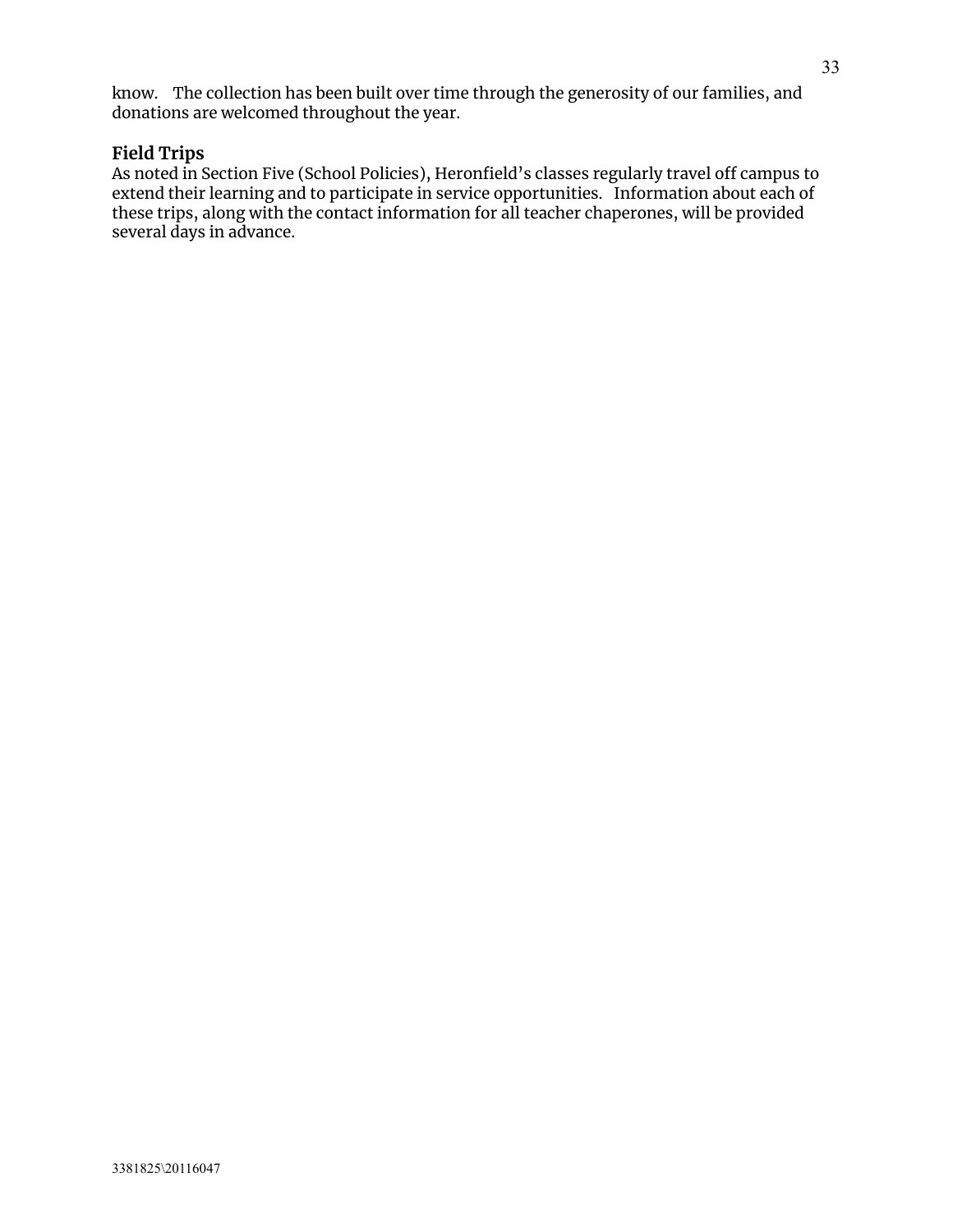know. The collection has been built over time through the generosity of our families, and donations are welcomed throughout the year.

### Field Trips

As noted in Section Five (School Policies), Heronfield's classes regularly travel off campus to extend their learning and to participate in service opportunities. Information about each of these trips, along with the contact information for all teacher chaperones, will be provided several days in advance.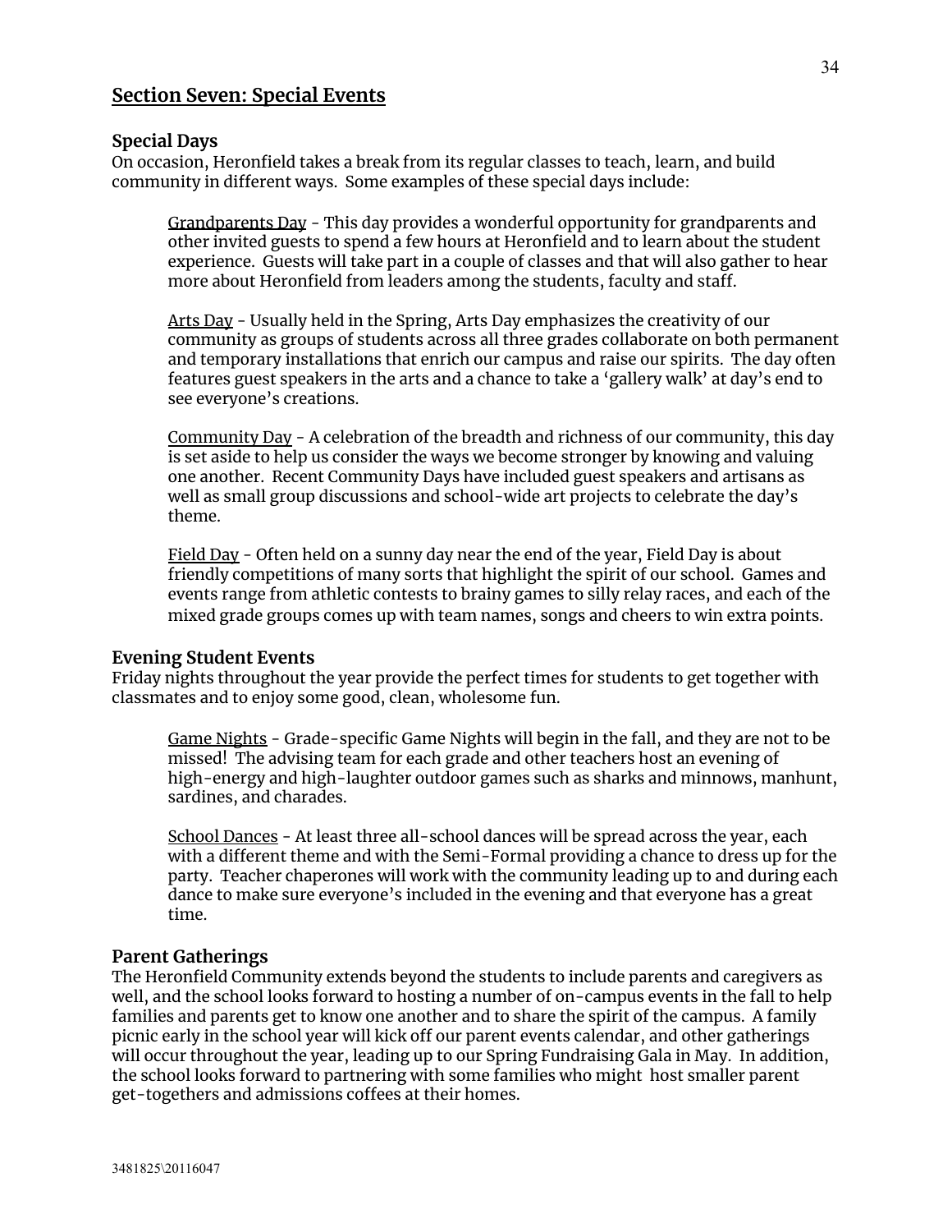## Section Seven: Special Events

### Special Days

On occasion, Heronfield takes a break from its regular classes to teach, learn, and build community in different ways. Some examples of these special days include:

Grandparents Day - This day provides a wonderful opportunity for grandparents and other invited guests to spend a few hours at Heronfield and to learn about the student experience. Guests will take part in a couple of classes and that will also gather to hear more about Heronfield from leaders among the students, faculty and staff.

Arts Day - Usually held in the Spring, Arts Day emphasizes the creativity of our community as groups of students across all three grades collaborate on both permanent and temporary installations that enrich our campus and raise our spirits. The day often features guest speakers in the arts and a chance to take a 'gallery walk' at day's end to see everyone's creations.

Community Day - A celebration of the breadth and richness of our community, this day is set aside to help us consider the ways we become stronger by knowing and valuing one another. Recent Community Days have included guest speakers and artisans as well as small group discussions and school-wide art projects to celebrate the day's theme.

Field Day - Often held on a sunny day near the end of the year, Field Day is about friendly competitions of many sorts that highlight the spirit of our school. Games and events range from athletic contests to brainy games to silly relay races, and each of the mixed grade groups comes up with team names, songs and cheers to win extra points.

### Evening Student Events

Friday nights throughout the year provide the perfect times for students to get together with classmates and to enjoy some good, clean, wholesome fun.

Game Nights - Grade-specific Game Nights will begin in the fall, and they are not to be missed! The advising team for each grade and other teachers host an evening of high-energy and high-laughter outdoor games such as sharks and minnows, manhunt, sardines, and charades.

School Dances - At least three all-school dances will be spread across the year, each with a different theme and with the Semi-Formal providing a chance to dress up for the party. Teacher chaperones will work with the community leading up to and during each dance to make sure everyone's included in the evening and that everyone has a great time.

### Parent Gatherings

The Heronfield Community extends beyond the students to include parents and caregivers as well, and the school looks forward to hosting a number of on-campus events in the fall to help families and parents get to know one another and to share the spirit of the campus. A family picnic early in the school year will kick off our parent events calendar, and other gatherings will occur throughout the year, leading up to our Spring Fundraising Gala in May. In addition, the school looks forward to partnering with some families who might host smaller parent get-togethers and admissions coffees at their homes.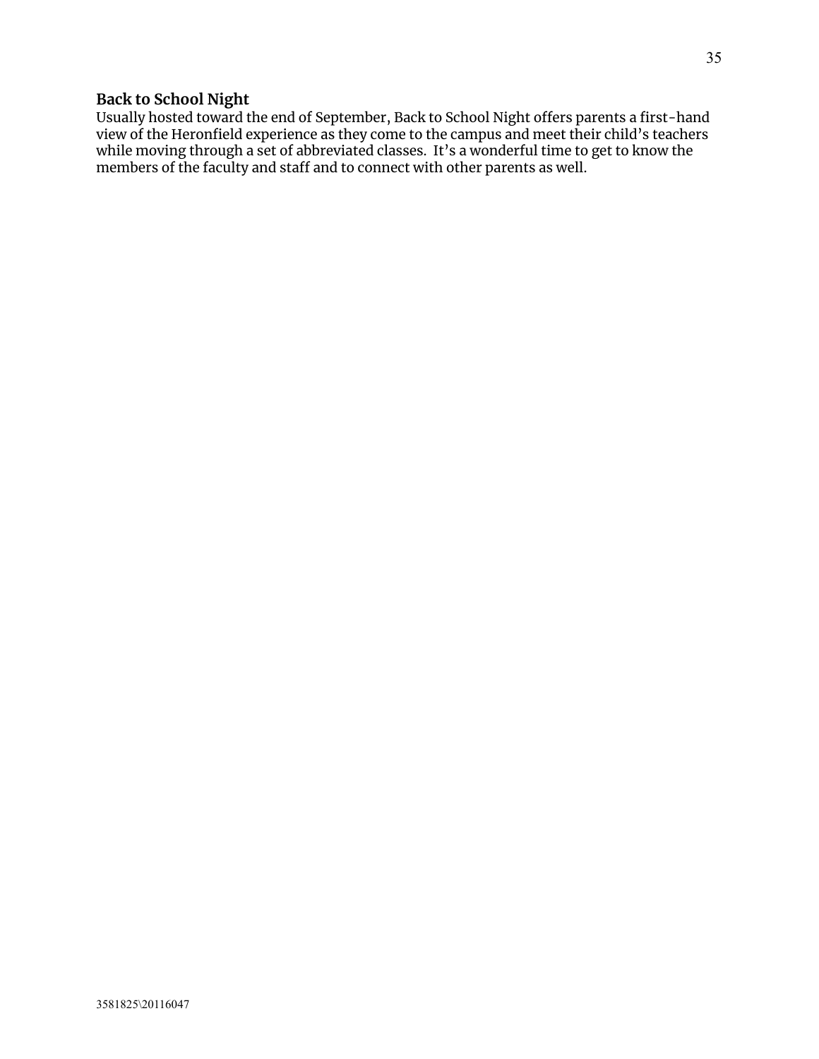### Back to School Night

Usually hosted toward the end of September, Back to School Night offers parents a first-hand view of the Heronfield experience as they come to the campus and meet their child's teachers while moving through a set of abbreviated classes. It's a wonderful time to get to know the members of the faculty and staff and to connect with other parents as well.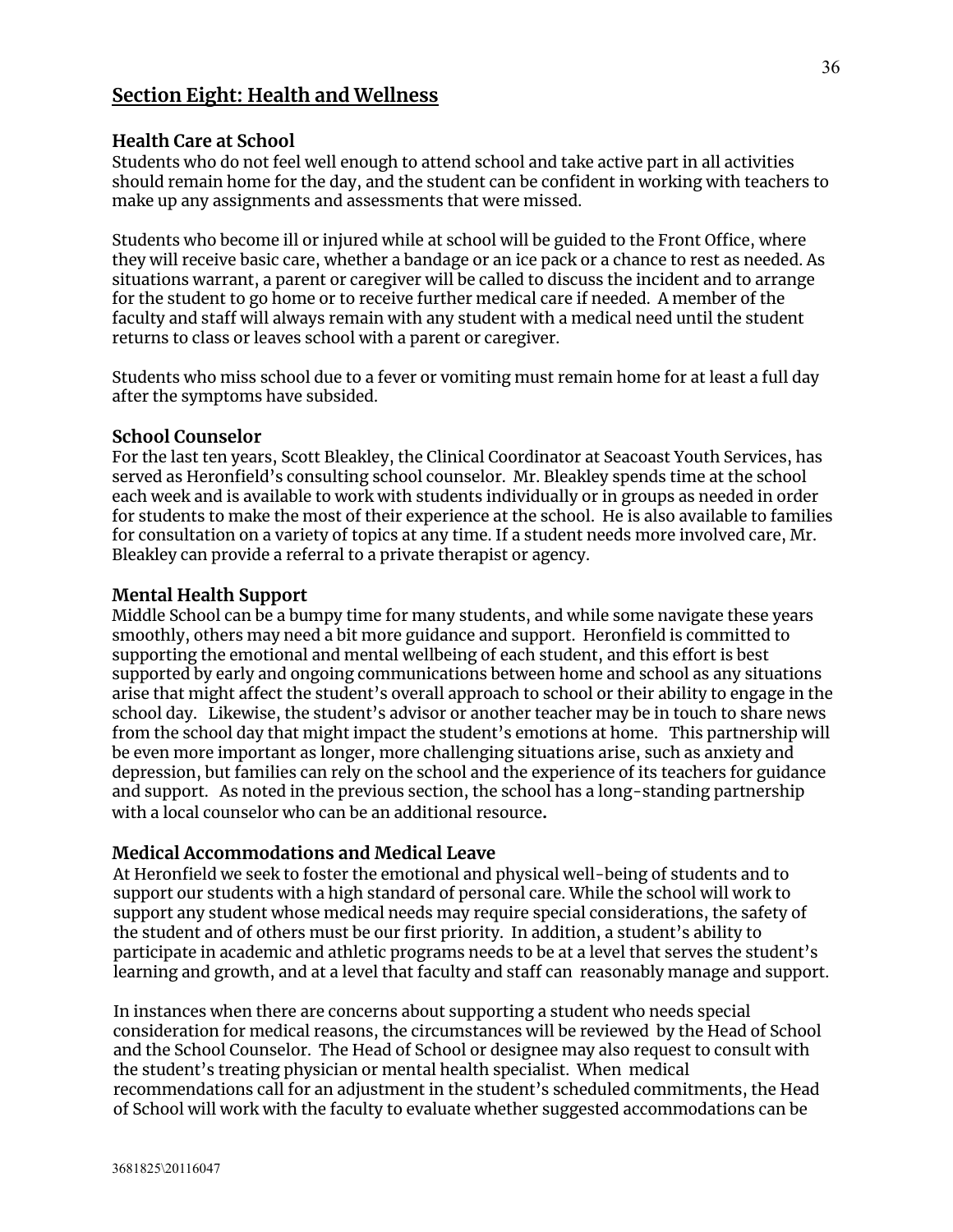## Section Eight: Health and Wellness

### Health Care at School

Students who do not feel well enough to attend school and take active part in all activities should remain home for the day, and the student can be confident in working with teachers to make up any assignments and assessments that were missed.

Students who become ill or injured while at school will be guided to the Front Office, where they will receive basic care, whether a bandage or an ice pack or a chance to rest as needed. As situations warrant, a parent or caregiver will be called to discuss the incident and to arrange for the student to go home or to receive further medical care if needed. A member of the faculty and staff will always remain with any student with a medical need until the student returns to class or leaves school with a parent or caregiver.

Students who miss school due to a fever or vomiting must remain home for at least a full day after the symptoms have subsided.

### School Counselor

For the last ten years, Scott Bleakley, the Clinical Coordinator at Seacoast Youth Services, has served as Heronfield's consulting school counselor. Mr. Bleakley spends time at the school each week and is available to work with students individually or in groups as needed in order for students to make the most of their experience at the school. He is also available to families for consultation on a variety of topics at any time. If a student needs more involved care, Mr. Bleakley can provide a referral to a private therapist or agency.

### Mental Health Support

Middle School can be a bumpy time for many students, and while some navigate these years smoothly, others may need a bit more guidance and support. Heronfield is committed to supporting the emotional and mental wellbeing of each student, and this effort is best supported by early and ongoing communications between home and school as any situations arise that might affect the student's overall approach to school or their ability to engage in the school day. Likewise, the student's advisor or another teacher may be in touch to share news from the school day that might impact the student's emotions at home. This partnership will be even more important as longer, more challenging situations arise, such as anxiety and depression, but families can rely on the school and the experience of its teachers for guidance and support. As noted in the previous section, the school has a long-standing partnership with a local counselor who can be an additional resource**.**

### Medical Accommodations and Medical Leave

At Heronfield we seek to foster the emotional and physical well-being of students and to support our students with a high standard of personal care. While the school will work to support any student whose medical needs may require special considerations, the safety of the student and of others must be our first priority. In addition, a student's ability to participate in academic and athletic programs needs to be at a level that serves the student's learning and growth, and at a level that faculty and staff can reasonably manage and support.

In instances when there are concerns about supporting a student who needs special consideration for medical reasons, the circumstances will be reviewed by the Head of School and the School Counselor. The Head of School or designee may also request to consult with the student's treating physician or mental health specialist. When medical recommendations call for an adjustment in the student's scheduled commitments, the Head of School will work with the faculty to evaluate whether suggested accommodations can be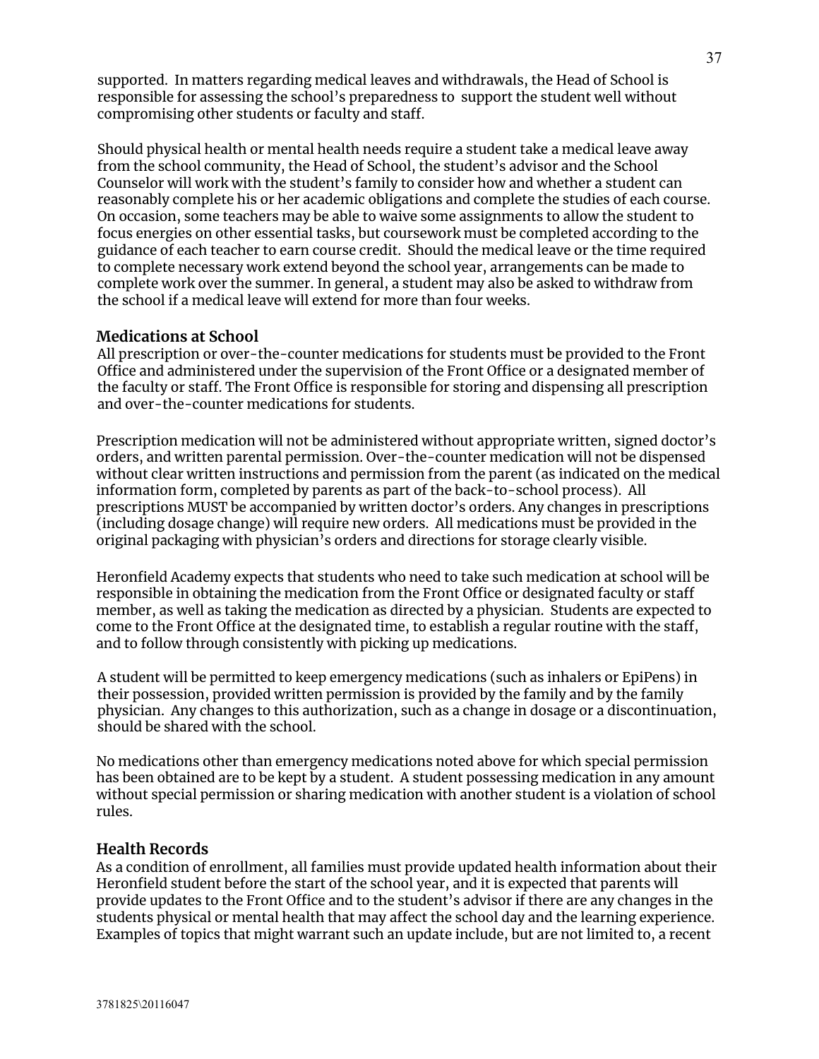supported. In matters regarding medical leaves and withdrawals, the Head of School is responsible for assessing the school's preparedness to support the student well without compromising other students or faculty and staff.

Should physical health or mental health needs require a student take a medical leave away from the school community, the Head of School, the student's advisor and the School Counselor will work with the student's family to consider how and whether a student can reasonably complete his or her academic obligations and complete the studies of each course. On occasion, some teachers may be able to waive some assignments to allow the student to focus energies on other essential tasks, but coursework must be completed according to the guidance of each teacher to earn course credit. Should the medical leave or the time required to complete necessary work extend beyond the school year, arrangements can be made to complete work over the summer. In general, a student may also be asked to withdraw from the school if a medical leave will extend for more than four weeks.

### Medications at School

All prescription or over-the-counter medications for students must be provided to the Front Office and administered under the supervision of the Front Office or a designated member of the faculty or staff. The Front Office is responsible for storing and dispensing all prescription and over-the-counter medications for students.

Prescription medication will not be administered without appropriate written, signed doctor's orders, and written parental permission. Over-the-counter medication will not be dispensed without clear written instructions and permission from the parent (as indicated on the medical information form, completed by parents as part of the back-to-school process). All prescriptions MUST be accompanied by written doctor's orders. Any changes in prescriptions (including dosage change) will require new orders. All medications must be provided in the original packaging with physician's orders and directions for storage clearly visible.

Heronfield Academy expects that students who need to take such medication at school will be responsible in obtaining the medication from the Front Office or designated faculty or staff member, as well as taking the medication as directed by a physician. Students are expected to come to the Front Office at the designated time, to establish a regular routine with the staff, and to follow through consistently with picking up medications.

A student will be permitted to keep emergency medications (such as inhalers or EpiPens) in their possession, provided written permission is provided by the family and by the family physician. Any changes to this authorization, such as a change in dosage or a discontinuation, should be shared with the school.

No medications other than emergency medications noted above for which special permission has been obtained are to be kept by a student. A student possessing medication in any amount without special permission or sharing medication with another student is a violation of school rules.

### Health Records

As a condition of enrollment, all families must provide updated health information about their Heronfield student before the start of the school year, and it is expected that parents will provide updates to the Front Office and to the student's advisor if there are any changes in the students physical or mental health that may affect the school day and the learning experience. Examples of topics that might warrant such an update include, but are not limited to, a recent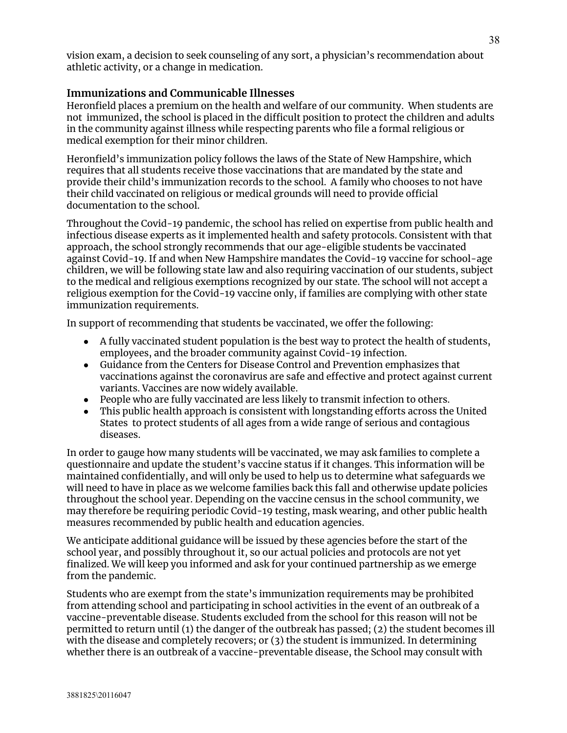vision exam, a decision to seek counseling of any sort, a physician's recommendation about athletic activity, or a change in medication.

### Immunizations and Communicable Illnesses

Heronfield places a premium on the health and welfare of our community. When students are not immunized, the school is placed in the difficult position to protect the children and adults in the community against illness while respecting parents who file a formal religious or medical exemption for their minor children.

Heronfield's immunization policy follows the laws of the State of New Hampshire, which requires that all students receive those vaccinations that are mandated by the state and provide their child's immunization records to the school. A family who chooses to not have their child vaccinated on religious or medical grounds will need to provide official documentation to the school.

Throughout the Covid-19 pandemic, the school has relied on expertise from public health and infectious disease experts as it implemented health and safety protocols. Consistent with that approach, the school strongly recommends that our age-eligible students be vaccinated against Covid-19. If and when New Hampshire mandates the Covid-19 vaccine for school-age children, we will be following state law and also requiring vaccination of our students, subject to the medical and religious exemptions recognized by our state. The school will not accept a religious exemption for the Covid-19 vaccine only, if families are complying with other state immunization requirements.

In support of recommending that students be vaccinated, we offer the following:

- A fully vaccinated student population is the best way to protect the health of students, employees, and the broader community against Covid-19 infection.
- Guidance from the Centers for Disease Control and Prevention emphasizes that vaccinations against the coronavirus are safe and effective and protect against current variants. Vaccines are now widely available.
- People who are fully vaccinated are less likely to transmit infection to others.
- This public health approach is consistent with longstanding efforts across the United States to protect students of all ages from a wide range of serious and contagious diseases.

In order to gauge how many students will be vaccinated, we may ask families to complete a questionnaire and update the student's vaccine status if it changes. This information will be maintained confidentially, and will only be used to help us to determine what safeguards we will need to have in place as we welcome families back this fall and otherwise update policies throughout the school year. Depending on the vaccine census in the school community, we may therefore be requiring periodic Covid-19 testing, mask wearing, and other public health measures recommended by public health and education agencies.

We anticipate additional guidance will be issued by these agencies before the start of the school year, and possibly throughout it, so our actual policies and protocols are not yet finalized. We will keep you informed and ask for your continued partnership as we emerge from the pandemic.

Students who are exempt from the state's immunization requirements may be prohibited from attending school and participating in school activities in the event of an outbreak of a vaccine-preventable disease. Students excluded from the school for this reason will not be permitted to return until (1) the danger of the outbreak has passed; (2) the student becomes ill with the disease and completely recovers; or (3) the student is immunized. In determining whether there is an outbreak of a vaccine-preventable disease, the School may consult with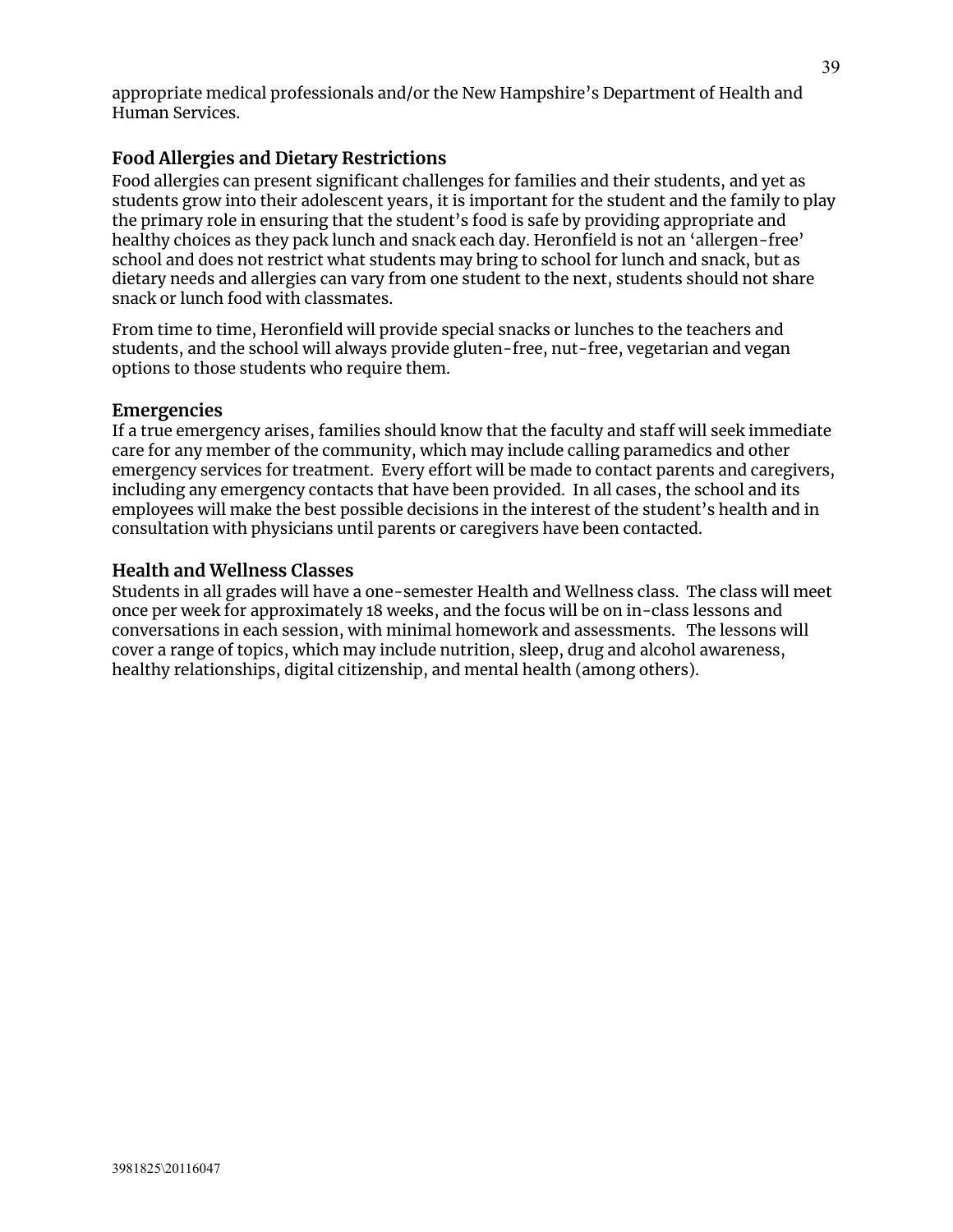appropriate medical professionals and/or the New Hampshire's Department of Health and Human Services.

### Food Allergies and Dietary Restrictions

Food allergies can present significant challenges for families and their students, and yet as students grow into their adolescent years, it is important for the student and the family to play the primary role in ensuring that the student's food is safe by providing appropriate and healthy choices as they pack lunch and snack each day. Heronfield is not an 'allergen-free' school and does not restrict what students may bring to school for lunch and snack, but as dietary needs and allergies can vary from one student to the next, students should not share snack or lunch food with classmates.

From time to time, Heronfield will provide special snacks or lunches to the teachers and students, and the school will always provide gluten-free, nut-free, vegetarian and vegan options to those students who require them.

### Emergencies

If a true emergency arises, families should know that the faculty and staff will seek immediate care for any member of the community, which may include calling paramedics and other emergency services for treatment. Every effort will be made to contact parents and caregivers, including any emergency contacts that have been provided. In all cases, the school and its employees will make the best possible decisions in the interest of the student's health and in consultation with physicians until parents or caregivers have been contacted.

### Health and Wellness Classes

Students in all grades will have a one-semester Health and Wellness class. The class will meet once per week for approximately 18 weeks, and the focus will be on in-class lessons and conversations in each session, with minimal homework and assessments. The lessons will cover a range of topics, which may include nutrition, sleep, drug and alcohol awareness, healthy relationships, digital citizenship, and mental health (among others).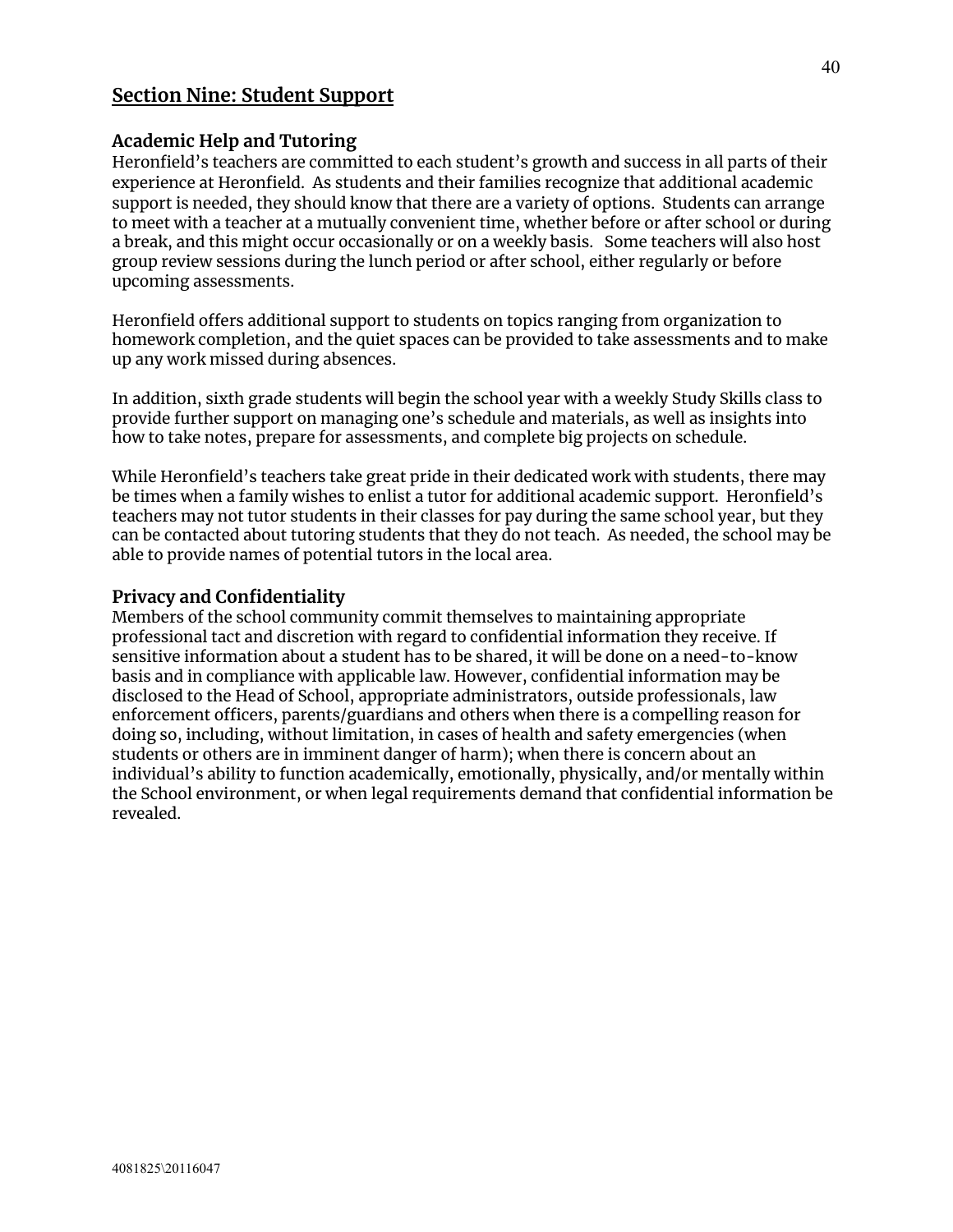## Section Nine: Student Support

### Academic Help and Tutoring

Heronfield's teachers are committed to each student's growth and success in all parts of their experience at Heronfield. As students and their families recognize that additional academic support is needed, they should know that there are a variety of options. Students can arrange to meet with a teacher at a mutually convenient time, whether before or after school or during a break, and this might occur occasionally or on a weekly basis. Some teachers will also host group review sessions during the lunch period or after school, either regularly or before upcoming assessments.

Heronfield offers additional support to students on topics ranging from organization to homework completion, and the quiet spaces can be provided to take assessments and to make up any work missed during absences.

In addition, sixth grade students will begin the school year with a weekly Study Skills class to provide further support on managing one's schedule and materials, as well as insights into how to take notes, prepare for assessments, and complete big projects on schedule.

While Heronfield's teachers take great pride in their dedicated work with students, there may be times when a family wishes to enlist a tutor for additional academic support. Heronfield's teachers may not tutor students in their classes for pay during the same school year, but they can be contacted about tutoring students that they do not teach. As needed, the school may be able to provide names of potential tutors in the local area.

### Privacy and Confidentiality

Members of the school community commit themselves to maintaining appropriate professional tact and discretion with regard to confidential information they receive. If sensitive information about a student has to be shared, it will be done on a need-to-know basis and in compliance with applicable law. However, confidential information may be disclosed to the Head of School, appropriate administrators, outside professionals, law enforcement officers, parents/guardians and others when there is a compelling reason for doing so, including, without limitation, in cases of health and safety emergencies (when students or others are in imminent danger of harm); when there is concern about an individual's ability to function academically, emotionally, physically, and/or mentally within the School environment, or when legal requirements demand that confidential information be revealed.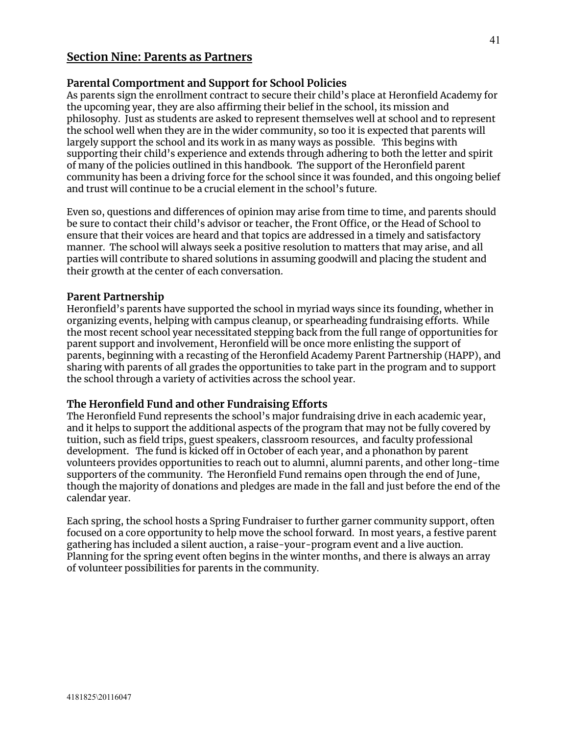## Section Nine: Parents as Partners

### Parental Comportment and Support for School Policies

As parents sign the enrollment contract to secure their child's place at Heronfield Academy for the upcoming year, they are also affirming their belief in the school, its mission and philosophy. Just as students are asked to represent themselves well at school and to represent the school well when they are in the wider community, so too it is expected that parents will largely support the school and its work in as many ways as possible. This begins with supporting their child's experience and extends through adhering to both the letter and spirit of many of the policies outlined in this handbook. The support of the Heronfield parent community has been a driving force for the school since it was founded, and this ongoing belief and trust will continue to be a crucial element in the school's future.

Even so, questions and differences of opinion may arise from time to time, and parents should be sure to contact their child's advisor or teacher, the Front Office, or the Head of School to ensure that their voices are heard and that topics are addressed in a timely and satisfactory manner. The school will always seek a positive resolution to matters that may arise, and all parties will contribute to shared solutions in assuming goodwill and placing the student and their growth at the center of each conversation.

### Parent Partnership

Heronfield's parents have supported the school in myriad ways since its founding, whether in organizing events, helping with campus cleanup, or spearheading fundraising efforts. While the most recent school year necessitated stepping back from the full range of opportunities for parent support and involvement, Heronfield will be once more enlisting the support of parents, beginning with a recasting of the Heronfield Academy Parent Partnership (HAPP), and sharing with parents of all grades the opportunities to take part in the program and to support the school through a variety of activities across the school year.

### The Heronfield Fund and other Fundraising Efforts

The Heronfield Fund represents the school's major fundraising drive in each academic year, and it helps to support the additional aspects of the program that may not be fully covered by tuition, such as field trips, guest speakers, classroom resources, and faculty professional development. The fund is kicked off in October of each year, and a phonathon by parent volunteers provides opportunities to reach out to alumni, alumni parents, and other long-time supporters of the community. The Heronfield Fund remains open through the end of June, though the majority of donations and pledges are made in the fall and just before the end of the calendar year.

Each spring, the school hosts a Spring Fundraiser to further garner community support, often focused on a core opportunity to help move the school forward. In most years, a festive parent gathering has included a silent auction, a raise-your-program event and a live auction. Planning for the spring event often begins in the winter months, and there is always an array of volunteer possibilities for parents in the community.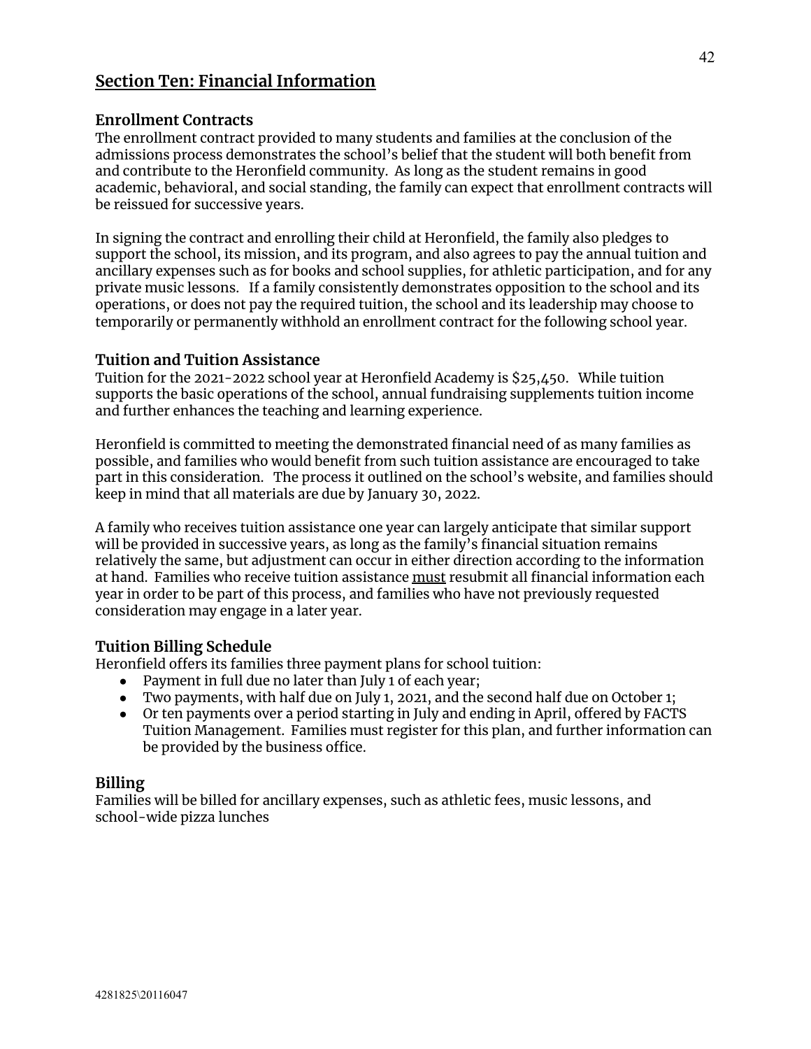## Section Ten: Financial Information

### Enrollment Contracts

The enrollment contract provided to many students and families at the conclusion of the admissions process demonstrates the school's belief that the student will both benefit from and contribute to the Heronfield community. As long as the student remains in good academic, behavioral, and social standing, the family can expect that enrollment contracts will be reissued for successive years.

In signing the contract and enrolling their child at Heronfield, the family also pledges to support the school, its mission, and its program, and also agrees to pay the annual tuition and ancillary expenses such as for books and school supplies, for athletic participation, and for any private music lessons. If a family consistently demonstrates opposition to the school and its operations, or does not pay the required tuition, the school and its leadership may choose to temporarily or permanently withhold an enrollment contract for the following school year.

### Tuition and Tuition Assistance

Tuition for the 2021-2022 school year at Heronfield Academy is $25,450. While tuition supports the basic operations of the school, annual fundraising supplements tuition income and further enhances the teaching and learning experience.

Heronfield is committed to meeting the demonstrated financial need of as many families as possible, and families who would benefit from such tuition assistance are encouraged to take part in this consideration. The process it outlined on the school's website, and families should keep in mind that all materials are due by January 30, 2022.

A family who receives tuition assistance one year can largely anticipate that similar support will be provided in successive years, as long as the family's financial situation remains relatively the same, but adjustment can occur in either direction according to the information at hand. Families who receive tuition assistance <u>must</u> resubmit all financial information each year in order to be part of this process, and families who have not previously requested consideration may engage in a later year.

### Tuition Billing Schedule

Heronfield offers its families three payment plans for school tuition:

- Payment in full due no later than July 1 of each year;
- Two payments, with half due on July 1, 2021, and the second half due on October 1;
- Or ten payments over a period starting in July and ending in April, offered by FACTS Tuition Management. Families must register for this plan, and further information can be provided by the business office.

### Billing

Families will be billed for ancillary expenses, such as athletic fees, music lessons, and school-wide pizza lunches

4281825\20116047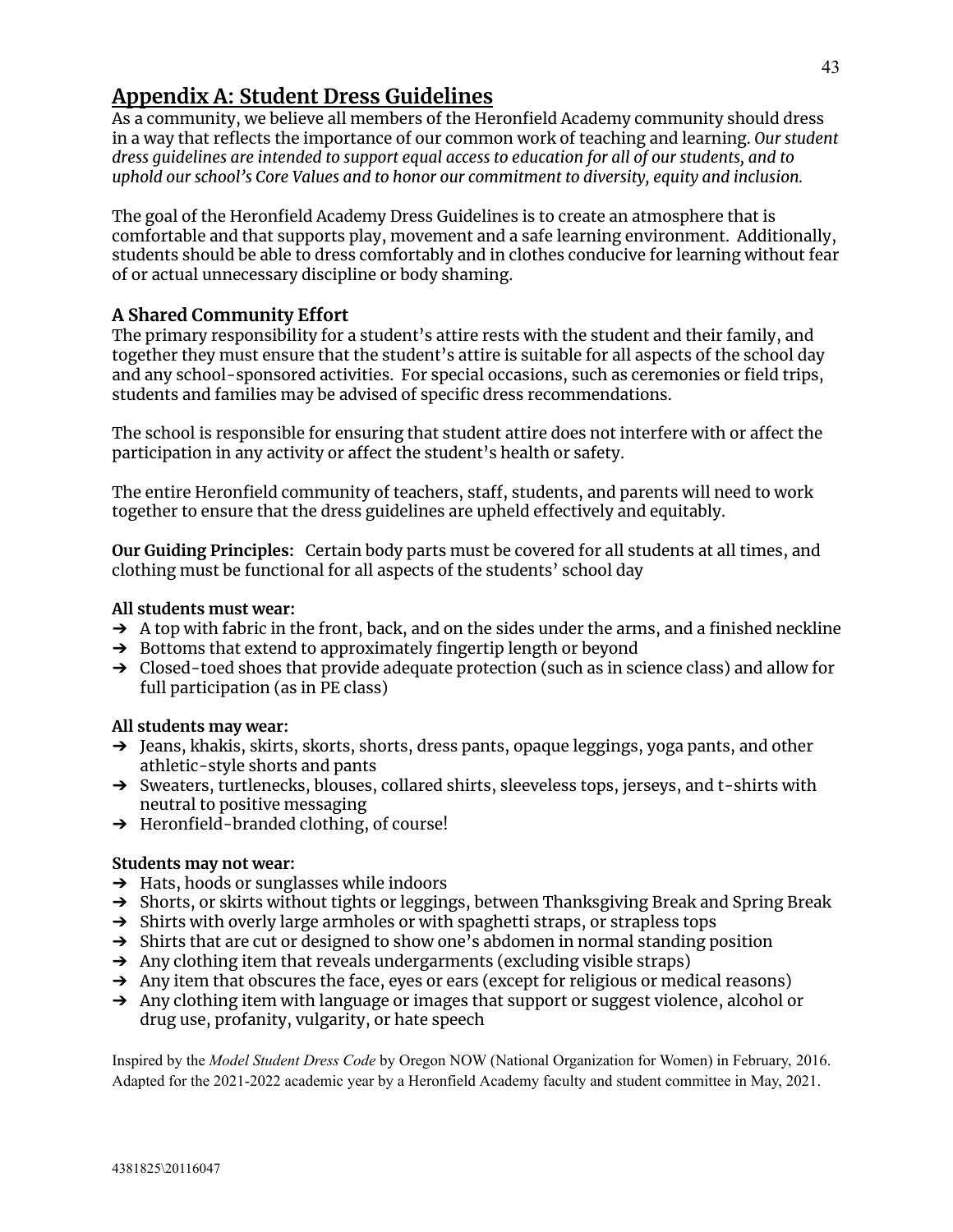## Appendix A: Student Dress Guidelines

As a community, we believe all members of the Heronfield Academy community should dress in a way that reflects the importance of our common work of teaching and learning. *Our student dress guidelines are intended to support equal access to education for all of our students, and to uphold our school's Core Values and to honor our commitment to diversity, equity and inclusion.*

The goal of the Heronfield Academy Dress Guidelines is to create an atmosphere that is comfortable and that supports play, movement and a safe learning environment. Additionally, students should be able to dress comfortably and in clothes conducive for learning without fear of or actual unnecessary discipline or body shaming.

### A Shared Community Effort

The primary responsibility for a student's attire rests with the student and their family, and together they must ensure that the student's attire is suitable for all aspects of the school day and any school-sponsored activities. For special occasions, such as ceremonies or field trips, students and families may be advised of specific dress recommendations.

The school is responsible for ensuring that student attire does not interfere with or affect the participation in any activity or affect the student's health or safety.

The entire Heronfield community of teachers, staff, students, and parents will need to work together to ensure that the dress guidelines are upheld effectively and equitably.

**Our Guiding Principles:** Certain body parts must be covered for all students at all times, and clothing must be functional for all aspects of the students' school day

**All students must wear:**

- A top with fabric in the front, back, and on the sides under the arms, and a finished neckline
- Bottoms that extend to approximately fingertip length or beyond
- Closed-toed shoes that provide adequate protection (such as in science class) and allow for full participation (as in PE class)

**All students may wear:**

- Jeans, khakis, skirts, skorts, shorts, dress pants, opaque leggings, yoga pants, and other athletic-style shorts and pants
- Sweaters, turtlenecks, blouses, collared shirts, sleeveless tops, jerseys, and t-shirts with neutral to positive messaging
- Heronfield-branded clothing, of course!

**Students may not wear:**

- Hats, hoods or sunglasses while indoors
- Shorts, or skirts without tights or leggings, between Thanksgiving Break and Spring Break
- Shirts with overly large armholes or with spaghetti straps, or strapless tops
- Shirts that are cut or designed to show one's abdomen in normal standing position
- Any clothing item that reveals undergarments (excluding visible straps)
- Any item that obscures the face, eyes or ears (except for religious or medical reasons)
- Any clothing item with language or images that support or suggest violence, alcohol or drug use, profanity, vulgarity, or hate speech

Inspired by the *Model Student Dress Code* by Oregon NOW (National Organization for Women) in February, 2016. Adapted for the 2021-2022 academic year by a Heronfield Academy faculty and student committee in May, 2021.

4381825\20116047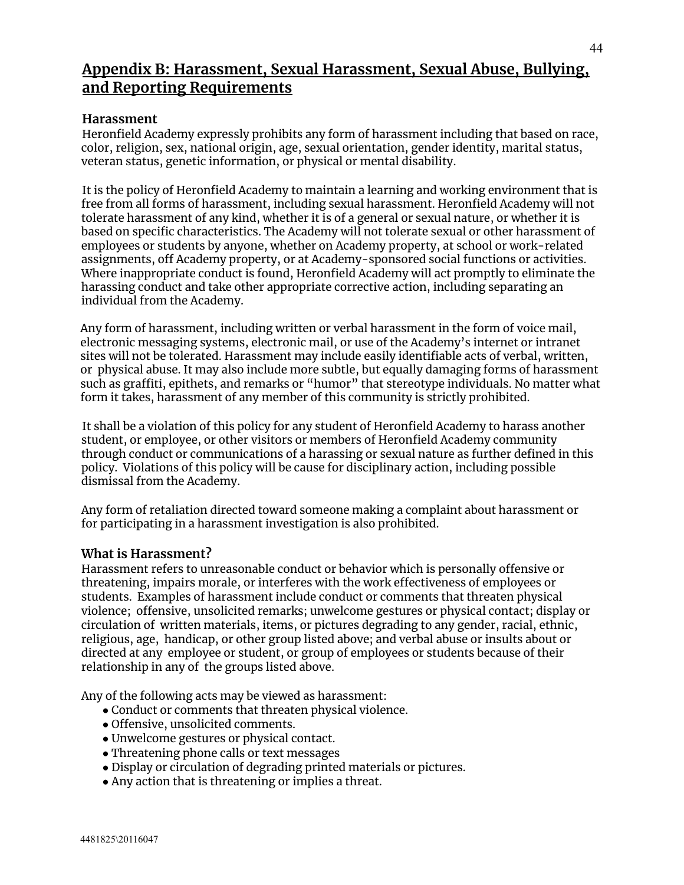## Appendix B: Harassment, Sexual Harassment, Sexual Abuse, Bullying, and Reporting Requirements

### Harassment

Heronfield Academy expressly prohibits any form of harassment including that based on race, color, religion, sex, national origin, age, sexual orientation, gender identity, marital status, veteran status, genetic information, or physical or mental disability.

It is the policy of Heronfield Academy to maintain a learning and working environment that is free from all forms of harassment, including sexual harassment. Heronfield Academy will not tolerate harassment of any kind, whether it is of a general or sexual nature, or whether it is based on specific characteristics. The Academy will not tolerate sexual or other harassment of employees or students by anyone, whether on Academy property, at school or work-related assignments, off Academy property, or at Academy-sponsored social functions or activities. Where inappropriate conduct is found, Heronfield Academy will act promptly to eliminate the harassing conduct and take other appropriate corrective action, including separating an individual from the Academy.

Any form of harassment, including written or verbal harassment in the form of voice mail, electronic messaging systems, electronic mail, or use of the Academy's internet or intranet sites will not be tolerated. Harassment may include easily identifiable acts of verbal, written, or physical abuse. It may also include more subtle, but equally damaging forms of harassment such as graffiti, epithets, and remarks or "humor" that stereotype individuals. No matter what form it takes, harassment of any member of this community is strictly prohibited.

It shall be a violation of this policy for any student of Heronfield Academy to harass another student, or employee, or other visitors or members of Heronfield Academy community through conduct or communications of a harassing or sexual nature as further defined in this policy. Violations of this policy will be cause for disciplinary action, including possible dismissal from the Academy.

Any form of retaliation directed toward someone making a complaint about harassment or for participating in a harassment investigation is also prohibited.

### What is Harassment?

Harassment refers to unreasonable conduct or behavior which is personally offensive or threatening, impairs morale, or interferes with the work effectiveness of employees or students. Examples of harassment include conduct or comments that threaten physical violence; offensive, unsolicited remarks; unwelcome gestures or physical contact; display or circulation of written materials, items, or pictures degrading to any gender, racial, ethnic, religious, age, handicap, or other group listed above; and verbal abuse or insults about or directed at any employee or student, or group of employees or students because of their relationship in any of the groups listed above.

Any of the following acts may be viewed as harassment:

- Conduct or comments that threaten physical violence.
- Offensive, unsolicited comments.
- Unwelcome gestures or physical contact.
- Threatening phone calls or text messages
- Display or circulation of degrading printed materials or pictures.
- Any action that is threatening or implies a threat.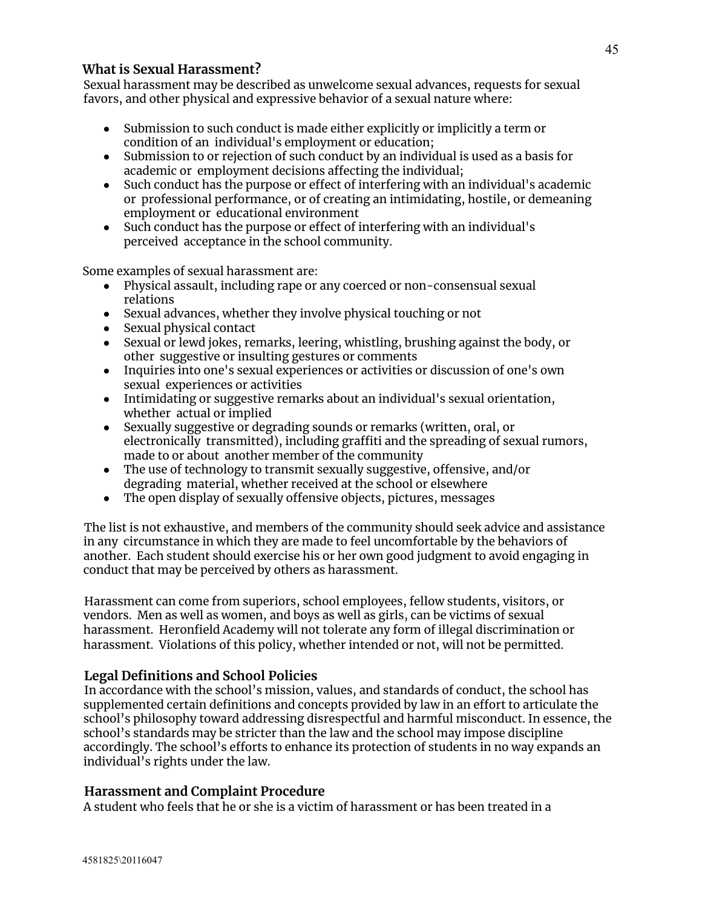### What is Sexual Harassment?

Sexual harassment may be described as unwelcome sexual advances, requests for sexual favors, and other physical and expressive behavior of a sexual nature where:

- Submission to such conduct is made either explicitly or implicitly a term or condition of an individual's employment or education;
- Submission to or rejection of such conduct by an individual is used as a basis for academic or employment decisions affecting the individual;
- Such conduct has the purpose or effect of interfering with an individual's academic or professional performance, or of creating an intimidating, hostile, or demeaning employment or educational environment
- Such conduct has the purpose or effect of interfering with an individual's perceived acceptance in the school community.

Some examples of sexual harassment are:

- Physical assault, including rape or any coerced or non-consensual sexual relations
- Sexual advances, whether they involve physical touching or not
- Sexual physical contact
- Sexual or lewd jokes, remarks, leering, whistling, brushing against the body, or other suggestive or insulting gestures or comments
- Inquiries into one's sexual experiences or activities or discussion of one's own sexual experiences or activities
- Intimidating or suggestive remarks about an individual's sexual orientation, whether actual or implied
- Sexually suggestive or degrading sounds or remarks (written, oral, or electronically transmitted), including graffiti and the spreading of sexual rumors, made to or about another member of the community
- The use of technology to transmit sexually suggestive, offensive, and/or degrading material, whether received at the school or elsewhere
- The open display of sexually offensive objects, pictures, messages

The list is not exhaustive, and members of the community should seek advice and assistance in any circumstance in which they are made to feel uncomfortable by the behaviors of another. Each student should exercise his or her own good judgment to avoid engaging in conduct that may be perceived by others as harassment.

Harassment can come from superiors, school employees, fellow students, visitors, or vendors. Men as well as women, and boys as well as girls, can be victims of sexual harassment. Heronfield Academy will not tolerate any form of illegal discrimination or harassment. Violations of this policy, whether intended or not, will not be permitted.

### Legal Definitions and School Policies

In accordance with the school's mission, values, and standards of conduct, the school has supplemented certain definitions and concepts provided by law in an effort to articulate the school's philosophy toward addressing disrespectful and harmful misconduct. In essence, the school's standards may be stricter than the law and the school may impose discipline accordingly. The school's efforts to enhance its protection of students in no way expands an individual's rights under the law.

### Harassment and Complaint Procedure

A student who feels that he or she is a victim of harassment or has been treated in a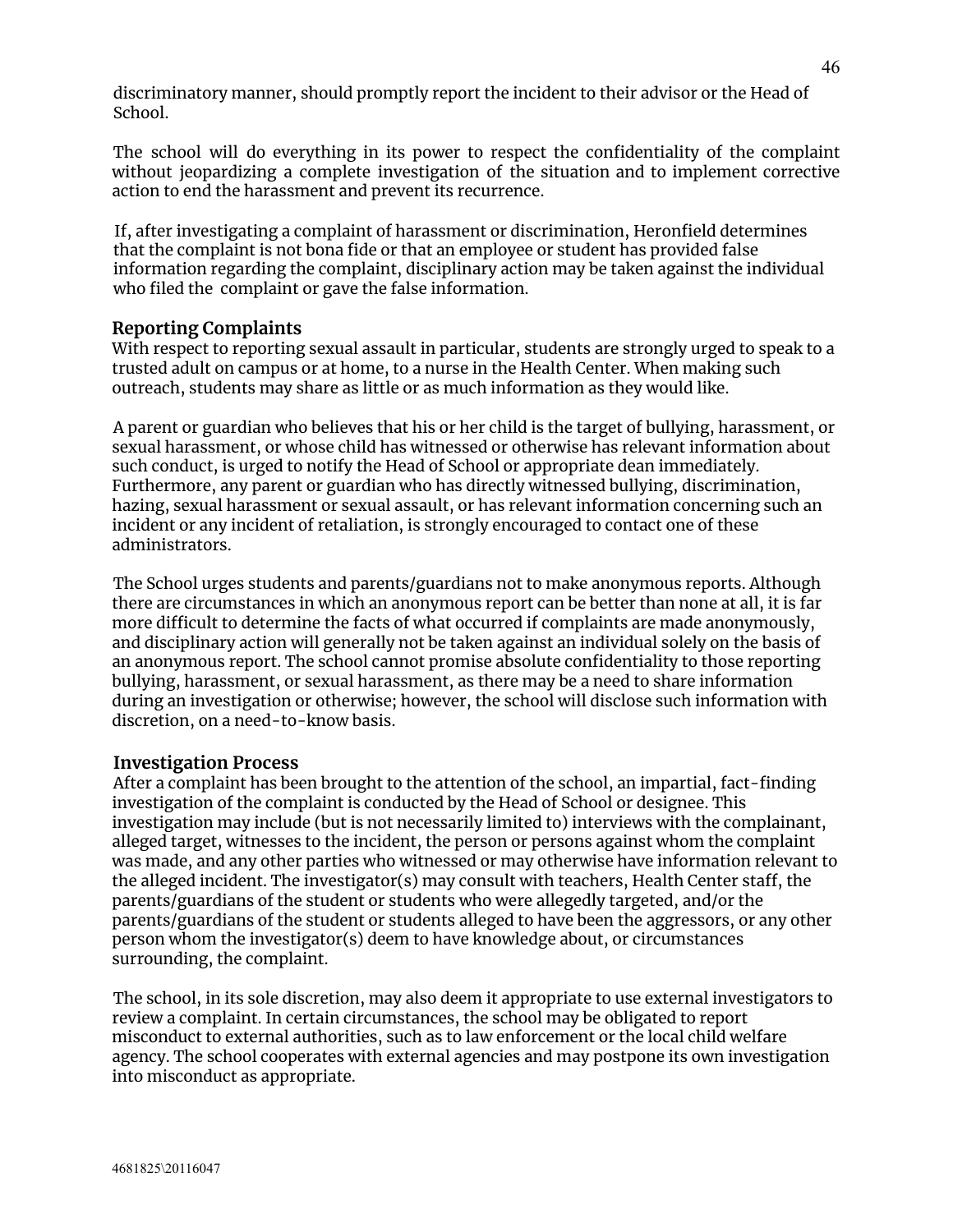discriminatory manner, should promptly report the incident to their advisor or the Head of School.

The school will do everything in its power to respect the confidentiality of the complaint without jeopardizing a complete investigation of the situation and to implement corrective action to end the harassment and prevent its recurrence.

If, after investigating a complaint of harassment or discrimination, Heronfield determines that the complaint is not bona fide or that an employee or student has provided false information regarding the complaint, disciplinary action may be taken against the individual who filed the complaint or gave the false information.

### Reporting Complaints

With respect to reporting sexual assault in particular, students are strongly urged to speak to a trusted adult on campus or at home, to a nurse in the Health Center. When making such outreach, students may share as little or as much information as they would like.

A parent or guardian who believes that his or her child is the target of bullying, harassment, or sexual harassment, or whose child has witnessed or otherwise has relevant information about such conduct, is urged to notify the Head of School or appropriate dean immediately. Furthermore, any parent or guardian who has directly witnessed bullying, discrimination, hazing, sexual harassment or sexual assault, or has relevant information concerning such an incident or any incident of retaliation, is strongly encouraged to contact one of these administrators.

The School urges students and parents/guardians not to make anonymous reports. Although there are circumstances in which an anonymous report can be better than none at all, it is far more difficult to determine the facts of what occurred if complaints are made anonymously, and disciplinary action will generally not be taken against an individual solely on the basis of an anonymous report. The school cannot promise absolute confidentiality to those reporting bullying, harassment, or sexual harassment, as there may be a need to share information during an investigation or otherwise; however, the school will disclose such information with discretion, on a need-to-know basis.

### Investigation Process

After a complaint has been brought to the attention of the school, an impartial, fact-finding investigation of the complaint is conducted by the Head of School or designee. This investigation may include (but is not necessarily limited to) interviews with the complainant, alleged target, witnesses to the incident, the person or persons against whom the complaint was made, and any other parties who witnessed or may otherwise have information relevant to the alleged incident. The investigator(s) may consult with teachers, Health Center staff, the parents/guardians of the student or students who were allegedly targeted, and/or the parents/guardians of the student or students alleged to have been the aggressors, or any other person whom the investigator(s) deem to have knowledge about, or circumstances surrounding, the complaint.

The school, in its sole discretion, may also deem it appropriate to use external investigators to review a complaint. In certain circumstances, the school may be obligated to report misconduct to external authorities, such as to law enforcement or the local child welfare agency. The school cooperates with external agencies and may postpone its own investigation into misconduct as appropriate.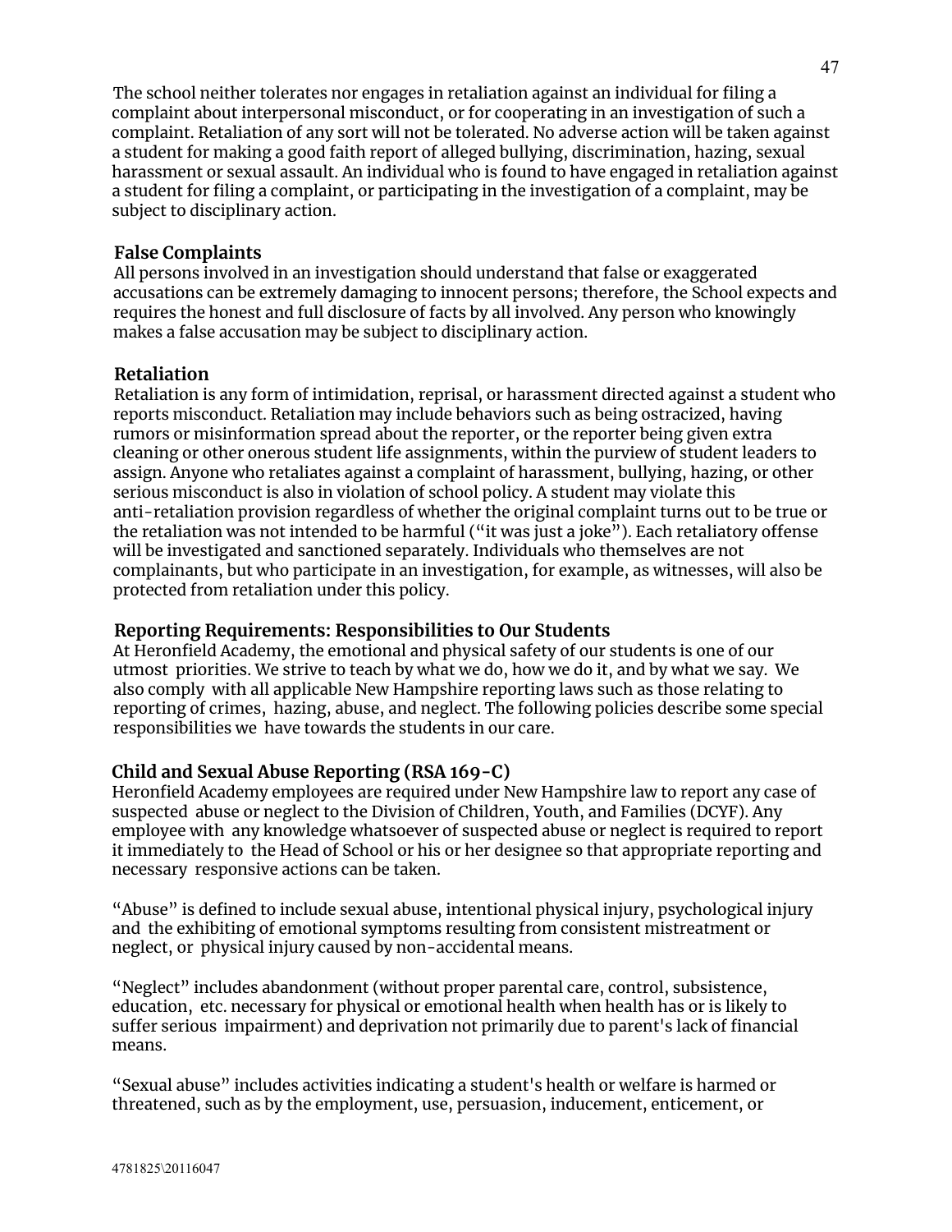The school neither tolerates nor engages in retaliation against an individual for filing a complaint about interpersonal misconduct, or for cooperating in an investigation of such a complaint. Retaliation of any sort will not be tolerated. No adverse action will be taken against a student for making a good faith report of alleged bullying, discrimination, hazing, sexual harassment or sexual assault. An individual who is found to have engaged in retaliation against a student for filing a complaint, or participating in the investigation of a complaint, may be subject to disciplinary action.

**False Complaints**

All persons involved in an investigation should understand that false or exaggerated accusations can be extremely damaging to innocent persons; therefore, the School expects and requires the honest and full disclosure of facts by all involved. Any person who knowingly makes a false accusation may be subject to disciplinary action.

**Retaliation**

Retaliation is any form of intimidation, reprisal, or harassment directed against a student who reports misconduct. Retaliation may include behaviors such as being ostracized, having rumors or misinformation spread about the reporter, or the reporter being given extra cleaning or other onerous student life assignments, within the purview of student leaders to assign. Anyone who retaliates against a complaint of harassment, bullying, hazing, or other serious misconduct is also in violation of school policy. A student may violate this anti-retaliation provision regardless of whether the original complaint turns out to be true or the retaliation was not intended to be harmful ("it was just a joke"). Each retaliatory offense will be investigated and sanctioned separately. Individuals who themselves are not complainants, but who participate in an investigation, for example, as witnesses, will also be protected from retaliation under this policy.

**Reporting Requirements: Responsibilities to Our Students**

At Heronfield Academy, the emotional and physical safety of our students is one of our utmost priorities. We strive to teach by what we do, how we do it, and by what we say. We also comply with all applicable New Hampshire reporting laws such as those relating to reporting of crimes, hazing, abuse, and neglect. The following policies describe some special responsibilities we have towards the students in our care.

**Child and Sexual Abuse Reporting (RSA 169-C)**

Heronfield Academy employees are required under New Hampshire law to report any case of suspected abuse or neglect to the Division of Children, Youth, and Families (DCYF). Any employee with any knowledge whatsoever of suspected abuse or neglect is required to report it immediately to the Head of School or his or her designee so that appropriate reporting and necessary responsive actions can be taken.

"Abuse" is defined to include sexual abuse, intentional physical injury, psychological injury and the exhibiting of emotional symptoms resulting from consistent mistreatment or neglect, or physical injury caused by non-accidental means.

"Neglect" includes abandonment (without proper parental care, control, subsistence, education, etc. necessary for physical or emotional health when health has or is likely to suffer serious impairment) and deprivation not primarily due to parent's lack of financial means.

"Sexual abuse" includes activities indicating a student's health or welfare is harmed or threatened, such as by the employment, use, persuasion, inducement, enticement, or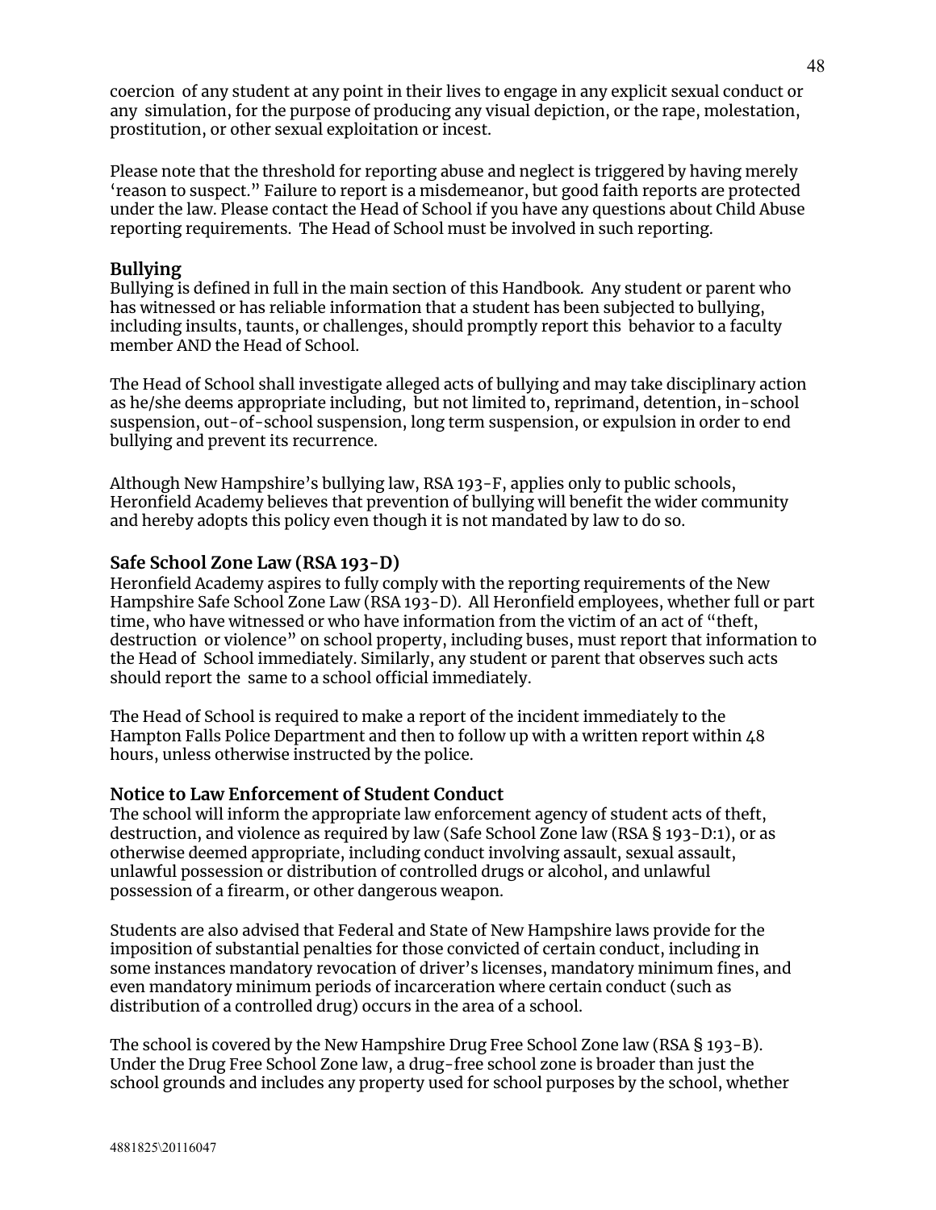coercion of any student at any point in their lives to engage in any explicit sexual conduct or any simulation, for the purpose of producing any visual depiction, or the rape, molestation, prostitution, or other sexual exploitation or incest.

Please note that the threshold for reporting abuse and neglect is triggered by having merely 'reason to suspect." Failure to report is a misdemeanor, but good faith reports are protected under the law. Please contact the Head of School if you have any questions about Child Abuse reporting requirements. The Head of School must be involved in such reporting.

### Bullying

Bullying is defined in full in the main section of this Handbook. Any student or parent who has witnessed or has reliable information that a student has been subjected to bullying, including insults, taunts, or challenges, should promptly report this behavior to a faculty member AND the Head of School.

The Head of School shall investigate alleged acts of bullying and may take disciplinary action as he/she deems appropriate including, but not limited to, reprimand, detention, in-school suspension, out-of-school suspension, long term suspension, or expulsion in order to end bullying and prevent its recurrence.

Although New Hampshire's bullying law, RSA 193-F, applies only to public schools, Heronfield Academy believes that prevention of bullying will benefit the wider community and hereby adopts this policy even though it is not mandated by law to do so.

### Safe School Zone Law (RSA 193-D)

Heronfield Academy aspires to fully comply with the reporting requirements of the New Hampshire Safe School Zone Law (RSA 193-D). All Heronfield employees, whether full or part time, who have witnessed or who have information from the victim of an act of "theft, destruction or violence" on school property, including buses, must report that information to the Head of School immediately. Similarly, any student or parent that observes such acts should report the same to a school official immediately.

The Head of School is required to make a report of the incident immediately to the Hampton Falls Police Department and then to follow up with a written report within 48 hours, unless otherwise instructed by the police.

### Notice to Law Enforcement of Student Conduct

The school will inform the appropriate law enforcement agency of student acts of theft, destruction, and violence as required by law (Safe School Zone law (RSA § 193-D:1), or as otherwise deemed appropriate, including conduct involving assault, sexual assault, unlawful possession or distribution of controlled drugs or alcohol, and unlawful possession of a firearm, or other dangerous weapon.

Students are also advised that Federal and State of New Hampshire laws provide for the imposition of substantial penalties for those convicted of certain conduct, including in some instances mandatory revocation of driver's licenses, mandatory minimum fines, and even mandatory minimum periods of incarceration where certain conduct (such as distribution of a controlled drug) occurs in the area of a school.

The school is covered by the New Hampshire Drug Free School Zone law (RSA § 193-B). Under the Drug Free School Zone law, a drug-free school zone is broader than just the school grounds and includes any property used for school purposes by the school, whether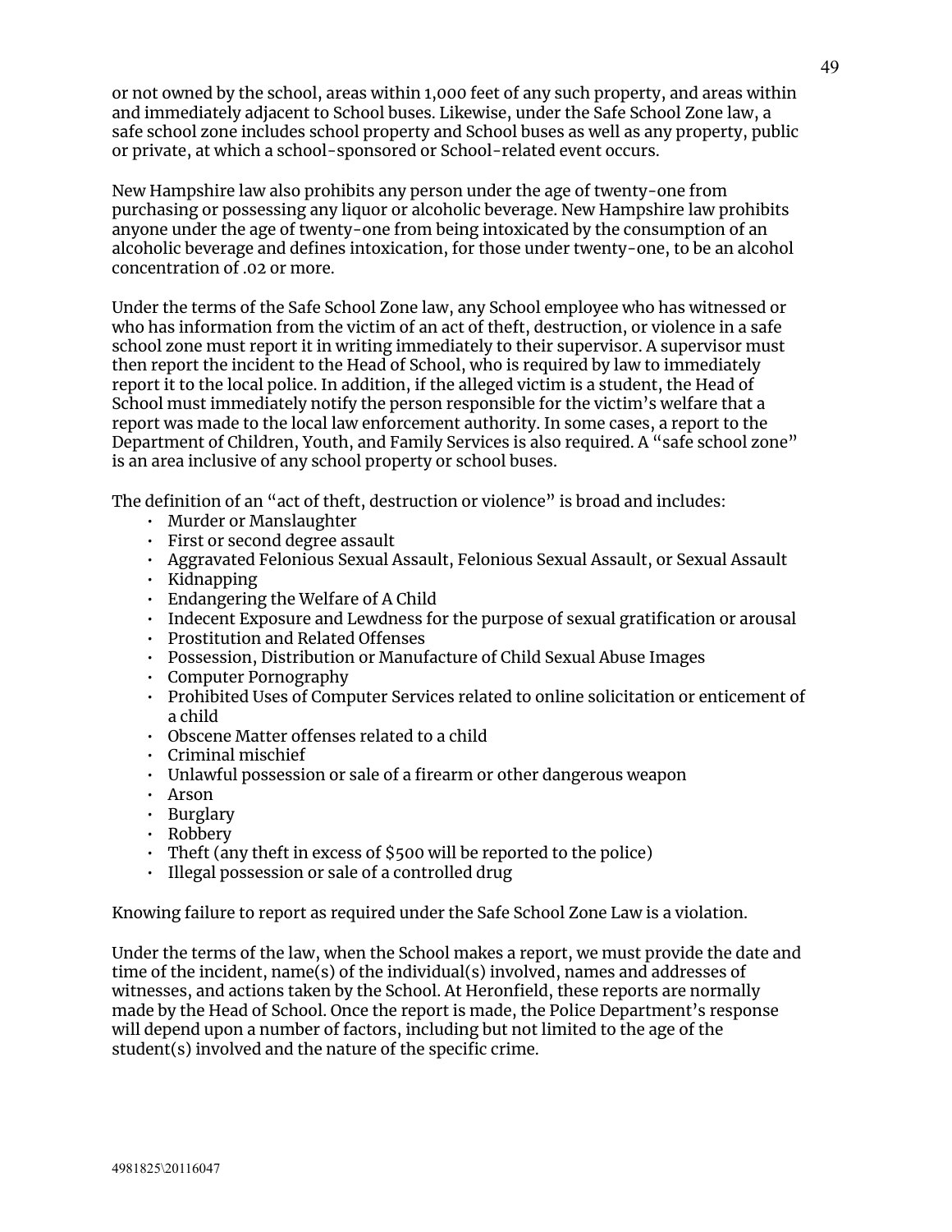or not owned by the school, areas within 1,000 feet of any such property, and areas within and immediately adjacent to School buses. Likewise, under the Safe School Zone law, a safe school zone includes school property and School buses as well as any property, public or private, at which a school-sponsored or School-related event occurs.

New Hampshire law also prohibits any person under the age of twenty-one from purchasing or possessing any liquor or alcoholic beverage. New Hampshire law prohibits anyone under the age of twenty-one from being intoxicated by the consumption of an alcoholic beverage and defines intoxication, for those under twenty-one, to be an alcohol concentration of .02 or more.

Under the terms of the Safe School Zone law, any School employee who has witnessed or who has information from the victim of an act of theft, destruction, or violence in a safe school zone must report it in writing immediately to their supervisor. A supervisor must then report the incident to the Head of School, who is required by law to immediately report it to the local police. In addition, if the alleged victim is a student, the Head of School must immediately notify the person responsible for the victim's welfare that a report was made to the local law enforcement authority. In some cases, a report to the Department of Children, Youth, and Family Services is also required. A "safe school zone" is an area inclusive of any school property or school buses.

The definition of an "act of theft, destruction or violence" is broad and includes:

- Murder or Manslaughter
- First or second degree assault
- Aggravated Felonious Sexual Assault, Felonious Sexual Assault, or Sexual Assault
- Kidnapping
- Endangering the Welfare of A Child
- Indecent Exposure and Lewdness for the purpose of sexual gratification or arousal
- Prostitution and Related Offenses
- Possession, Distribution or Manufacture of Child Sexual Abuse Images
- Computer Pornography
- Prohibited Uses of Computer Services related to online solicitation or enticement of a child
- Obscene Matter offenses related to a child
- Criminal mischief
- Unlawful possession or sale of a firearm or other dangerous weapon
- Arson
- Burglary
- Robbery
- Theft (any theft in excess of $500 will be reported to the police)
- Illegal possession or sale of a controlled drug

Knowing failure to report as required under the Safe School Zone Law is a violation.

Under the terms of the law, when the School makes a report, we must provide the date and time of the incident, name(s) of the individual(s) involved, names and addresses of witnesses, and actions taken by the School. At Heronfield, these reports are normally made by the Head of School. Once the report is made, the Police Department's response will depend upon a number of factors, including but not limited to the age of the student(s) involved and the nature of the specific crime.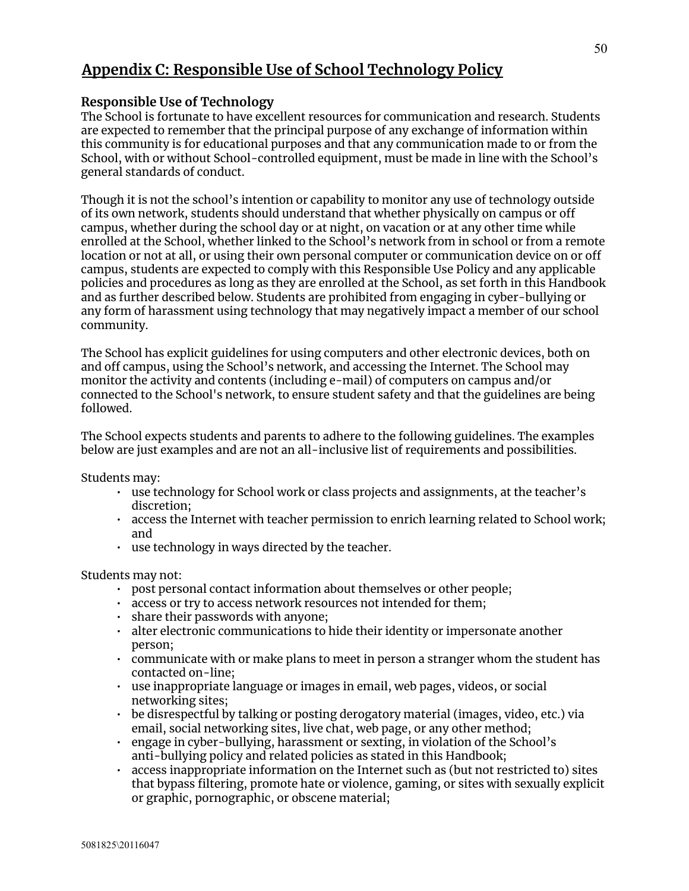## Appendix C: Responsible Use of School Technology Policy

### Responsible Use of Technology

The School is fortunate to have excellent resources for communication and research. Students are expected to remember that the principal purpose of any exchange of information within this community is for educational purposes and that any communication made to or from the School, with or without School-controlled equipment, must be made in line with the School's general standards of conduct.

Though it is not the school's intention or capability to monitor any use of technology outside of its own network, students should understand that whether physically on campus or off campus, whether during the school day or at night, on vacation or at any other time while enrolled at the School, whether linked to the School's network from in school or from a remote location or not at all, or using their own personal computer or communication device on or off campus, students are expected to comply with this Responsible Use Policy and any applicable policies and procedures as long as they are enrolled at the School, as set forth in this Handbook and as further described below. Students are prohibited from engaging in cyber-bullying or any form of harassment using technology that may negatively impact a member of our school community.

The School has explicit guidelines for using computers and other electronic devices, both on and off campus, using the School's network, and accessing the Internet. The School may monitor the activity and contents (including e-mail) of computers on campus and/or connected to the School's network, to ensure student safety and that the guidelines are being followed.

The School expects students and parents to adhere to the following guidelines. The examples below are just examples and are not an all-inclusive list of requirements and possibilities.

Students may:

- use technology for School work or class projects and assignments, at the teacher's discretion;
- access the Internet with teacher permission to enrich learning related to School work; and
- use technology in ways directed by the teacher.

Students may not:

- post personal contact information about themselves or other people;
- access or try to access network resources not intended for them;
- share their passwords with anyone;
- alter electronic communications to hide their identity or impersonate another person;
- communicate with or make plans to meet in person a stranger whom the student has contacted on-line;
- use inappropriate language or images in email, web pages, videos, or social networking sites;
- be disrespectful by talking or posting derogatory material (images, video, etc.) via email, social networking sites, live chat, web page, or any other method;
- engage in cyber-bullying, harassment or sexting, in violation of the School's anti-bullying policy and related policies as stated in this Handbook;
- access inappropriate information on the Internet such as (but not restricted to) sites that bypass filtering, promote hate or violence, gaming, or sites with sexually explicit or graphic, pornographic, or obscene material;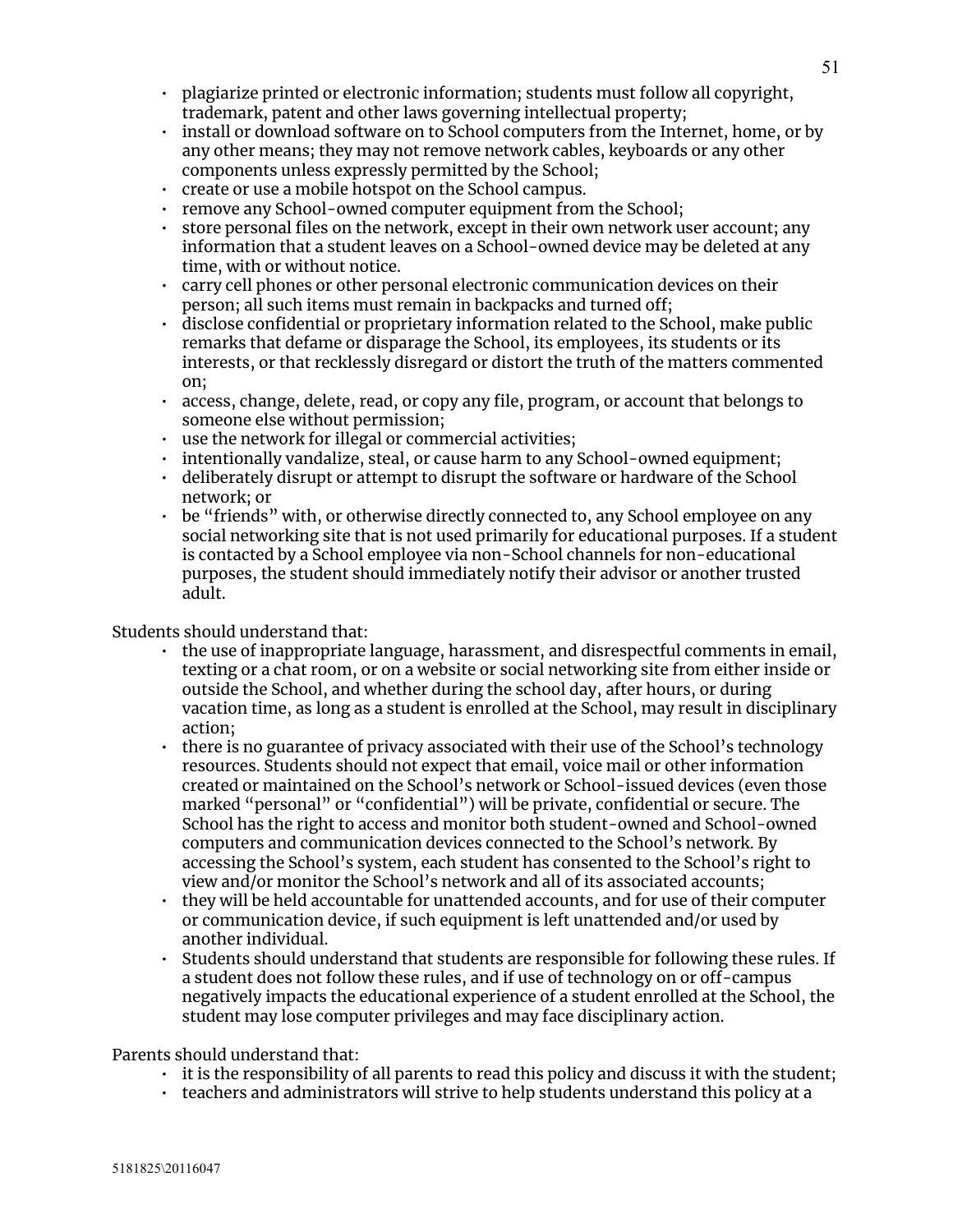- plagiarize printed or electronic information; students must follow all copyright, trademark, patent and other laws governing intellectual property;
- install or download software on to School computers from the Internet, home, or by any other means; they may not remove network cables, keyboards or any other components unless expressly permitted by the School;
- create or use a mobile hotspot on the School campus.
- remove any School-owned computer equipment from the School;
- store personal files on the network, except in their own network user account; any information that a student leaves on a School-owned device may be deleted at any time, with or without notice.
- carry cell phones or other personal electronic communication devices on their person; all such items must remain in backpacks and turned off;
- disclose confidential or proprietary information related to the School, make public remarks that defame or disparage the School, its employees, its students or its interests, or that recklessly disregard or distort the truth of the matters commented on;
- access, change, delete, read, or copy any file, program, or account that belongs to someone else without permission;
- use the network for illegal or commercial activities;
- intentionally vandalize, steal, or cause harm to any School-owned equipment;
- deliberately disrupt or attempt to disrupt the software or hardware of the School network; or
- be "friends" with, or otherwise directly connected to, any School employee on any social networking site that is not used primarily for educational purposes. If a student is contacted by a School employee via non-School channels for non-educational purposes, the student should immediately notify their advisor or another trusted adult.

Students should understand that:

- the use of inappropriate language, harassment, and disrespectful comments in email, texting or a chat room, or on a website or social networking site from either inside or outside the School, and whether during the school day, after hours, or during vacation time, as long as a student is enrolled at the School, may result in disciplinary action;
- there is no guarantee of privacy associated with their use of the School's technology resources. Students should not expect that email, voice mail or other information created or maintained on the School's network or School-issued devices (even those marked "personal" or "confidential") will be private, confidential or secure. The School has the right to access and monitor both student-owned and School-owned computers and communication devices connected to the School's network. By accessing the School's system, each student has consented to the School's right to view and/or monitor the School's network and all of its associated accounts;
- they will be held accountable for unattended accounts, and for use of their computer or communication device, if such equipment is left unattended and/or used by another individual.
- Students should understand that students are responsible for following these rules. If a student does not follow these rules, and if use of technology on or off-campus negatively impacts the educational experience of a student enrolled at the School, the student may lose computer privileges and may face disciplinary action.

Parents should understand that:

- it is the responsibility of all parents to read this policy and discuss it with the student;
- teachers and administrators will strive to help students understand this policy at a

5181825\20116047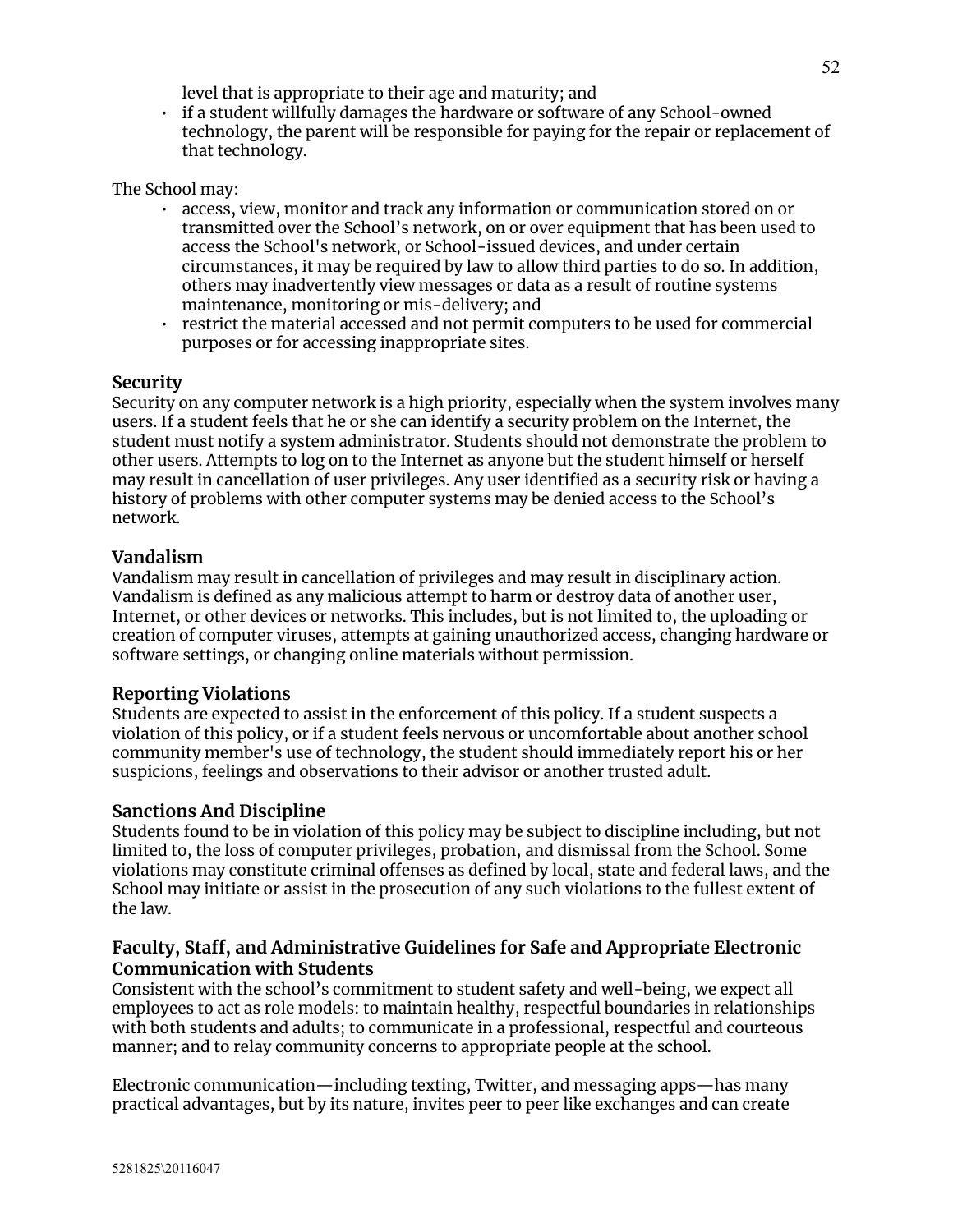level that is appropriate to their age and maturity; and

- if a student willfully damages the hardware or software of any School-owned technology, the parent will be responsible for paying for the repair or replacement of that technology.

The School may:

- access, view, monitor and track any information or communication stored on or transmitted over the School's network, on or over equipment that has been used to access the School's network, or School-issued devices, and under certain circumstances, it may be required by law to allow third parties to do so. In addition, others may inadvertently view messages or data as a result of routine systems maintenance, monitoring or mis-delivery; and
- restrict the material accessed and not permit computers to be used for commercial purposes or for accessing inappropriate sites.

### Security

Security on any computer network is a high priority, especially when the system involves many users. If a student feels that he or she can identify a security problem on the Internet, the student must notify a system administrator. Students should not demonstrate the problem to other users. Attempts to log on to the Internet as anyone but the student himself or herself may result in cancellation of user privileges. Any user identified as a security risk or having a history of problems with other computer systems may be denied access to the School's network.

### Vandalism

Vandalism may result in cancellation of privileges and may result in disciplinary action. Vandalism is defined as any malicious attempt to harm or destroy data of another user, Internet, or other devices or networks. This includes, but is not limited to, the uploading or creation of computer viruses, attempts at gaining unauthorized access, changing hardware or software settings, or changing online materials without permission.

### Reporting Violations

Students are expected to assist in the enforcement of this policy. If a student suspects a violation of this policy, or if a student feels nervous or uncomfortable about another school community member's use of technology, the student should immediately report his or her suspicions, feelings and observations to their advisor or another trusted adult.

### Sanctions And Discipline

Students found to be in violation of this policy may be subject to discipline including, but not limited to, the loss of computer privileges, probation, and dismissal from the School. Some violations may constitute criminal offenses as defined by local, state and federal laws, and the School may initiate or assist in the prosecution of any such violations to the fullest extent of the law.

### Faculty, Staff, and Administrative Guidelines for Safe and Appropriate Electronic Communication with Students

Consistent with the school's commitment to student safety and well-being, we expect all employees to act as role models: to maintain healthy, respectful boundaries in relationships with both students and adults; to communicate in a professional, respectful and courteous manner; and to relay community concerns to appropriate people at the school.

Electronic communication—including texting, Twitter, and messaging apps—has many practical advantages, but by its nature, invites peer to peer like exchanges and can create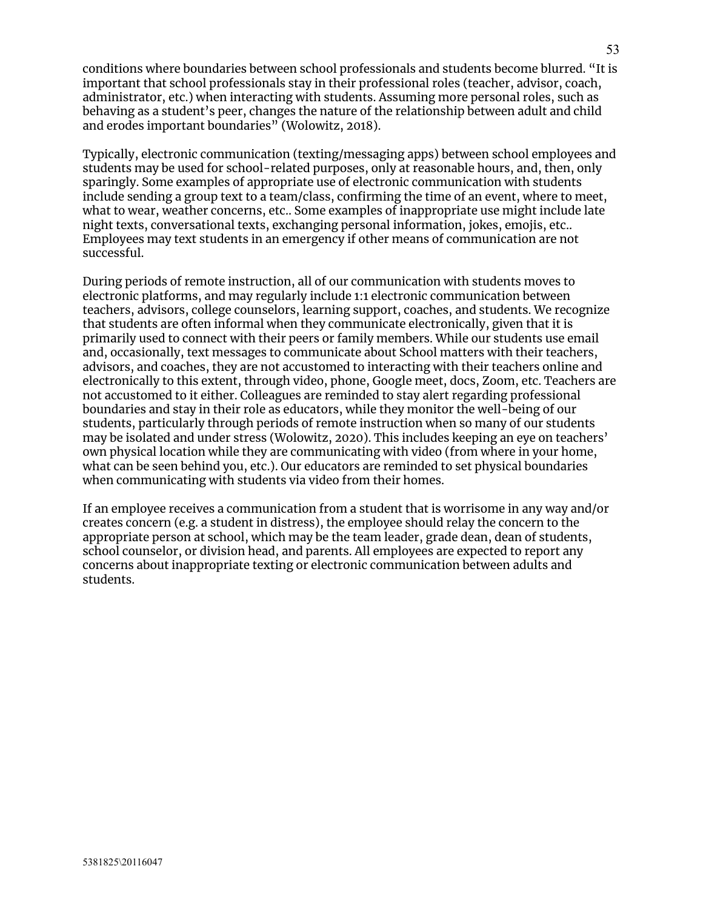conditions where boundaries between school professionals and students become blurred. "It is important that school professionals stay in their professional roles (teacher, advisor, coach, administrator, etc.) when interacting with students. Assuming more personal roles, such as behaving as a student's peer, changes the nature of the relationship between adult and child and erodes important boundaries" (Wolowitz, 2018).

Typically, electronic communication (texting/messaging apps) between school employees and students may be used for school-related purposes, only at reasonable hours, and, then, only sparingly. Some examples of appropriate use of electronic communication with students include sending a group text to a team/class, confirming the time of an event, where to meet, what to wear, weather concerns, etc.. Some examples of inappropriate use might include late night texts, conversational texts, exchanging personal information, jokes, emojis, etc.. Employees may text students in an emergency if other means of communication are not successful.

During periods of remote instruction, all of our communication with students moves to electronic platforms, and may regularly include 1:1 electronic communication between teachers, advisors, college counselors, learning support, coaches, and students. We recognize that students are often informal when they communicate electronically, given that it is primarily used to connect with their peers or family members. While our students use email and, occasionally, text messages to communicate about School matters with their teachers, advisors, and coaches, they are not accustomed to interacting with their teachers online and electronically to this extent, through video, phone, Google meet, docs, Zoom, etc. Teachers are not accustomed to it either. Colleagues are reminded to stay alert regarding professional boundaries and stay in their role as educators, while they monitor the well-being of our students, particularly through periods of remote instruction when so many of our students may be isolated and under stress (Wolowitz, 2020). This includes keeping an eye on teachers' own physical location while they are communicating with video (from where in your home, what can be seen behind you, etc.). Our educators are reminded to set physical boundaries when communicating with students via video from their homes.

If an employee receives a communication from a student that is worrisome in any way and/or creates concern (e.g. a student in distress), the employee should relay the concern to the appropriate person at school, which may be the team leader, grade dean, dean of students, school counselor, or division head, and parents. All employees are expected to report any concerns about inappropriate texting or electronic communication between adults and students.